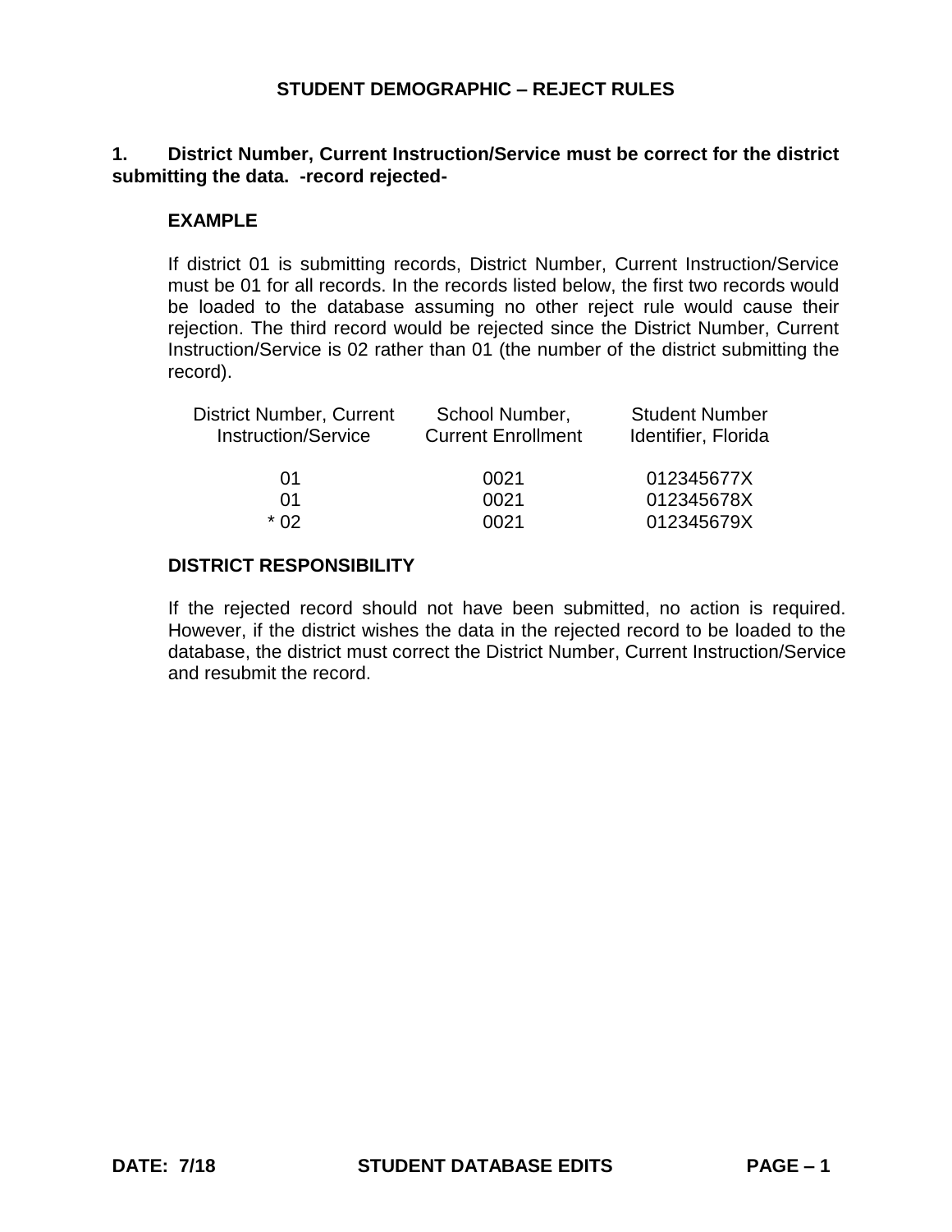# STUDENT DEMOGRAPHIC – REJECT RULES

**1. District Number, Current Instruction/Service must be correct for the district submitting the data. -record rejected-**

**EXAMPLE**

If district 01 is submitting records, District Number, Current Instruction/Service must be 01 for all records. In the records listed below, the first two records would be loaded to the database assuming no other reject rule would cause their rejection. The third record would be rejected since the District Number, Current Instruction/Service is 02 rather than 01 (the number of the district submitting the record).

| District Number, Current Instruction/Service | School Number, Current Enrollment | Student Number Identifier, Florida |
|---|---|---|
| 01 | 0021 | 012345677X |
| 01 | 0021 | 012345678X |
| * 02 | 0021 | 012345679X |

**DISTRICT RESPONSIBILITY**

If the rejected record should not have been submitted, no action is required. However, if the district wishes the data in the rejected record to be loaded to the database, the district must correct the District Number, Current Instruction/Service and resubmit the record.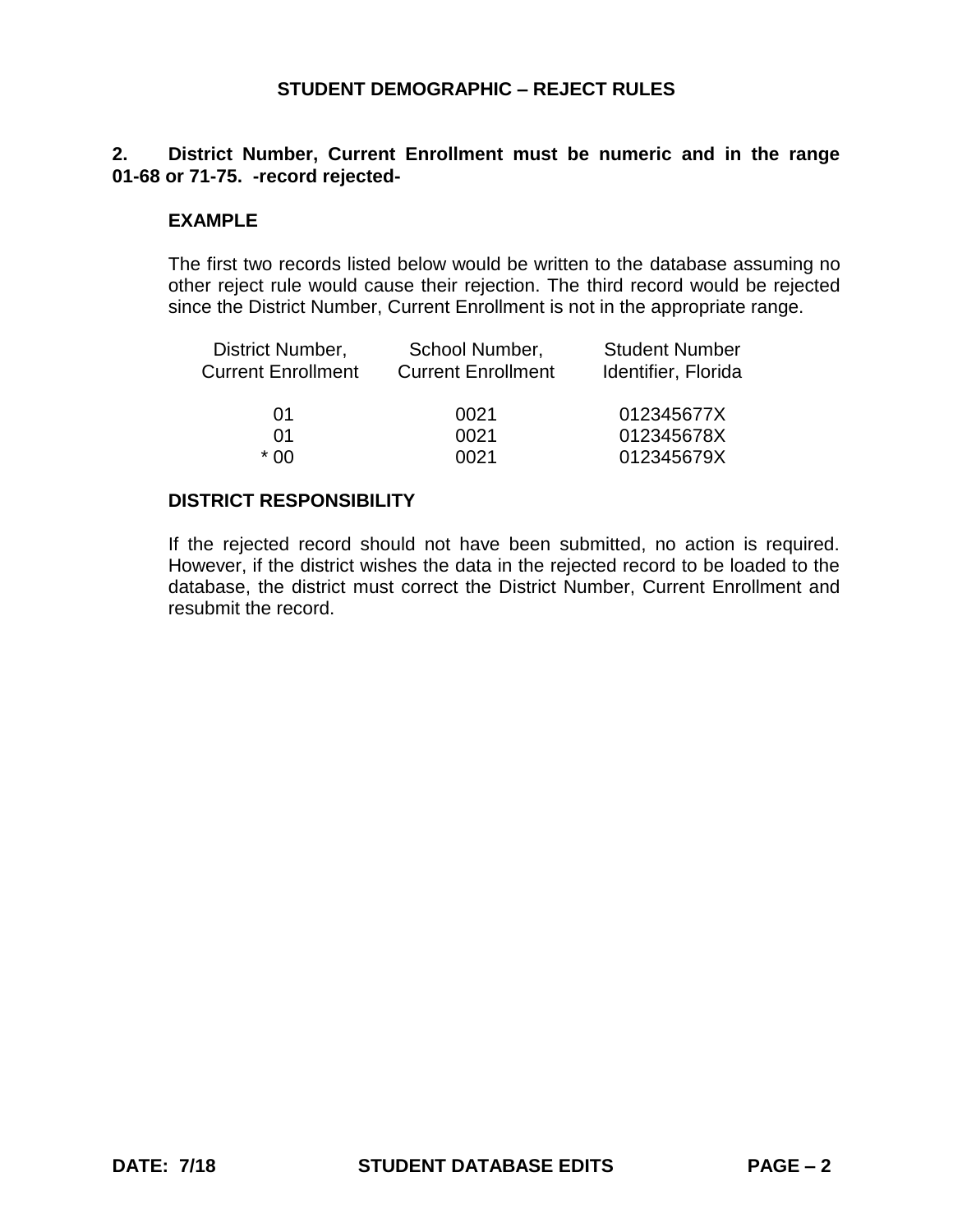# STUDENT DEMOGRAPHIC – REJECT RULES

**2. District Number, Current Enrollment must be numeric and in the range 01-68 or 71-75. -record rejected-**

**EXAMPLE**

The first two records listed below would be written to the database assuming no other reject rule would cause their rejection. The third record would be rejected since the District Number, Current Enrollment is not in the appropriate range.

| District Number, Current Enrollment | School Number, Current Enrollment | Student Number Identifier, Florida |
|---|---|---|
| 01 | 0021 | 012345677X |
| 01 | 0021 | 012345678X |
| * 00 | 0021 | 012345679X |

**DISTRICT RESPONSIBILITY**

If the rejected record should not have been submitted, no action is required. However, if the district wishes the data in the rejected record to be loaded to the database, the district must correct the District Number, Current Enrollment and resubmit the record.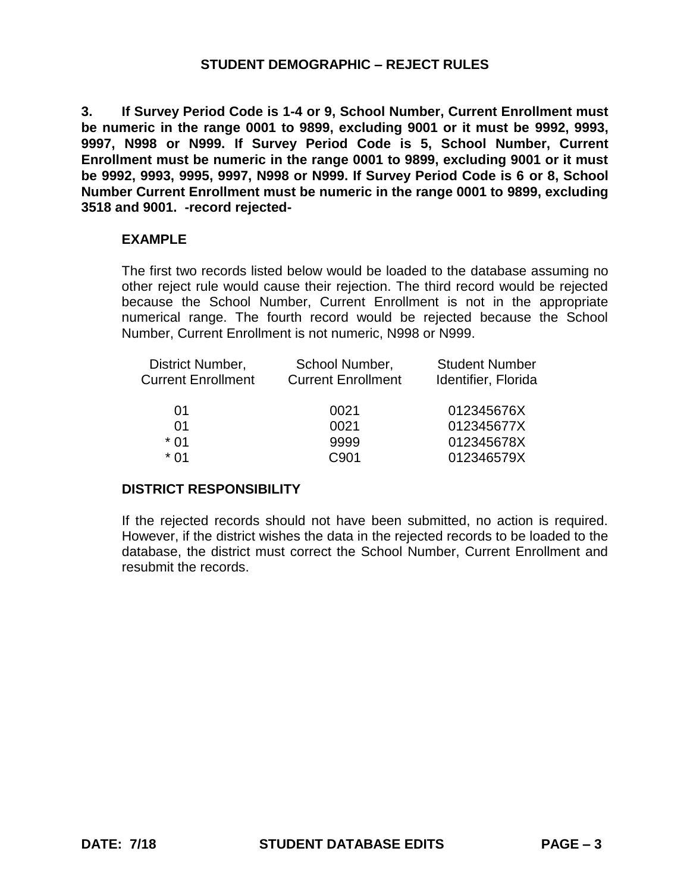## STUDENT DEMOGRAPHIC – REJECT RULES

**3. If Survey Period Code is 1-4 or 9, School Number, Current Enrollment must be numeric in the range 0001 to 9899, excluding 9001 or it must be 9992, 9993, 9997, N998 or N999. If Survey Period Code is 5, School Number, Current Enrollment must be numeric in the range 0001 to 9899, excluding 9001 or it must be 9992, 9993, 9995, 9997, N998 or N999. If Survey Period Code is 6 or 8, School Number Current Enrollment must be numeric in the range 0001 to 9899, excluding 3518 and 9001. -record rejected-**

### EXAMPLE

The first two records listed below would be loaded to the database assuming no other reject rule would cause their rejection. The third record would be rejected because the School Number, Current Enrollment is not in the appropriate numerical range. The fourth record would be rejected because the School Number, Current Enrollment is not numeric, N998 or N999.

| District Number, Current Enrollment | School Number, Current Enrollment | Student Number Identifier, Florida |
|---|---|---|
| 01 | 0021 | 012345676X |
| 01 | 0021 | 012345677X |
| * 01 | 9999 | 012345678X |
| * 01 | C901 | 012346579X |

### DISTRICT RESPONSIBILITY

If the rejected records should not have been submitted, no action is required. However, if the district wishes the data in the rejected records to be loaded to the database, the district must correct the School Number, Current Enrollment and resubmit the records.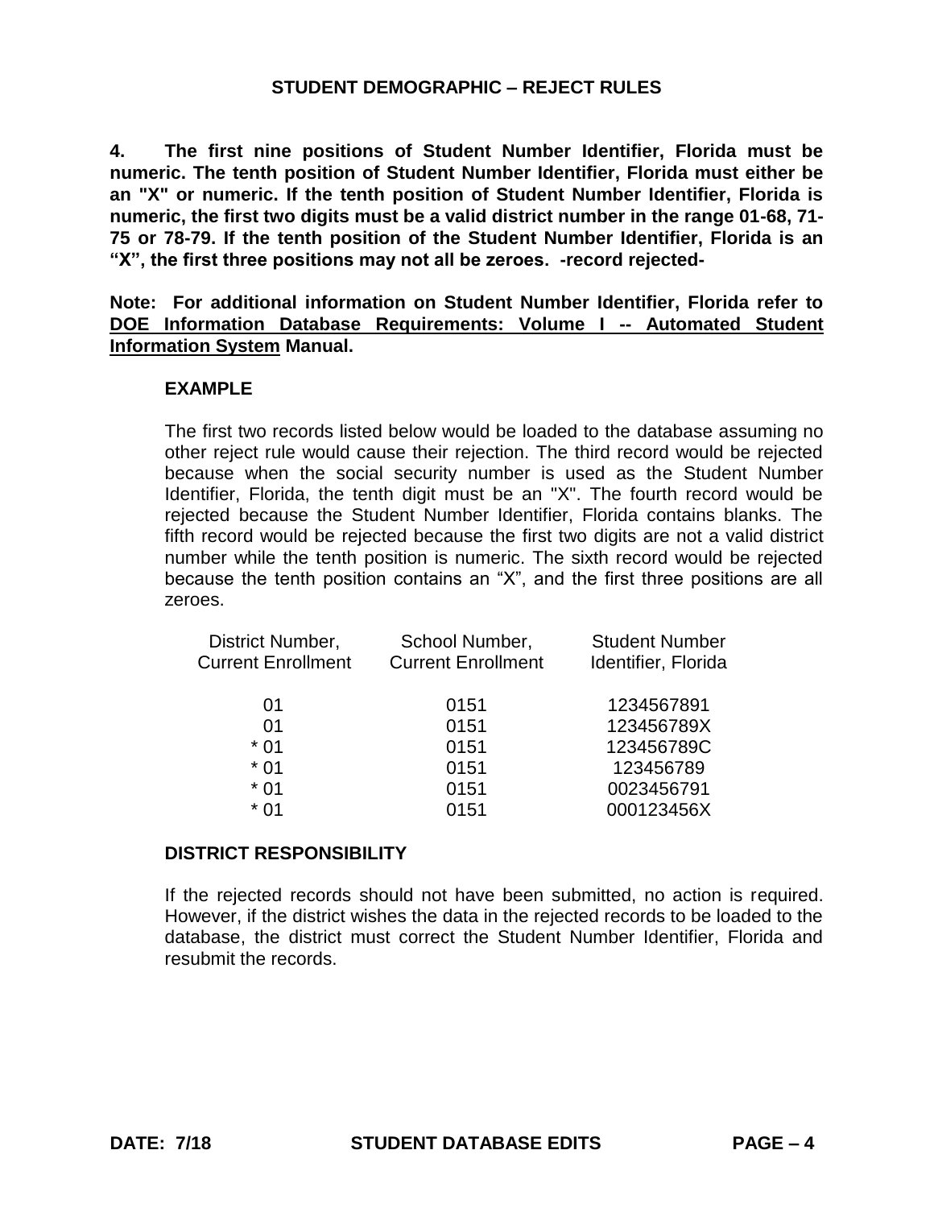## STUDENT DEMOGRAPHIC – REJECT RULES

**4. The first nine positions of Student Number Identifier, Florida must be numeric. The tenth position of Student Number Identifier, Florida must either be an "X" or numeric. If the tenth position of Student Number Identifier, Florida is numeric, the first two digits must be a valid district number in the range 01-68, 71-75 or 78-79. If the tenth position of the Student Number Identifier, Florida is an "X", the first three positions may not all be zeroes. -record rejected-**

**Note: For additional information on Student Number Identifier, Florida refer to <u>DOE Information Database Requirements: Volume I -- Automated Student Information System</u> Manual.**

### EXAMPLE

The first two records listed below would be loaded to the database assuming no other reject rule would cause their rejection. The third record would be rejected because when the social security number is used as the Student Number Identifier, Florida, the tenth digit must be an "X". The fourth record would be rejected because the Student Number Identifier, Florida contains blanks. The fifth record would be rejected because the first two digits are not a valid district number while the tenth position is numeric. The sixth record would be rejected because the tenth position contains an "X", and the first three positions are all zeroes.

| District Number, Current Enrollment | School Number, Current Enrollment | Student Number Identifier, Florida |
|---|---|---|
| 01 | 0151 | 1234567891 |
| 01 | 0151 | 123456789X |
| * 01 | 0151 | 123456789C |
| * 01 | 0151 | 123456789 |
| * 01 | 0151 | 0023456791 |
| * 01 | 0151 | 000123456X |

### DISTRICT RESPONSIBILITY

If the rejected records should not have been submitted, no action is required. However, if the district wishes the data in the rejected records to be loaded to the database, the district must correct the Student Number Identifier, Florida and resubmit the records.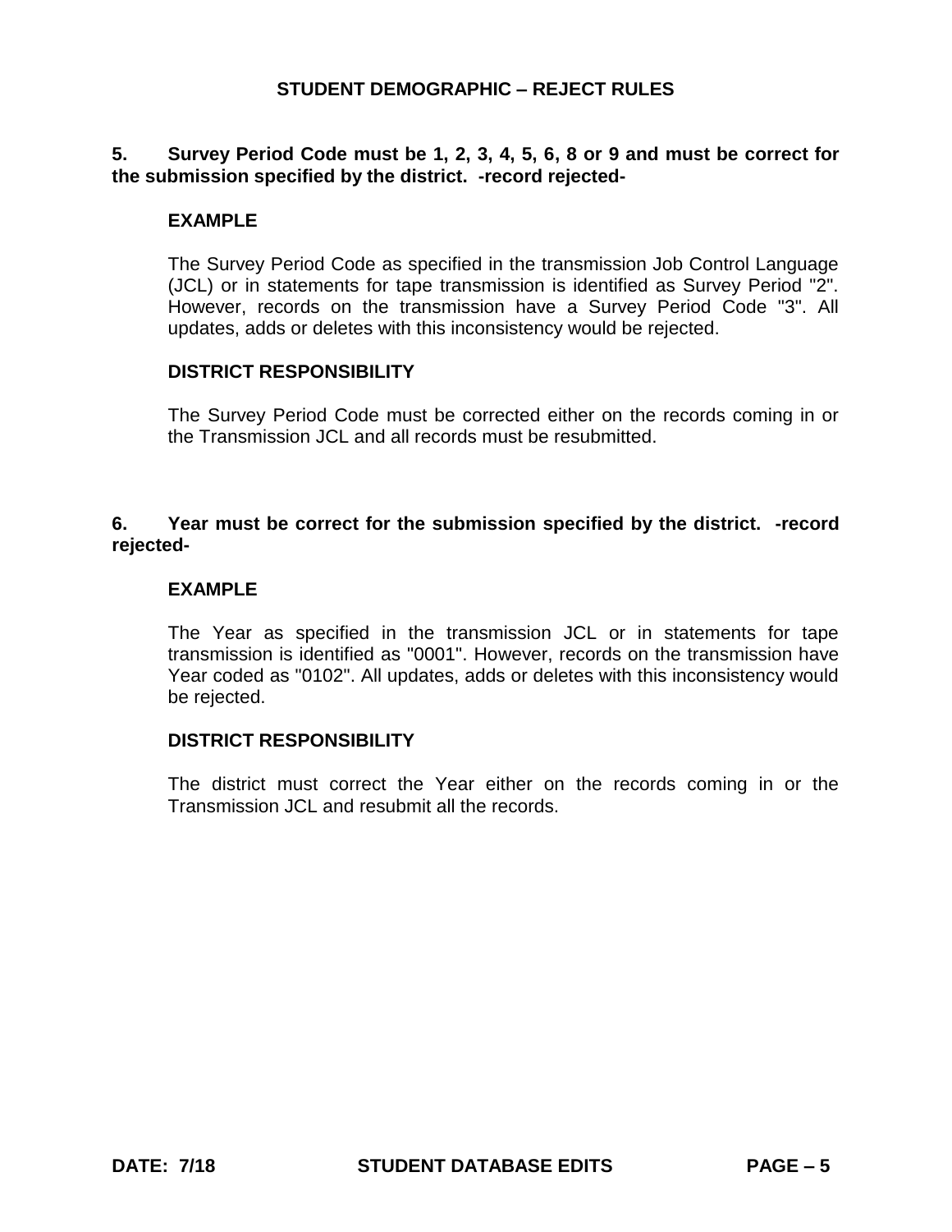## STUDENT DEMOGRAPHIC – REJECT RULES

**5. Survey Period Code must be 1, 2, 3, 4, 5, 6, 8 or 9 and must be correct for the submission specified by the district. -record rejected-**

**EXAMPLE**

The Survey Period Code as specified in the transmission Job Control Language (JCL) or in statements for tape transmission is identified as Survey Period "2". However, records on the transmission have a Survey Period Code "3". All updates, adds or deletes with this inconsistency would be rejected.

**DISTRICT RESPONSIBILITY**

The Survey Period Code must be corrected either on the records coming in or the Transmission JCL and all records must be resubmitted.

**6. Year must be correct for the submission specified by the district. -record rejected-**

**EXAMPLE**

The Year as specified in the transmission JCL or in statements for tape transmission is identified as "0001". However, records on the transmission have Year coded as "0102". All updates, adds or deletes with this inconsistency would be rejected.

**DISTRICT RESPONSIBILITY**

The district must correct the Year either on the records coming in or the Transmission JCL and resubmit all the records.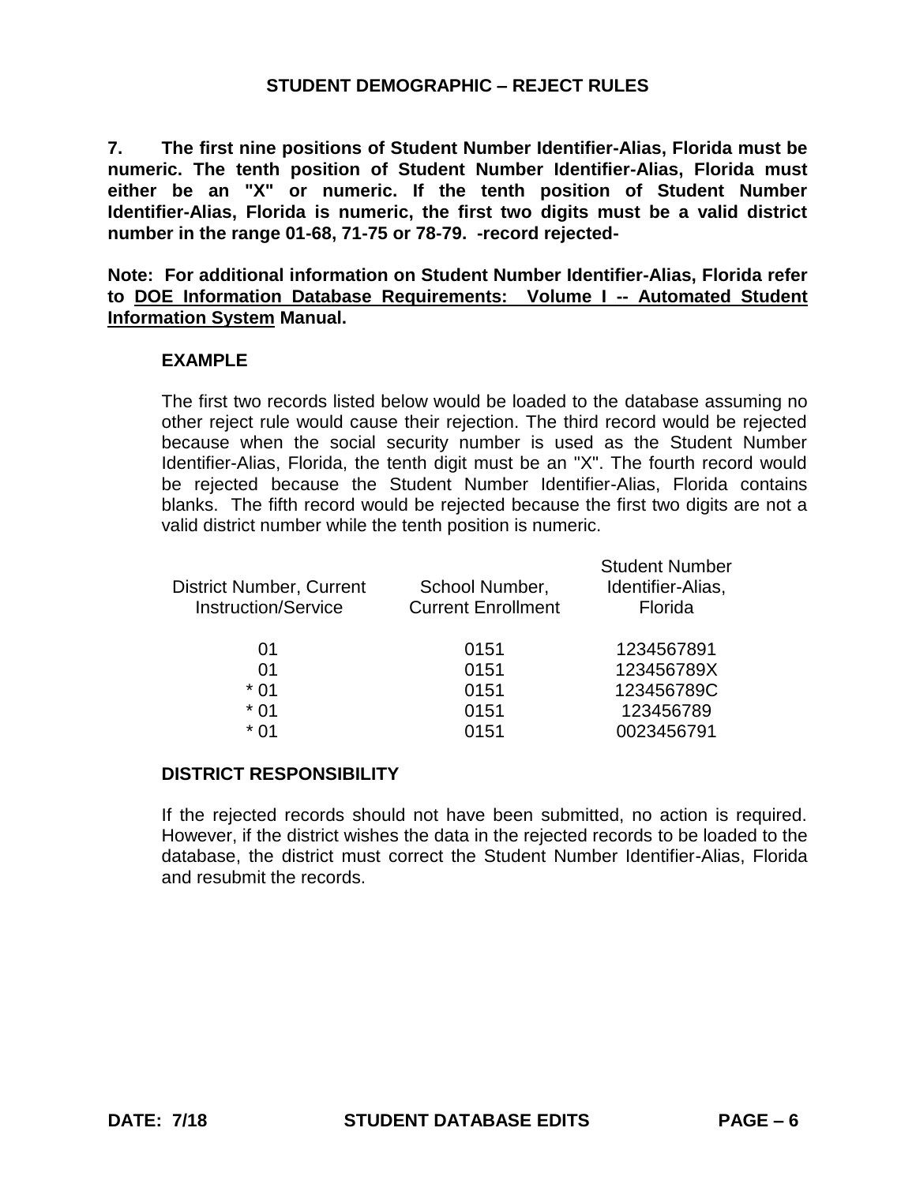# STUDENT DEMOGRAPHIC – REJECT RULES

**7. The first nine positions of Student Number Identifier-Alias, Florida must be numeric. The tenth position of Student Number Identifier-Alias, Florida must either be an "X" or numeric. If the tenth position of Student Number Identifier-Alias, Florida is numeric, the first two digits must be a valid district number in the range 01-68, 71-75 or 78-79. -record rejected-**

**Note: For additional information on Student Number Identifier-Alias, Florida refer to <u>DOE Information Database Requirements: Volume I -- Automated Student Information System</u> Manual.**

### EXAMPLE

The first two records listed below would be loaded to the database assuming no other reject rule would cause their rejection. The third record would be rejected because when the social security number is used as the Student Number Identifier-Alias, Florida, the tenth digit must be an "X". The fourth record would be rejected because the Student Number Identifier-Alias, Florida contains blanks. The fifth record would be rejected because the first two digits are not a valid district number while the tenth position is numeric.

| District Number, Current Instruction/Service | School Number, Current Enrollment | Student Number Identifier-Alias, Florida |
|---|---|---|
| 01 | 0151 | 1234567891 |
| 01 | 0151 | 123456789X |
| * 01 | 0151 | 123456789C |
| * 01 | 0151 | 123456789 |
| * 01 | 0151 | 0023456791 |

### DISTRICT RESPONSIBILITY

If the rejected records should not have been submitted, no action is required. However, if the district wishes the data in the rejected records to be loaded to the database, the district must correct the Student Number Identifier-Alias, Florida and resubmit the records.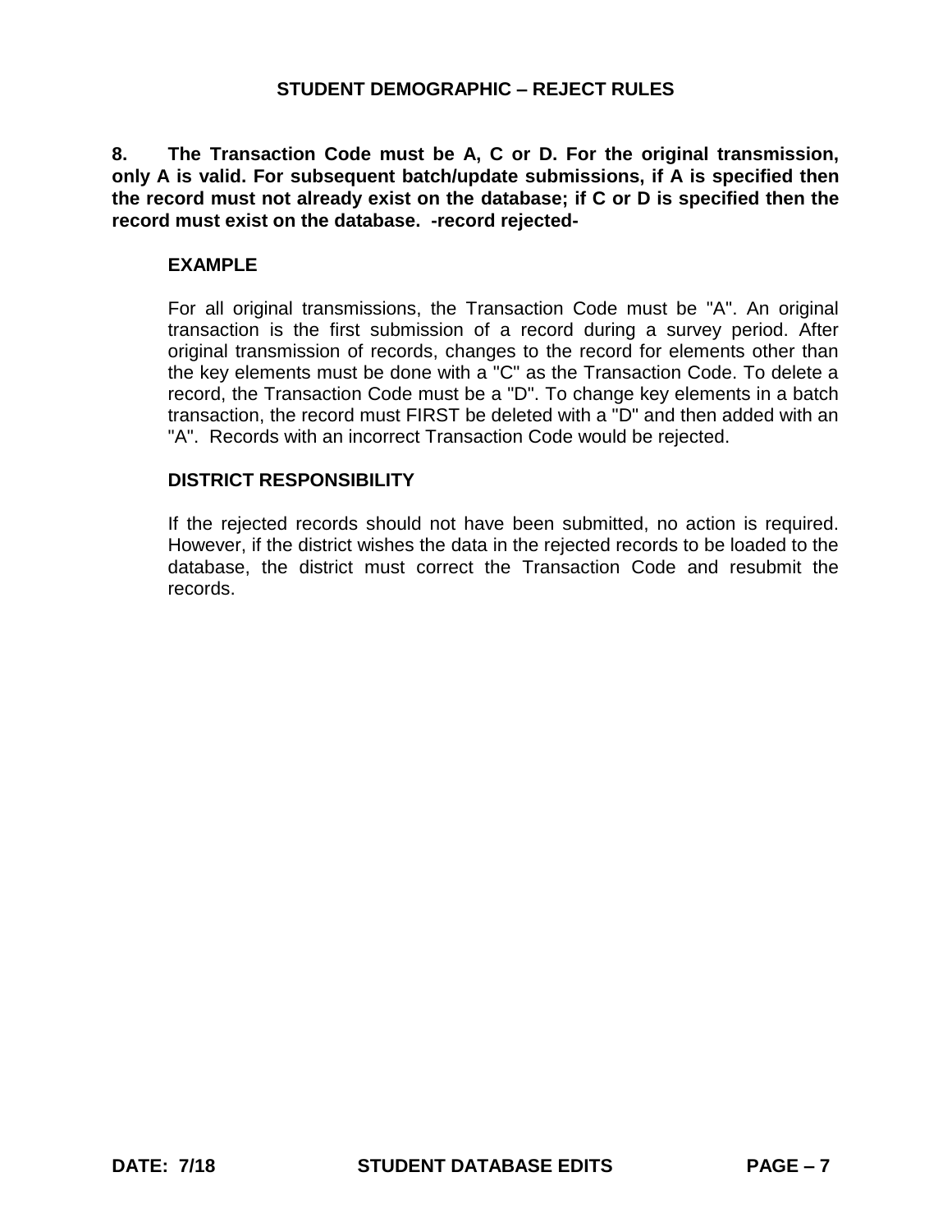**8. The Transaction Code must be A, C or D. For the original transmission, only A is valid. For subsequent batch/update submissions, if A is specified then the record must not already exist on the database; if C or D is specified then the record must exist on the database. -record rejected-**

**EXAMPLE**

For all original transmissions, the Transaction Code must be "A". An original transaction is the first submission of a record during a survey period. After original transmission of records, changes to the record for elements other than the key elements must be done with a "C" as the Transaction Code. To delete a record, the Transaction Code must be a "D". To change key elements in a batch transaction, the record must FIRST be deleted with a "D" and then added with an "A". Records with an incorrect Transaction Code would be rejected.

**DISTRICT RESPONSIBILITY**

If the rejected records should not have been submitted, no action is required. However, if the district wishes the data in the rejected records to be loaded to the database, the district must correct the Transaction Code and resubmit the records.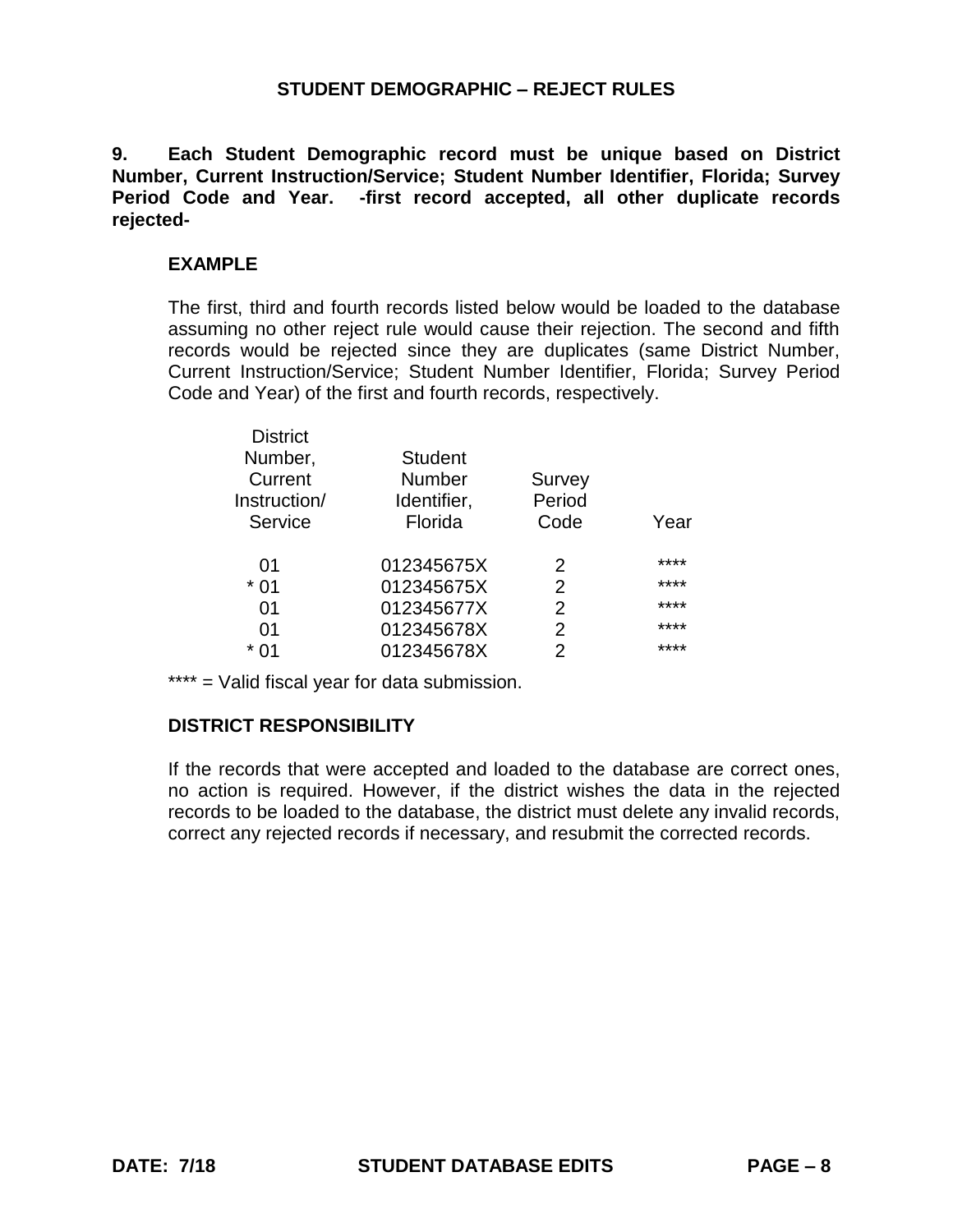## STUDENT DEMOGRAPHIC – REJECT RULES

**9. Each Student Demographic record must be unique based on District Number, Current Instruction/Service; Student Number Identifier, Florida; Survey Period Code and Year. -first record accepted, all other duplicate records rejected-**

### EXAMPLE

The first, third and fourth records listed below would be loaded to the database assuming no other reject rule would cause their rejection. The second and fifth records would be rejected since they are duplicates (same District Number, Current Instruction/Service; Student Number Identifier, Florida; Survey Period Code and Year) of the first and fourth records, respectively.

| District Number, Current Instruction/ Service | Student Number Identifier, Florida | Survey Period Code | Year |
|---|---|---|---|
| 01 | 012345675X | 2 | **** |
| * 01 | 012345675X | 2 | **** |
| 01 | 012345677X | 2 | **** |
| 01 | 012345678X | 2 | **** |
| * 01 | 012345678X | 2 | **** |

**** = Valid fiscal year for data submission.

### DISTRICT RESPONSIBILITY

If the records that were accepted and loaded to the database are correct ones, no action is required. However, if the district wishes the data in the rejected records to be loaded to the database, the district must delete any invalid records, correct any rejected records if necessary, and resubmit the corrected records.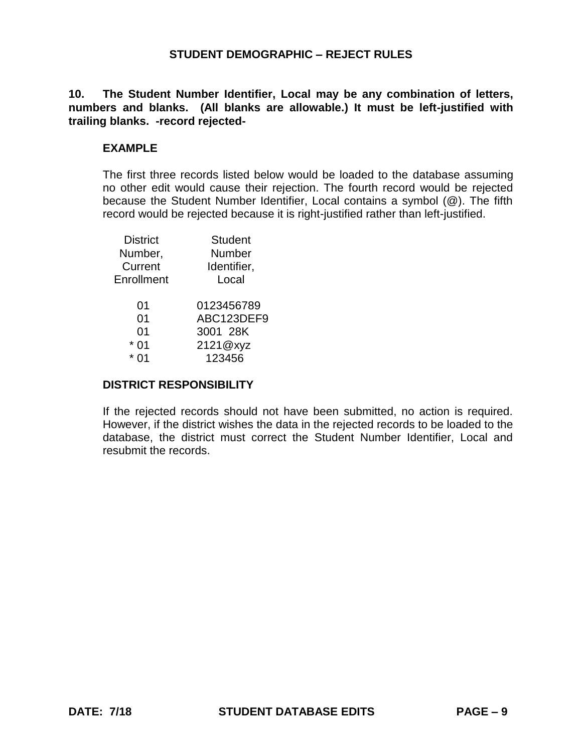## STUDENT DEMOGRAPHIC – REJECT RULES

**10. The Student Number Identifier, Local may be any combination of letters, numbers and blanks. (All blanks are allowable.) It must be left-justified with trailing blanks. -record rejected-**

### EXAMPLE

The first three records listed below would be loaded to the database assuming no other edit would cause their rejection. The fourth record would be rejected because the Student Number Identifier, Local contains a symbol (@). The fifth record would be rejected because it is right-justified rather than left-justified.

| District Number, Current Enrollment | Student Number Identifier, Local |
|---|---|
| 01 | 0123456789 |
| 01 | ABC123DEF9 |
| 01 | 3001  28K |
| * 01 | 2121@xyz |
| * 01 |     123456 |

### DISTRICT RESPONSIBILITY

If the rejected records should not have been submitted, no action is required. However, if the district wishes the data in the rejected records to be loaded to the database, the district must correct the Student Number Identifier, Local and resubmit the records.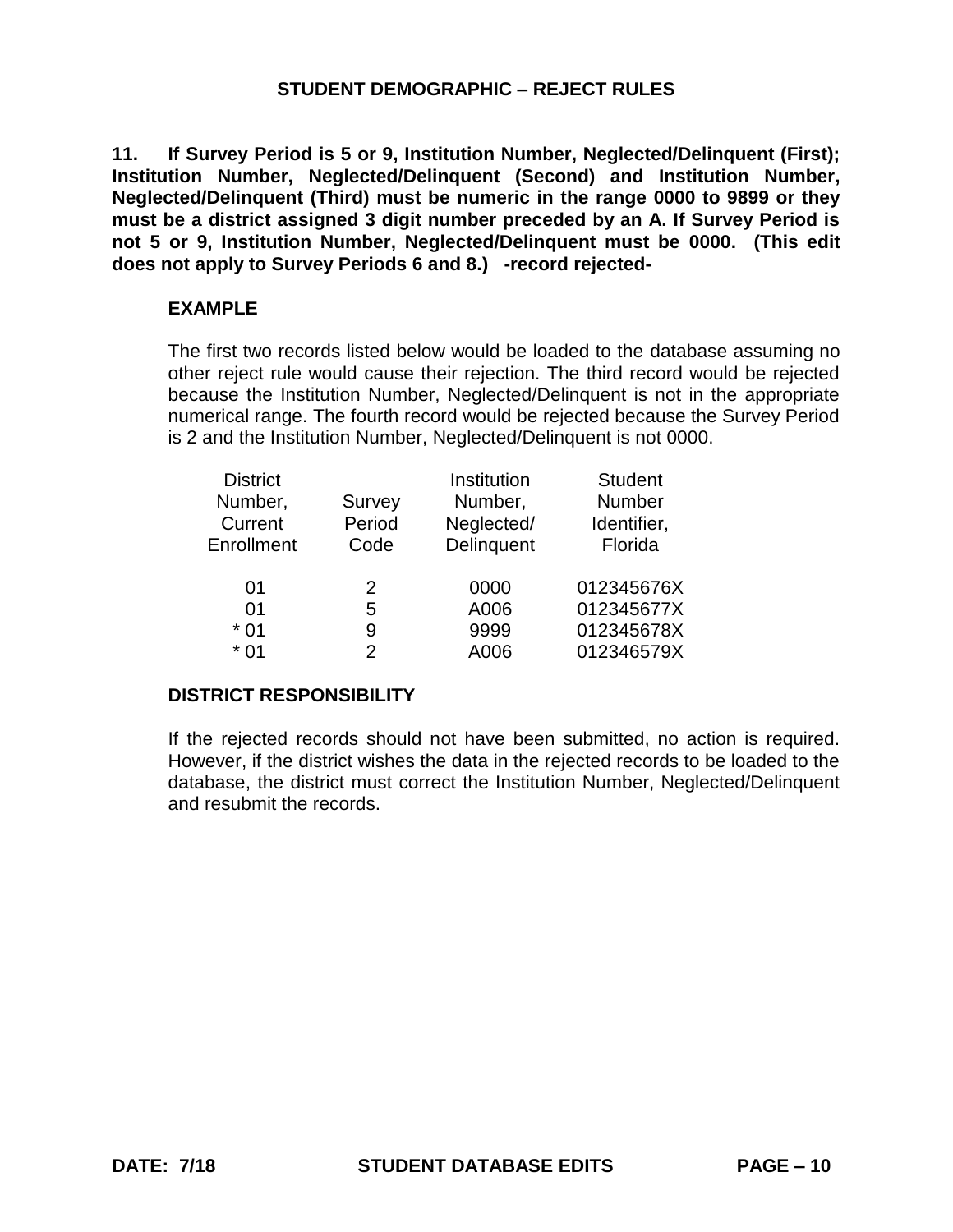## STUDENT DEMOGRAPHIC – REJECT RULES

**11. If Survey Period is 5 or 9, Institution Number, Neglected/Delinquent (First); Institution Number, Neglected/Delinquent (Second) and Institution Number, Neglected/Delinquent (Third) must be numeric in the range 0000 to 9899 or they must be a district assigned 3 digit number preceded by an A. If Survey Period is not 5 or 9, Institution Number, Neglected/Delinquent must be 0000. (This edit does not apply to Survey Periods 6 and 8.) -record rejected-**

### EXAMPLE

The first two records listed below would be loaded to the database assuming no other reject rule would cause their rejection. The third record would be rejected because the Institution Number, Neglected/Delinquent is not in the appropriate numerical range. The fourth record would be rejected because the Survey Period is 2 and the Institution Number, Neglected/Delinquent is not 0000.

| District Number, Current Enrollment | Survey Period Code | Institution Number, Neglected/ Delinquent | Student Number Identifier, Florida |
|---|---|---|---|
| 01 | 2 | 0000 | 012345676X |
| 01 | 5 | A006 | 012345677X |
| * 01 | 9 | 9999 | 012345678X |
| * 01 | 2 | A006 | 012346579X |

### DISTRICT RESPONSIBILITY

If the rejected records should not have been submitted, no action is required. However, if the district wishes the data in the rejected records to be loaded to the database, the district must correct the Institution Number, Neglected/Delinquent and resubmit the records.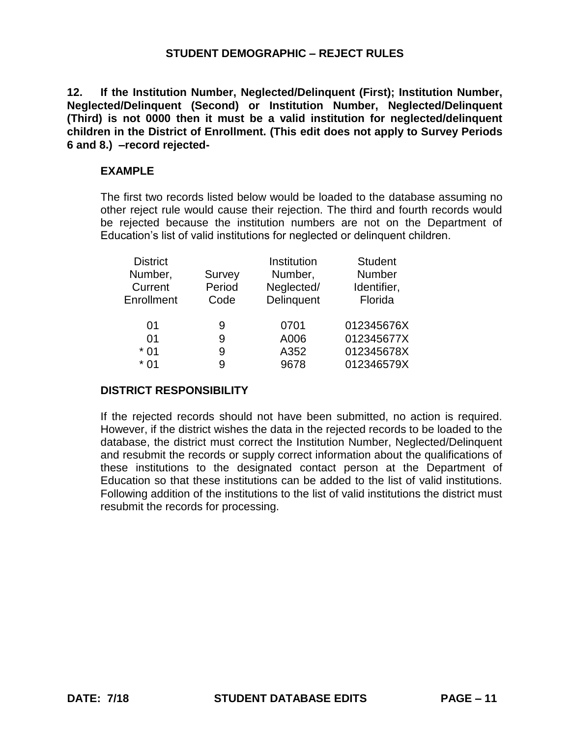## STUDENT DEMOGRAPHIC – REJECT RULES

**12. If the Institution Number, Neglected/Delinquent (First); Institution Number, Neglected/Delinquent (Second) or Institution Number, Neglected/Delinquent (Third) is not 0000 then it must be a valid institution for neglected/delinquent children in the District of Enrollment. (This edit does not apply to Survey Periods 6 and 8.) –record rejected-**

### EXAMPLE

The first two records listed below would be loaded to the database assuming no other reject rule would cause their rejection. The third and fourth records would be rejected because the institution numbers are not on the Department of Education's list of valid institutions for neglected or delinquent children.

| District Number, Current Enrollment | Survey Period Code | Institution Number, Neglected/ Delinquent | Student Number Identifier, Florida |
|---|---|---|---|
| 01 | 9 | 0701 | 012345676X |
| 01 | 9 | A006 | 012345677X |
| * 01 | 9 | A352 | 012345678X |
| * 01 | 9 | 9678 | 012346579X |

### DISTRICT RESPONSIBILITY

If the rejected records should not have been submitted, no action is required. However, if the district wishes the data in the rejected records to be loaded to the database, the district must correct the Institution Number, Neglected/Delinquent and resubmit the records or supply correct information about the qualifications of these institutions to the designated contact person at the Department of Education so that these institutions can be added to the list of valid institutions. Following addition of the institutions to the list of valid institutions the district must resubmit the records for processing.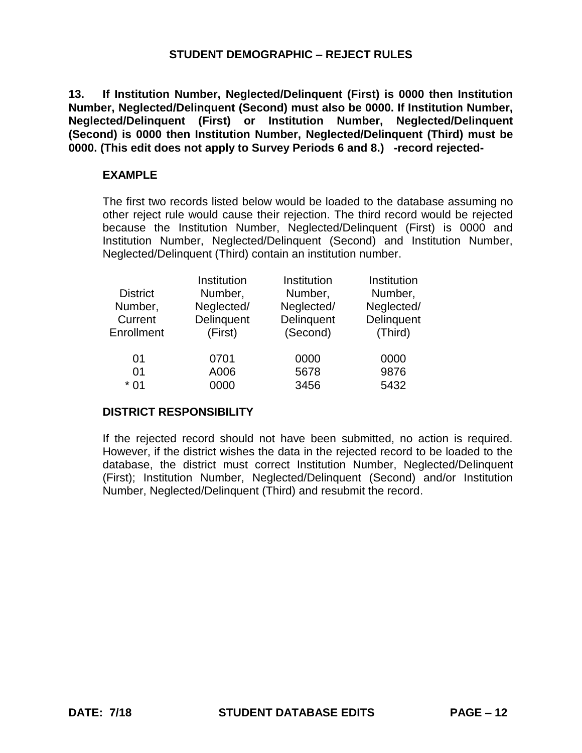## STUDENT DEMOGRAPHIC – REJECT RULES

**13. If Institution Number, Neglected/Delinquent (First) is 0000 then Institution Number, Neglected/Delinquent (Second) must also be 0000. If Institution Number, Neglected/Delinquent (First) or Institution Number, Neglected/Delinquent (Second) is 0000 then Institution Number, Neglected/Delinquent (Third) must be 0000. (This edit does not apply to Survey Periods 6 and 8.) -record rejected-**

### EXAMPLE

The first two records listed below would be loaded to the database assuming no other reject rule would cause their rejection. The third record would be rejected because the Institution Number, Neglected/Delinquent (First) is 0000 and Institution Number, Neglected/Delinquent (Second) and Institution Number, Neglected/Delinquent (Third) contain an institution number.

| District Number, Current Enrollment | Institution Number, Neglected/ Delinquent (First) | Institution Number, Neglected/ Delinquent (Second) | Institution Number, Neglected/ Delinquent (Third) |
|---|---|---|---|
| 01 | 0701 | 0000 | 0000 |
| 01 | A006 | 5678 | 9876 |
| * 01 | 0000 | 3456 | 5432 |

### DISTRICT RESPONSIBILITY

If the rejected record should not have been submitted, no action is required. However, if the district wishes the data in the rejected record to be loaded to the database, the district must correct Institution Number, Neglected/Delinquent (First); Institution Number, Neglected/Delinquent (Second) and/or Institution Number, Neglected/Delinquent (Third) and resubmit the record.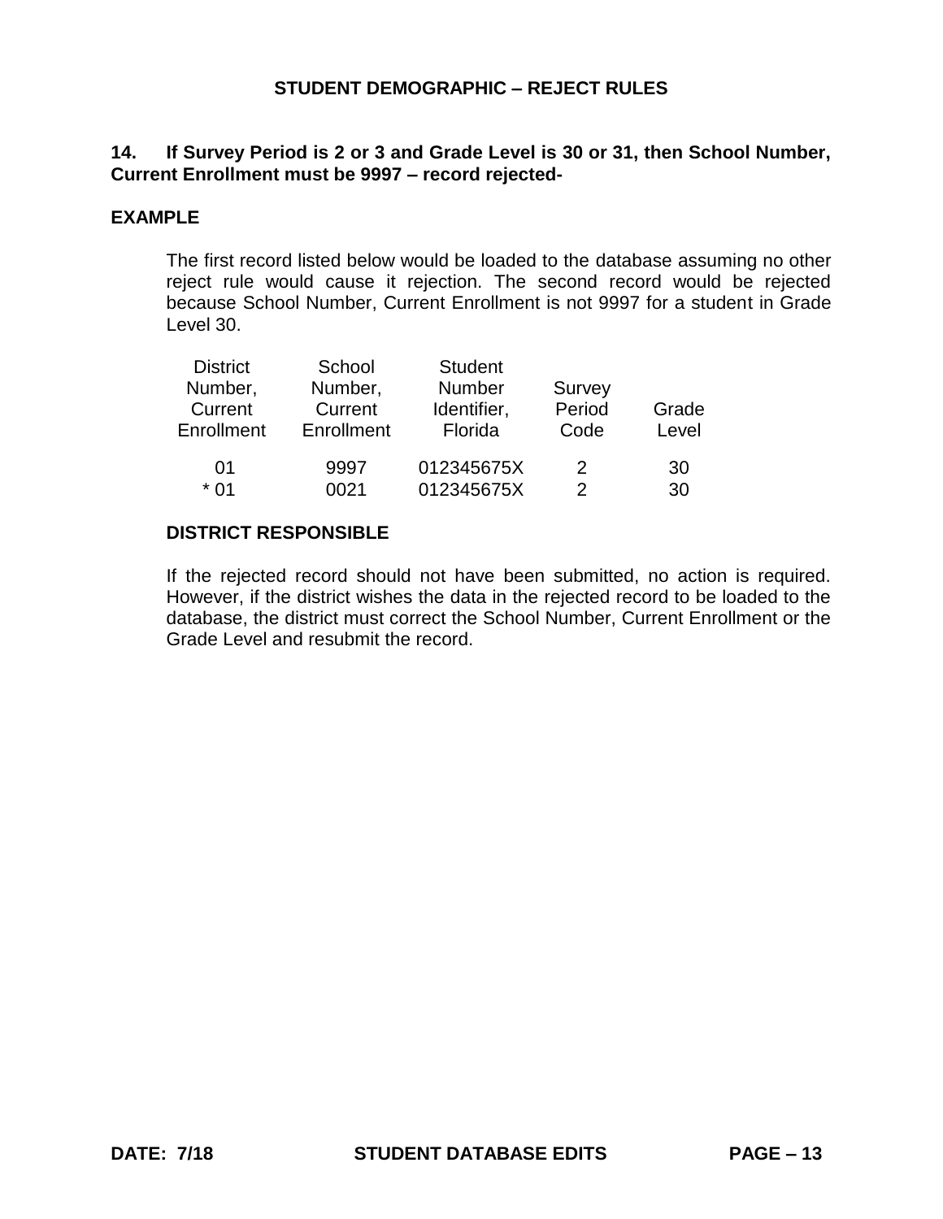## STUDENT DEMOGRAPHIC – REJECT RULES

**14. If Survey Period is 2 or 3 and Grade Level is 30 or 31, then School Number, Current Enrollment must be 9997 – record rejected-**

**EXAMPLE**

The first record listed below would be loaded to the database assuming no other reject rule would cause it rejection. The second record would be rejected because School Number, Current Enrollment is not 9997 for a student in Grade Level 30.

| District Number, Current Enrollment | School Number, Current Enrollment | Student Number Identifier, Florida | Survey Period Code | Grade Level |
|---|---|---|---|---|
| 01 | 9997 | 012345675X | 2 | 30 |
| * 01 | 0021 | 012345675X | 2 | 30 |

**DISTRICT RESPONSIBLE**

If the rejected record should not have been submitted, no action is required. However, if the district wishes the data in the rejected record to be loaded to the database, the district must correct the School Number, Current Enrollment or the Grade Level and resubmit the record.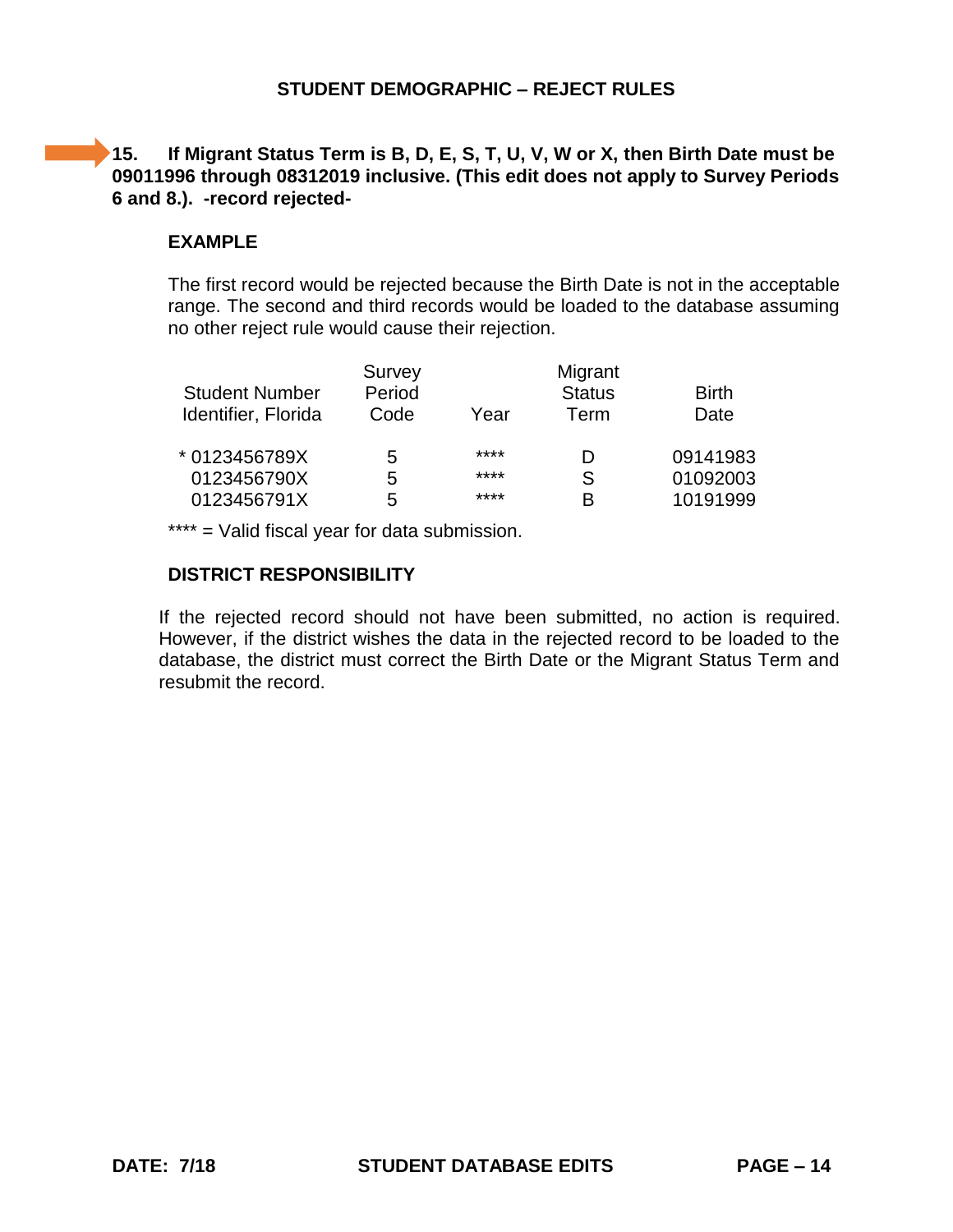# STUDENT DEMOGRAPHIC – REJECT RULES

**15. If Migrant Status Term is B, D, E, S, T, U, V, W or X, then Birth Date must be 09011996 through 08312019 inclusive. (This edit does not apply to Survey Periods 6 and 8.). -record rejected-**

**EXAMPLE**

The first record would be rejected because the Birth Date is not in the acceptable range. The second and third records would be loaded to the database assuming no other reject rule would cause their rejection.

| Student Number Identifier, Florida | Survey Period Code | Year | Migrant Status Term | Birth Date |
|---|---|---|---|---|
| * 0123456789X | 5 | **** | D | 09141983 |
| 0123456790X | 5 | **** | S | 01092003 |
| 0123456791X | 5 | **** | B | 10191999 |

**** = Valid fiscal year for data submission.

**DISTRICT RESPONSIBILITY**

If the rejected record should not have been submitted, no action is required. However, if the district wishes the data in the rejected record to be loaded to the database, the district must correct the Birth Date or the Migrant Status Term and resubmit the record.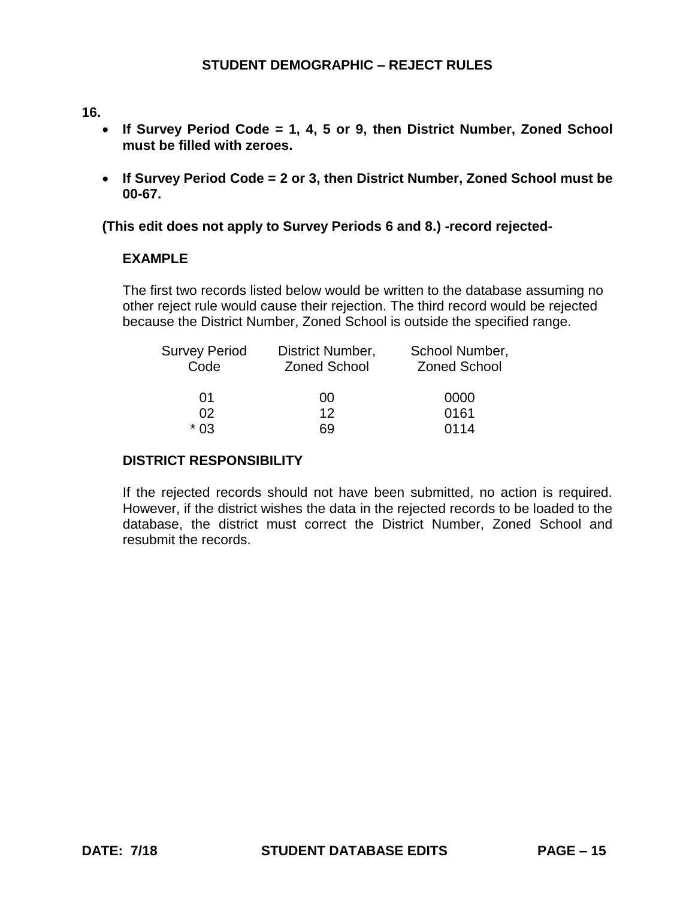## STUDENT DEMOGRAPHIC – REJECT RULES

**16.**

- **If Survey Period Code = 1, 4, 5 or 9, then District Number, Zoned School must be filled with zeroes.**

- **If Survey Period Code = 2 or 3, then District Number, Zoned School must be 00-67.**

**(This edit does not apply to Survey Periods 6 and 8.) -record rejected-**

**EXAMPLE**

The first two records listed below would be written to the database assuming no other reject rule would cause their rejection. The third record would be rejected because the District Number, Zoned School is outside the specified range.

| Survey Period Code | District Number, Zoned School | School Number, Zoned School |
|---|---|---|
| 01 | 00 | 0000 |
| 02 | 12 | 0161 |
| * 03 | 69 | 0114 |

**DISTRICT RESPONSIBILITY**

If the rejected records should not have been submitted, no action is required. However, if the district wishes the data in the rejected records to be loaded to the database, the district must correct the District Number, Zoned School and resubmit the records.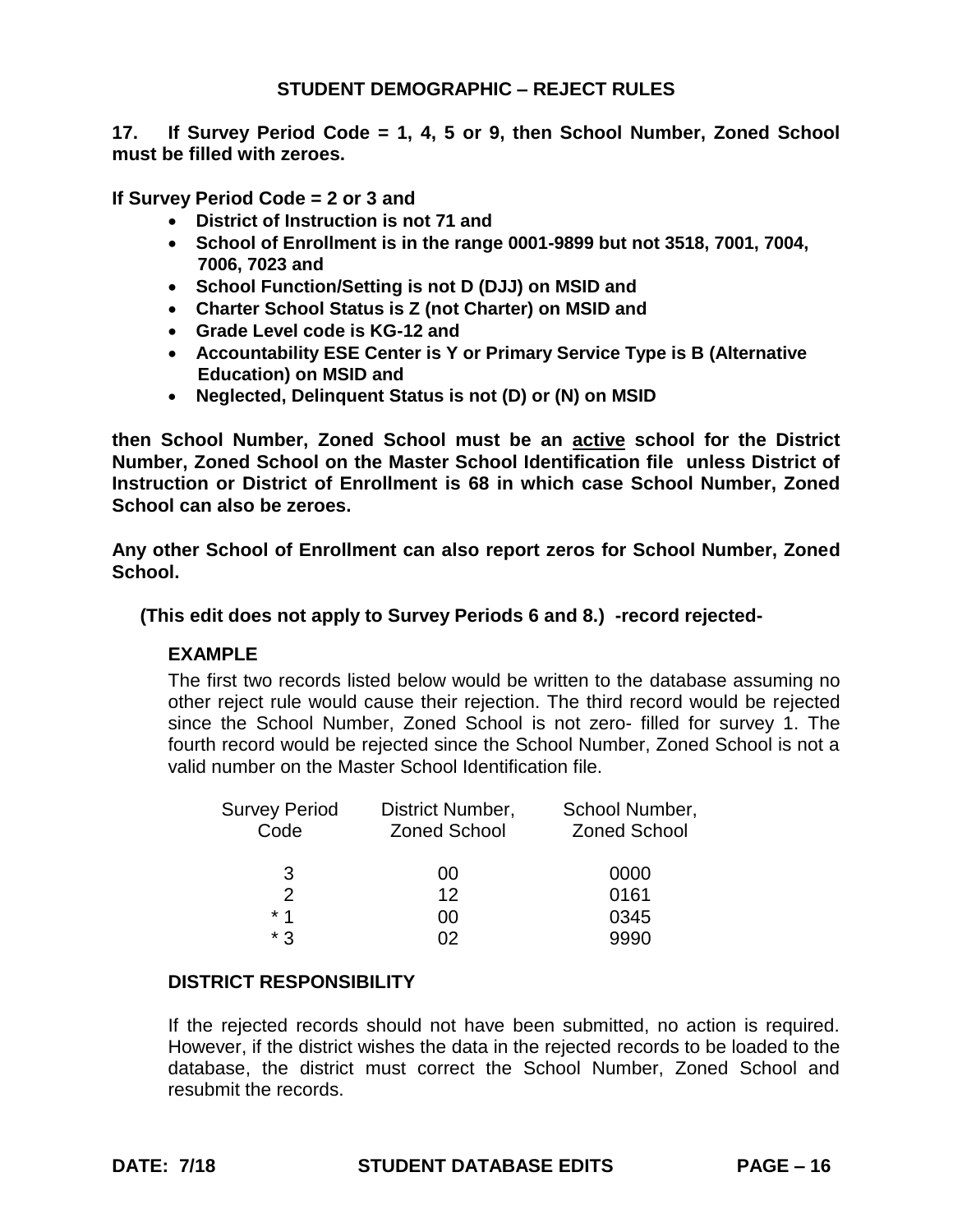## STUDENT DEMOGRAPHIC – REJECT RULES

**17. If Survey Period Code = 1, 4, 5 or 9, then School Number, Zoned School must be filled with zeroes.**

**If Survey Period Code = 2 or 3 and**

- **District of Instruction is not 71 and**
- **School of Enrollment is in the range 0001-9899 but not 3518, 7001, 7004, 7006, 7023 and**
- **School Function/Setting is not D (DJJ) on MSID and**
- **Charter School Status is Z (not Charter) on MSID and**
- **Grade Level code is KG-12 and**
- **Accountability ESE Center is Y or Primary Service Type is B (Alternative Education) on MSID and**
- **Neglected, Delinquent Status is not (D) or (N) on MSID**

**then School Number, Zoned School must be an active school for the District Number, Zoned School on the Master School Identification file unless District of Instruction or District of Enrollment is 68 in which case School Number, Zoned School can also be zeroes.**

**Any other School of Enrollment can also report zeros for School Number, Zoned School.**

**(This edit does not apply to Survey Periods 6 and 8.) -record rejected-**

**EXAMPLE**

The first two records listed below would be written to the database assuming no other reject rule would cause their rejection. The third record would be rejected since the School Number, Zoned School is not zero- filled for survey 1. The fourth record would be rejected since the School Number, Zoned School is not a valid number on the Master School Identification file.

| Survey Period Code | District Number, Zoned School | School Number, Zoned School |
|---|---|---|
| 3 | 00 | 0000 |
| 2 | 12 | 0161 |
| * 1 | 00 | 0345 |
| * 3 | 02 | 9990 |

**DISTRICT RESPONSIBILITY**

If the rejected records should not have been submitted, no action is required. However, if the district wishes the data in the rejected records to be loaded to the database, the district must correct the School Number, Zoned School and resubmit the records.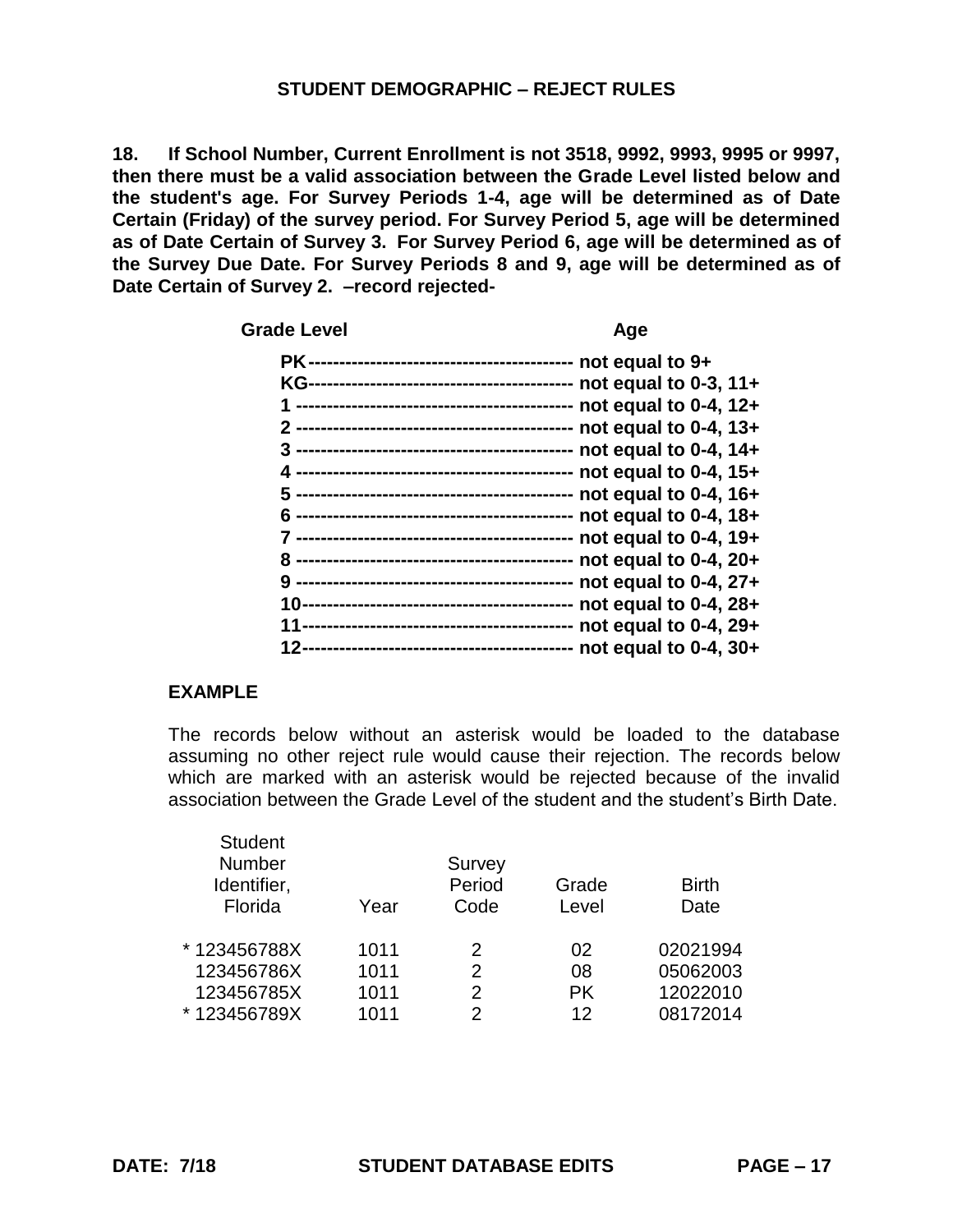## STUDENT DEMOGRAPHIC – REJECT RULES

**18. If School Number, Current Enrollment is not 3518, 9992, 9993, 9995 or 9997, then there must be a valid association between the Grade Level listed below and the student's age. For Survey Periods 1-4, age will be determined as of Date Certain (Friday) of the survey period. For Survey Period 5, age will be determined as of Date Certain of Survey 3. For Survey Period 6, age will be determined as of the Survey Due Date. For Survey Periods 8 and 9, age will be determined as of Date Certain of Survey 2. –record rejected-**

| Grade Level | Age |
|---|---|
| PK | not equal to 9+ |
| KG | not equal to 0-3, 11+ |
| 1 | not equal to 0-4, 12+ |
| 2 | not equal to 0-4, 13+ |
| 3 | not equal to 0-4, 14+ |
| 4 | not equal to 0-4, 15+ |
| 5 | not equal to 0-4, 16+ |
| 6 | not equal to 0-4, 18+ |
| 7 | not equal to 0-4, 19+ |
| 8 | not equal to 0-4, 20+ |
| 9 | not equal to 0-4, 27+ |
| 10 | not equal to 0-4, 28+ |
| 11 | not equal to 0-4, 29+ |
| 12 | not equal to 0-4, 30+ |

**EXAMPLE**

The records below without an asterisk would be loaded to the database assuming no other reject rule would cause their rejection. The records below which are marked with an asterisk would be rejected because of the invalid association between the Grade Level of the student and the student's Birth Date.

| Student Number Identifier, Florida | Year | Survey Period Code | Grade Level | Birth Date |
|---|---|---|---|---|
| * 123456788X | 1011 | 2 | 02 | 02021994 |
| 123456786X | 1011 | 2 | 08 | 05062003 |
| 123456785X | 1011 | 2 | PK | 12022010 |
| * 123456789X | 1011 | 2 | 12 | 08172014 |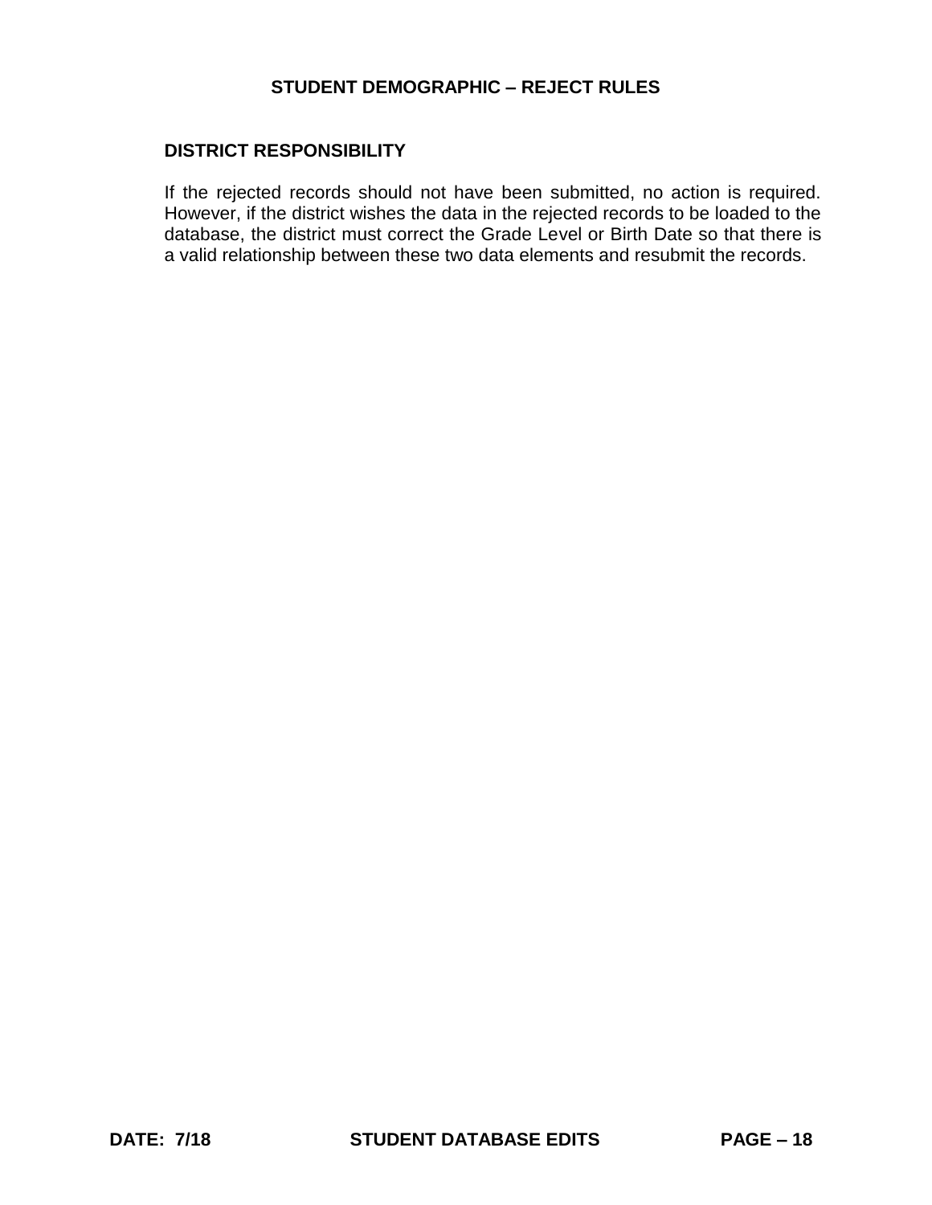## DISTRICT RESPONSIBILITY

If the rejected records should not have been submitted, no action is required. However, if the district wishes the data in the rejected records to be loaded to the database, the district must correct the Grade Level or Birth Date so that there is a valid relationship between these two data elements and resubmit the records.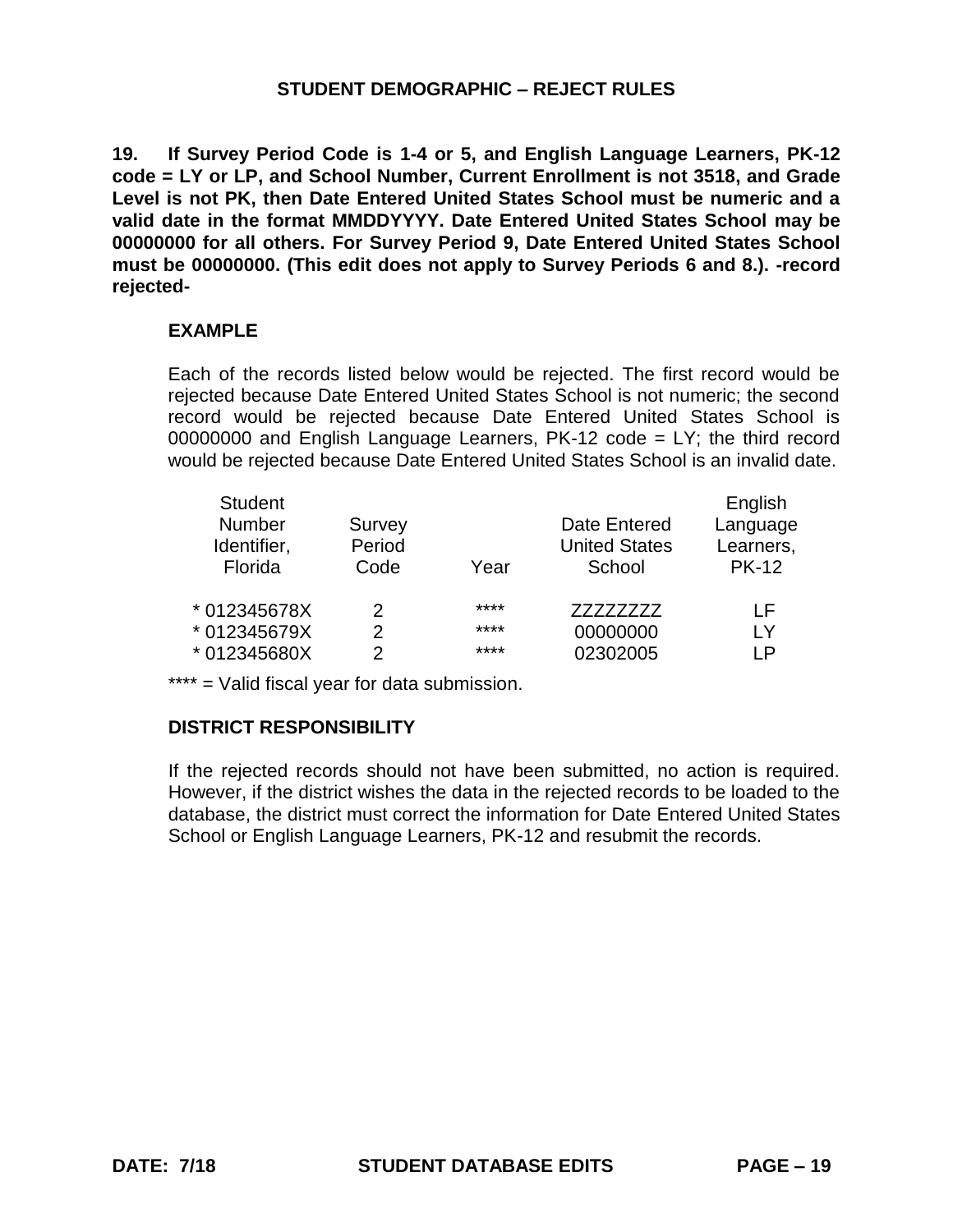## STUDENT DEMOGRAPHIC – REJECT RULES

**19. If Survey Period Code is 1-4 or 5, and English Language Learners, PK-12 code = LY or LP, and School Number, Current Enrollment is not 3518, and Grade Level is not PK, then Date Entered United States School must be numeric and a valid date in the format MMDDYYYY. Date Entered United States School may be 00000000 for all others. For Survey Period 9, Date Entered United States School must be 00000000. (This edit does not apply to Survey Periods 6 and 8.). -record rejected-**

### EXAMPLE

Each of the records listed below would be rejected. The first record would be rejected because Date Entered United States School is not numeric; the second record would be rejected because Date Entered United States School is 00000000 and English Language Learners, PK-12 code = LY; the third record would be rejected because Date Entered United States School is an invalid date.

| Student Number Identifier, Florida | Survey Period Code | Year | Date Entered United States School | English Language Learners, PK-12 |
|---|---|---|---|---|
| * 012345678X | 2 | **** | ZZZZZZZZ | LF |
| * 012345679X | 2 | **** | 00000000 | LY |
| * 012345680X | 2 | **** | 02302005 | LP |

**** = Valid fiscal year for data submission.

### DISTRICT RESPONSIBILITY

If the rejected records should not have been submitted, no action is required. However, if the district wishes the data in the rejected records to be loaded to the database, the district must correct the information for Date Entered United States School or English Language Learners, PK-12 and resubmit the records.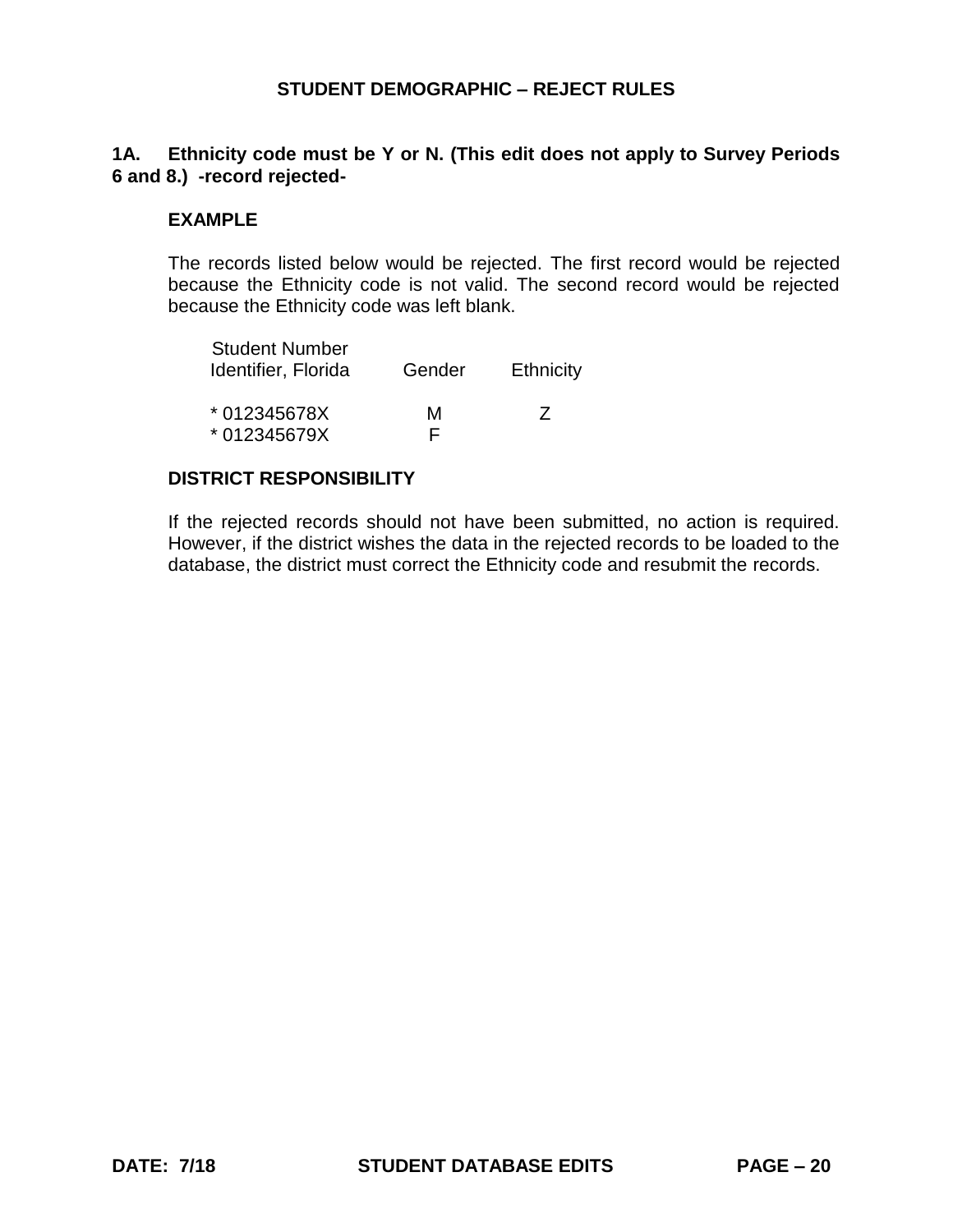## STUDENT DEMOGRAPHIC – REJECT RULES

**1A. Ethnicity code must be Y or N. (This edit does not apply to Survey Periods 6 and 8.) -record rejected-**

**EXAMPLE**

The records listed below would be rejected. The first record would be rejected because the Ethnicity code is not valid. The second record would be rejected because the Ethnicity code was left blank.

| Student Number Identifier, Florida | Gender | Ethnicity |
|---|---|---|
| * 012345678X | M | Z |
| * 012345679X | F | |

**DISTRICT RESPONSIBILITY**

If the rejected records should not have been submitted, no action is required. However, if the district wishes the data in the rejected records to be loaded to the database, the district must correct the Ethnicity code and resubmit the records.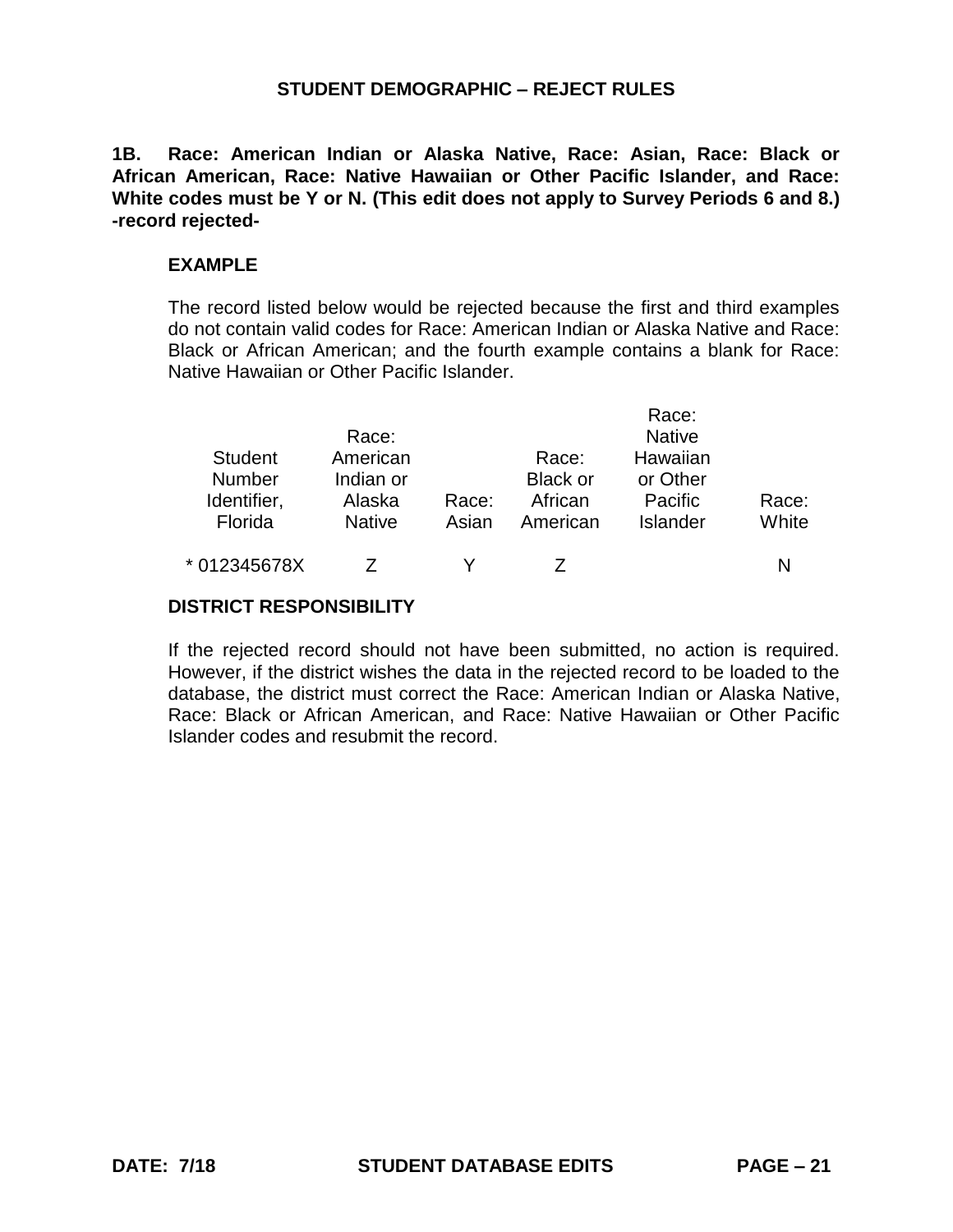## STUDENT DEMOGRAPHIC – REJECT RULES

**1B. Race: American Indian or Alaska Native, Race: Asian, Race: Black or African American, Race: Native Hawaiian or Other Pacific Islander, and Race: White codes must be Y or N. (This edit does not apply to Survey Periods 6 and 8.) -record rejected-**

**EXAMPLE**

The record listed below would be rejected because the first and third examples do not contain valid codes for Race: American Indian or Alaska Native and Race: Black or African American; and the fourth example contains a blank for Race: Native Hawaiian or Other Pacific Islander.

| Student Number Identifier, Florida | Race: American Indian or Alaska Native | Race: Asian | Race: Black or African American | Race: Native Hawaiian or Other Pacific Islander | Race: White |
|---|---|---|---|---|---|
| * 012345678X | Z | Y | Z | | N |

**DISTRICT RESPONSIBILITY**

If the rejected record should not have been submitted, no action is required. However, if the district wishes the data in the rejected record to be loaded to the database, the district must correct the Race: American Indian or Alaska Native, Race: Black or African American, and Race: Native Hawaiian or Other Pacific Islander codes and resubmit the record.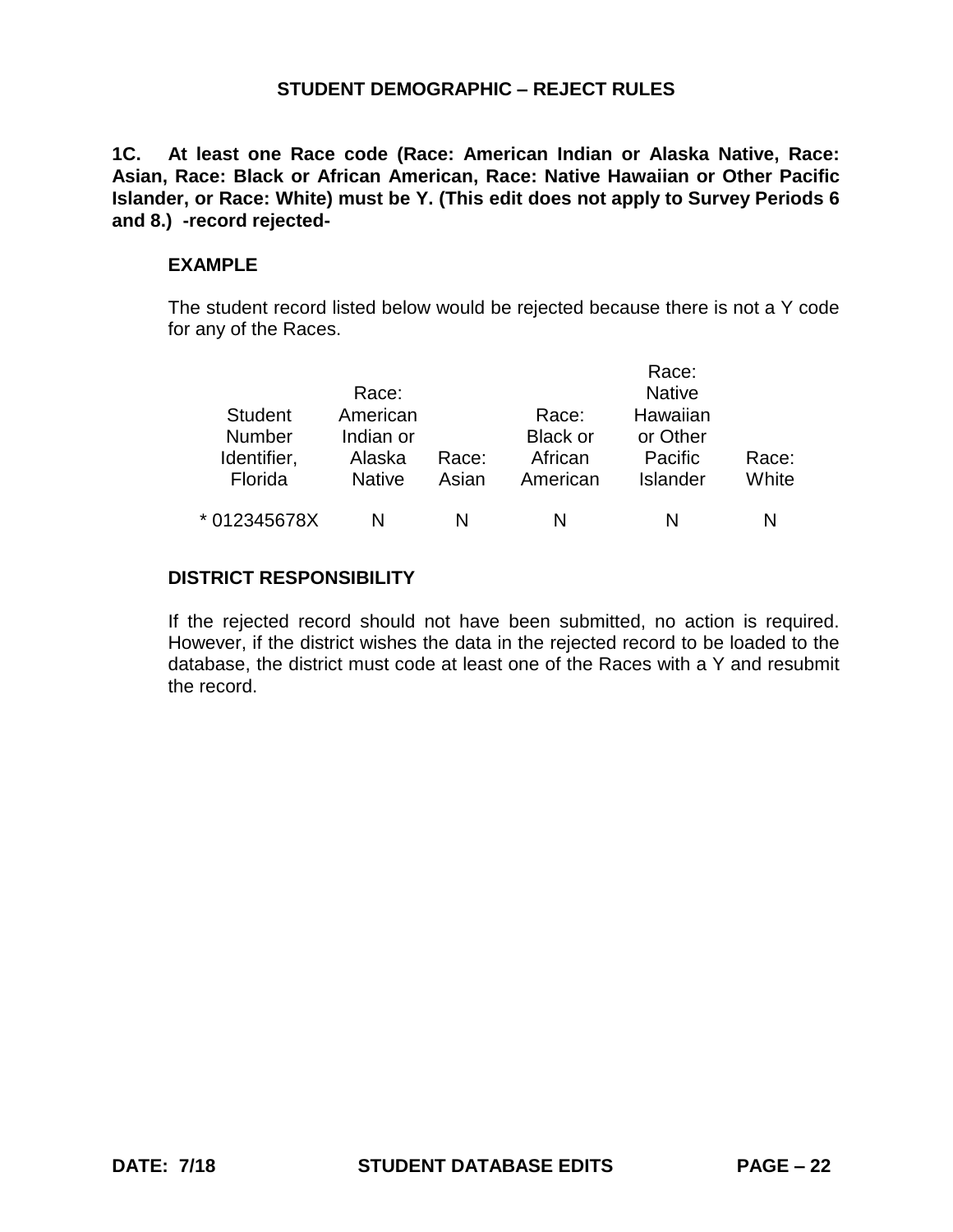## STUDENT DEMOGRAPHIC – REJECT RULES

**1C. At least one Race code (Race: American Indian or Alaska Native, Race: Asian, Race: Black or African American, Race: Native Hawaiian or Other Pacific Islander, or Race: White) must be Y. (This edit does not apply to Survey Periods 6 and 8.) -record rejected-**

**EXAMPLE**

The student record listed below would be rejected because there is not a Y code for any of the Races.

| Student Number Identifier, Florida | Race: American Indian or Alaska Native | Race: Asian | Race: Black or African American | Race: Native Hawaiian or Other Pacific Islander | Race: White |
|---|---|---|---|---|---|
| * 012345678X | N | N | N | N | N |

**DISTRICT RESPONSIBILITY**

If the rejected record should not have been submitted, no action is required. However, if the district wishes the data in the rejected record to be loaded to the database, the district must code at least one of the Races with a Y and resubmit the record.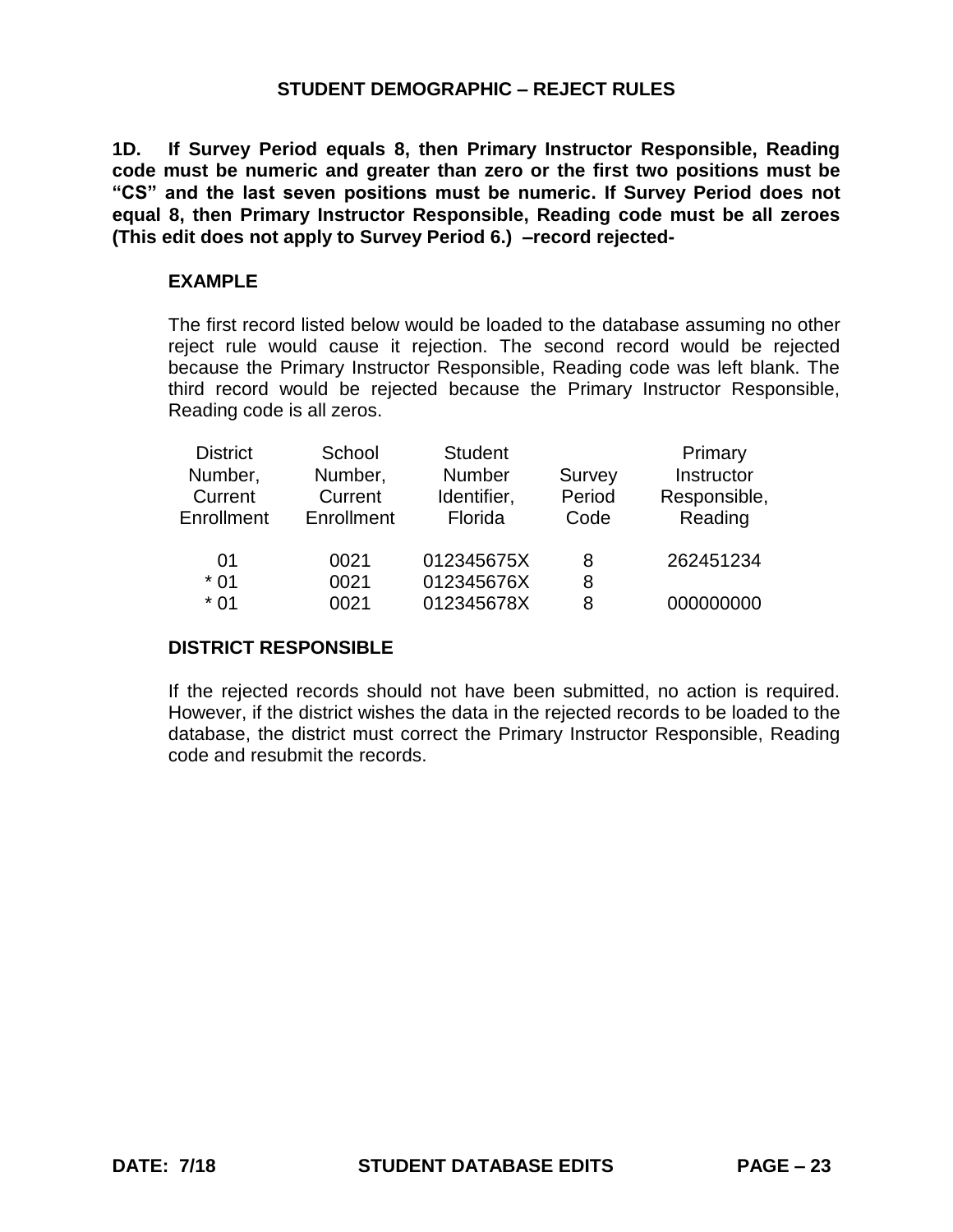## STUDENT DEMOGRAPHIC – REJECT RULES

**1D. If Survey Period equals 8, then Primary Instructor Responsible, Reading code must be numeric and greater than zero or the first two positions must be "CS" and the last seven positions must be numeric. If Survey Period does not equal 8, then Primary Instructor Responsible, Reading code must be all zeroes (This edit does not apply to Survey Period 6.) –record rejected-**

**EXAMPLE**

The first record listed below would be loaded to the database assuming no other reject rule would cause it rejection. The second record would be rejected because the Primary Instructor Responsible, Reading code was left blank. The third record would be rejected because the Primary Instructor Responsible, Reading code is all zeros.

| District Number, Current Enrollment | School Number, Current Enrollment | Student Number Identifier, Florida | Survey Period Code | Primary Instructor Responsible, Reading |
|---|---|---|---|---|
| 01 | 0021 | 012345675X | 8 | 262451234 |
| * 01 | 0021 | 012345676X | 8 | |
| * 01 | 0021 | 012345678X | 8 | 000000000 |

**DISTRICT RESPONSIBLE**

If the rejected records should not have been submitted, no action is required. However, if the district wishes the data in the rejected records to be loaded to the database, the district must correct the Primary Instructor Responsible, Reading code and resubmit the records.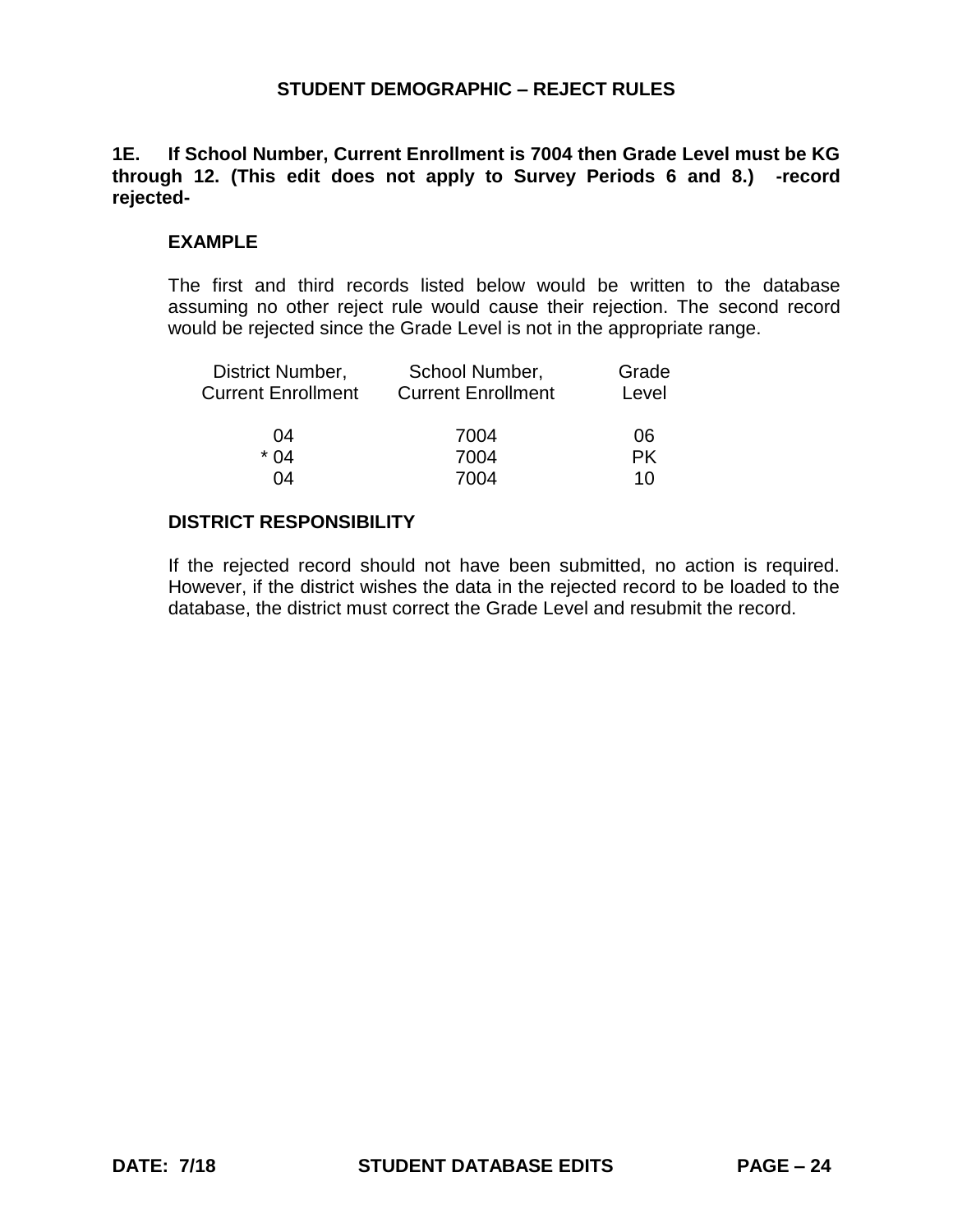## STUDENT DEMOGRAPHIC – REJECT RULES

**1E. If School Number, Current Enrollment is 7004 then Grade Level must be KG through 12. (This edit does not apply to Survey Periods 6 and 8.) -record rejected-**

### EXAMPLE

The first and third records listed below would be written to the database assuming no other reject rule would cause their rejection. The second record would be rejected since the Grade Level is not in the appropriate range.

| District Number, Current Enrollment | School Number, Current Enrollment | Grade Level |
|---|---|---|
| 04 | 7004 | 06 |
| * 04 | 7004 | PK |
| 04 | 7004 | 10 |

### DISTRICT RESPONSIBILITY

If the rejected record should not have been submitted, no action is required. However, if the district wishes the data in the rejected record to be loaded to the database, the district must correct the Grade Level and resubmit the record.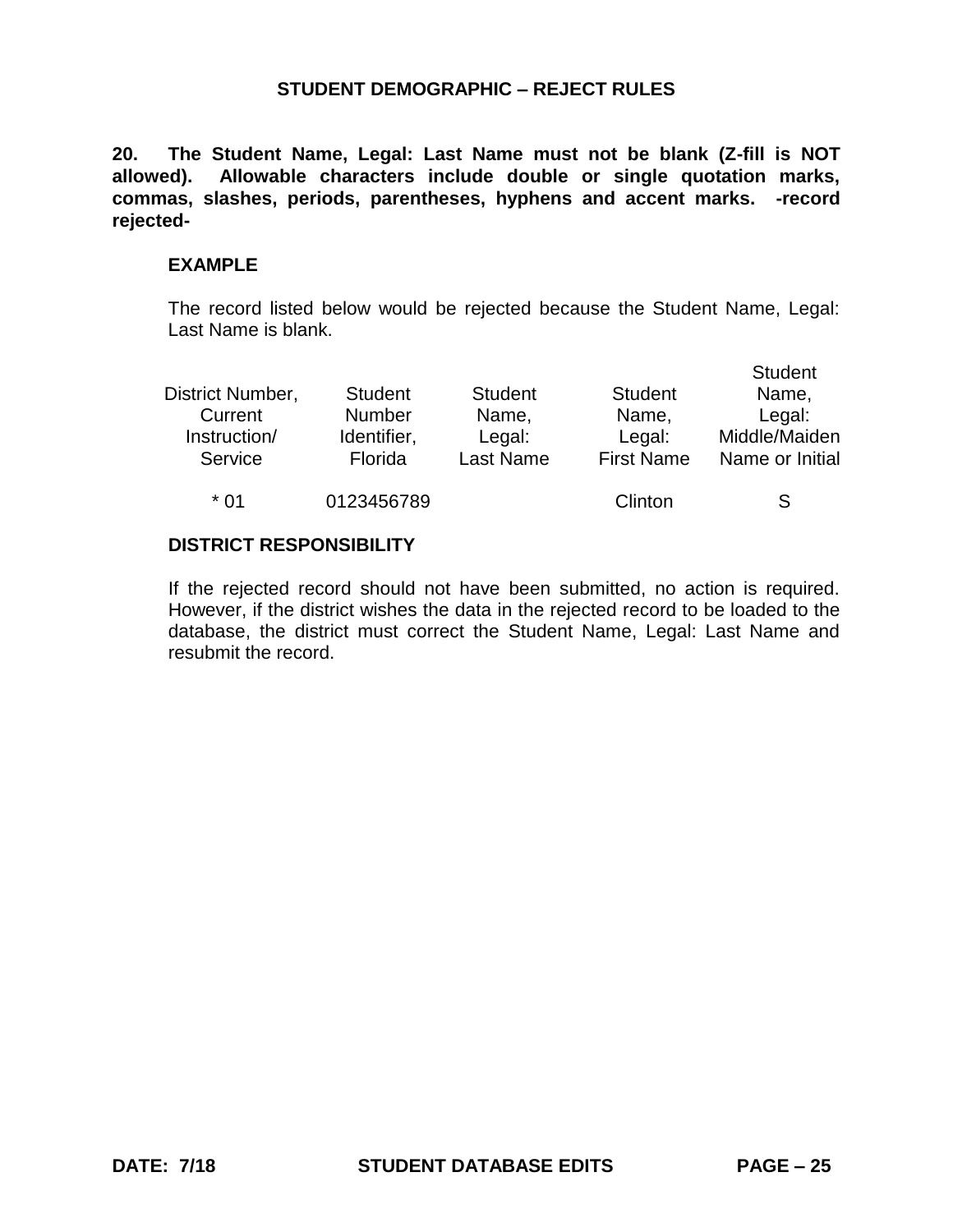## STUDENT DEMOGRAPHIC – REJECT RULES

**20. The Student Name, Legal: Last Name must not be blank (Z-fill is NOT allowed). Allowable characters include double or single quotation marks, commas, slashes, periods, parentheses, hyphens and accent marks. -record rejected-**

**EXAMPLE**

The record listed below would be rejected because the Student Name, Legal: Last Name is blank.

| District Number, Current Instruction/ Service | Student Number Identifier, Florida | Student Name, Legal: Last Name | Student Name, Legal: First Name | Student Name, Legal: Middle/Maiden Name or Initial |
|---|---|---|---|---|
| * 01 | 0123456789 | | Clinton | S |

**DISTRICT RESPONSIBILITY**

If the rejected record should not have been submitted, no action is required. However, if the district wishes the data in the rejected record to be loaded to the database, the district must correct the Student Name, Legal: Last Name and resubmit the record.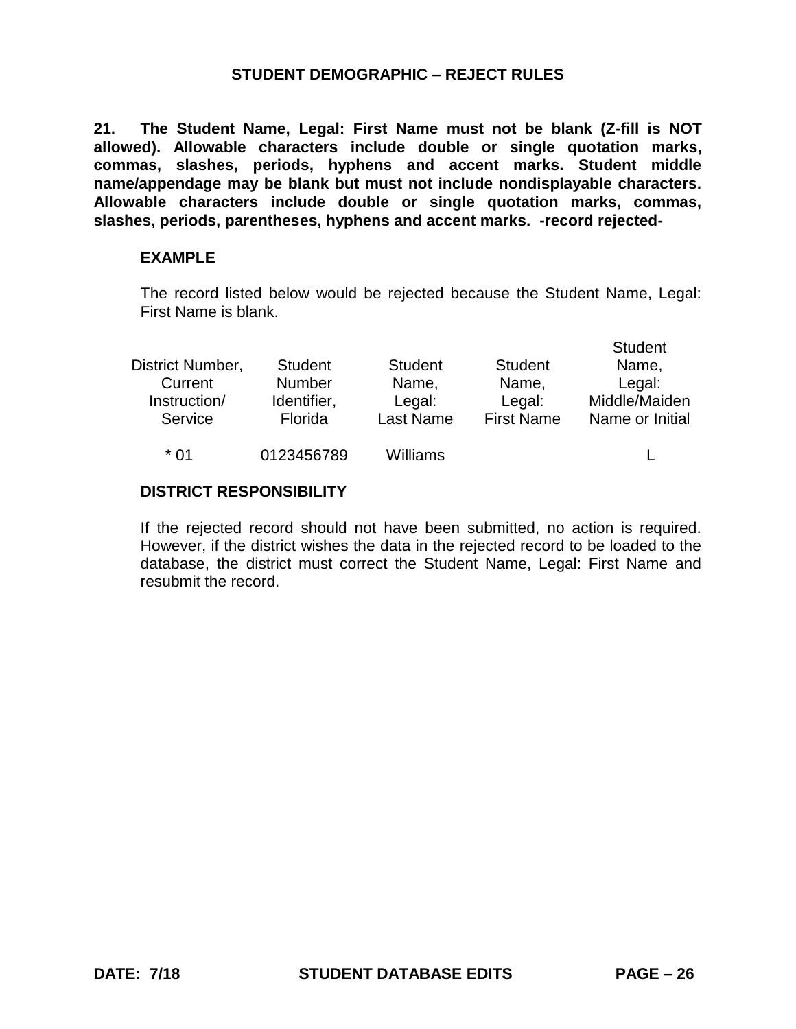## STUDENT DEMOGRAPHIC – REJECT RULES

**21. The Student Name, Legal: First Name must not be blank (Z-fill is NOT allowed). Allowable characters include double or single quotation marks, commas, slashes, periods, hyphens and accent marks. Student middle name/appendage may be blank but must not include nondisplayable characters. Allowable characters include double or single quotation marks, commas, slashes, periods, parentheses, hyphens and accent marks. -record rejected-**

### EXAMPLE

The record listed below would be rejected because the Student Name, Legal: First Name is blank.

| District Number, Current Instruction/ Service | Student Number Identifier, Florida | Student Name, Legal: Last Name | Student Name, Legal: First Name | Student Name, Legal: Middle/Maiden Name or Initial |
|---|---|---|---|---|
| * 01 | 0123456789 | Williams | | L |

### DISTRICT RESPONSIBILITY

If the rejected record should not have been submitted, no action is required. However, if the district wishes the data in the rejected record to be loaded to the database, the district must correct the Student Name, Legal: First Name and resubmit the record.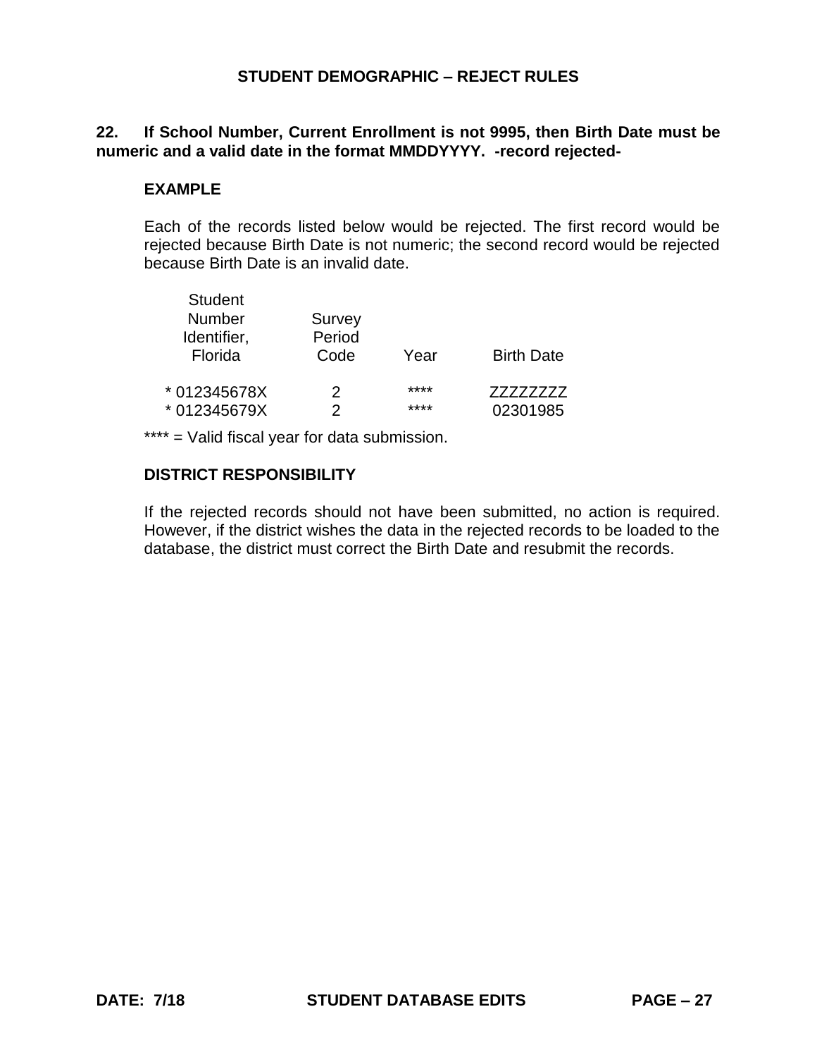## STUDENT DEMOGRAPHIC – REJECT RULES

**22. If School Number, Current Enrollment is not 9995, then Birth Date must be numeric and a valid date in the format MMDDYYYY. -record rejected-**

### EXAMPLE

Each of the records listed below would be rejected. The first record would be rejected because Birth Date is not numeric; the second record would be rejected because Birth Date is an invalid date.

| Student Number Identifier, Florida | Survey Period Code | Year | Birth Date |
|---|---|---|---|
| * 012345678X | 2 | **** | ZZZZZZZZ |
| * 012345679X | 2 | **** | 02301985 |

**** = Valid fiscal year for data submission.

### DISTRICT RESPONSIBILITY

If the rejected records should not have been submitted, no action is required. However, if the district wishes the data in the rejected records to be loaded to the database, the district must correct the Birth Date and resubmit the records.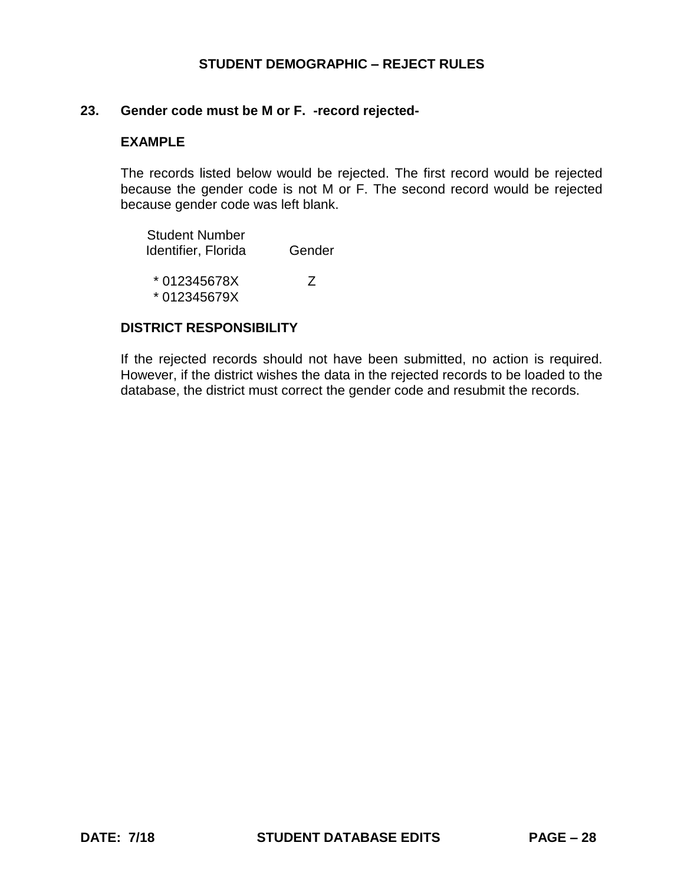## STUDENT DEMOGRAPHIC – REJECT RULES

**23. Gender code must be M or F. -record rejected-**

**EXAMPLE**

The records listed below would be rejected. The first record would be rejected because the gender code is not M or F. The second record would be rejected because gender code was left blank.

| Student Number Identifier, Florida | Gender |
|---|---|
| * 012345678X | Z |
| * 012345679X | |

**DISTRICT RESPONSIBILITY**

If the rejected records should not have been submitted, no action is required. However, if the district wishes the data in the rejected records to be loaded to the database, the district must correct the gender code and resubmit the records.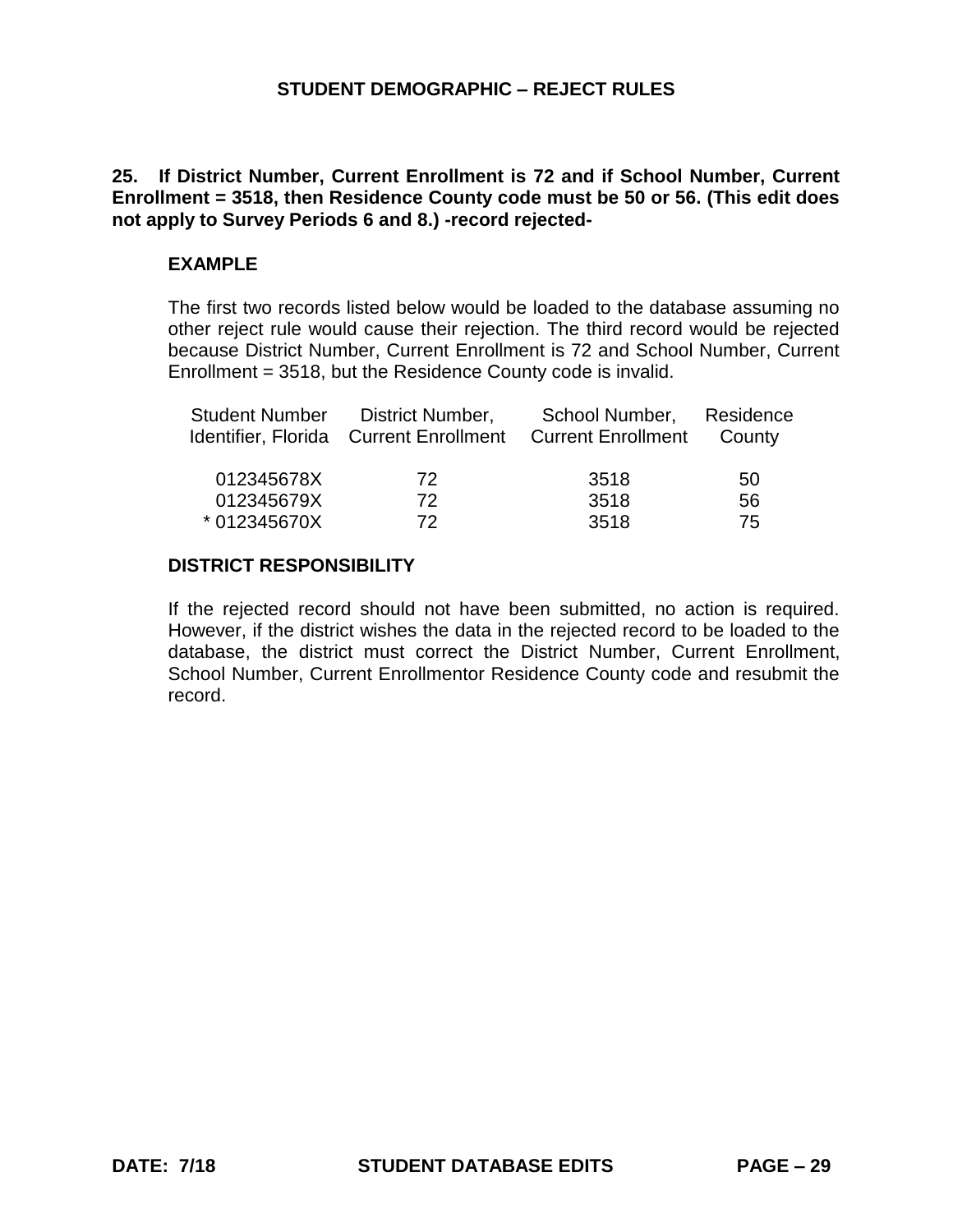## STUDENT DEMOGRAPHIC – REJECT RULES

**25. If District Number, Current Enrollment is 72 and if School Number, Current Enrollment = 3518, then Residence County code must be 50 or 56. (This edit does not apply to Survey Periods 6 and 8.) -record rejected-**

### EXAMPLE

The first two records listed below would be loaded to the database assuming no other reject rule would cause their rejection. The third record would be rejected because District Number, Current Enrollment is 72 and School Number, Current Enrollment = 3518, but the Residence County code is invalid.

| Student Number Identifier, Florida | District Number, Current Enrollment | School Number, Current Enrollment | Residence County |
|---|---|---|---|
| 012345678X | 72 | 3518 | 50 |
| 012345679X | 72 | 3518 | 56 |
| * 012345670X | 72 | 3518 | 75 |

### DISTRICT RESPONSIBILITY

If the rejected record should not have been submitted, no action is required. However, if the district wishes the data in the rejected record to be loaded to the database, the district must correct the District Number, Current Enrollment, School Number, Current Enrollmentor Residence County code and resubmit the record.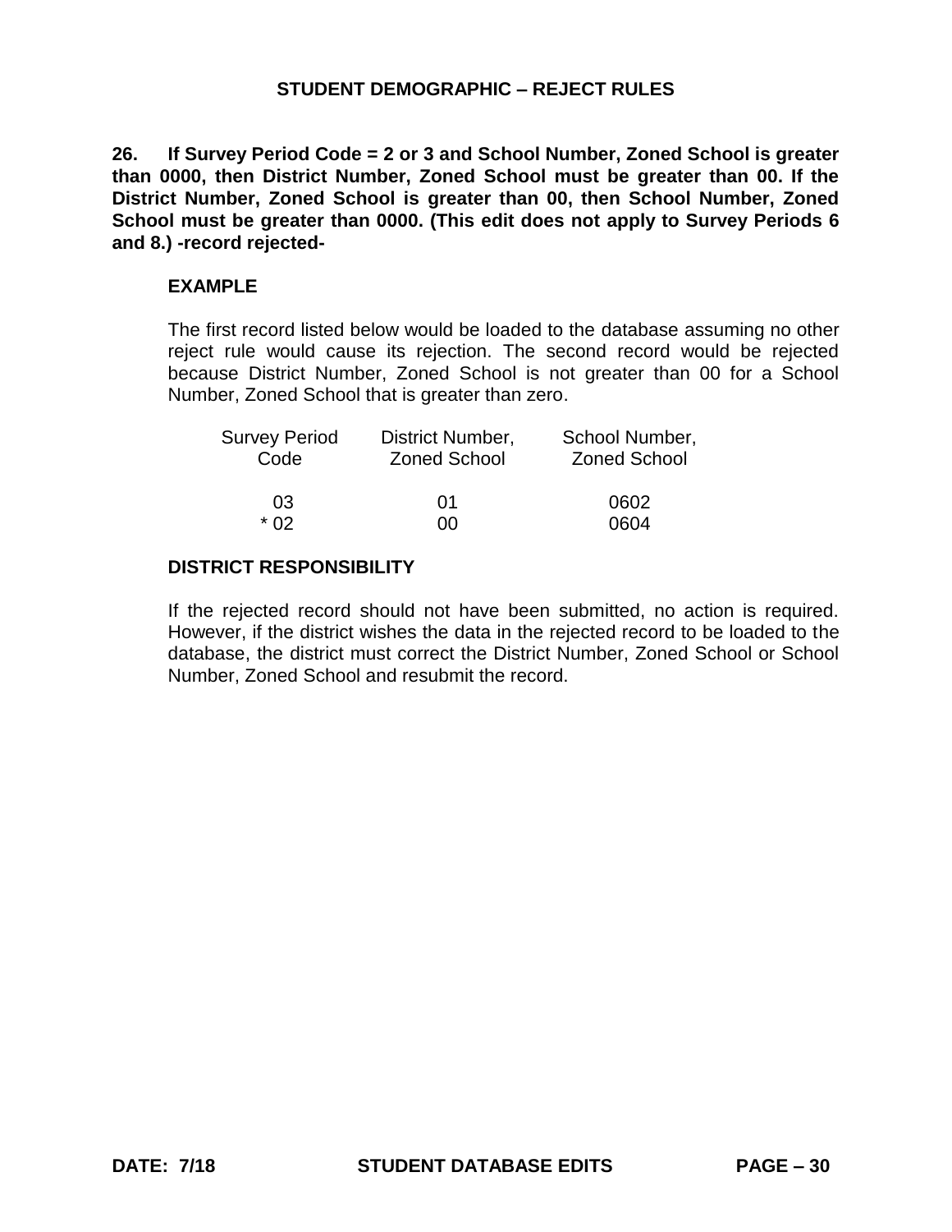## STUDENT DEMOGRAPHIC – REJECT RULES

**26. If Survey Period Code = 2 or 3 and School Number, Zoned School is greater than 0000, then District Number, Zoned School must be greater than 00. If the District Number, Zoned School is greater than 00, then School Number, Zoned School must be greater than 0000. (This edit does not apply to Survey Periods 6 and 8.) -record rejected-**

**EXAMPLE**

The first record listed below would be loaded to the database assuming no other reject rule would cause its rejection. The second record would be rejected because District Number, Zoned School is not greater than 00 for a School Number, Zoned School that is greater than zero.

| Survey Period Code | District Number, Zoned School | School Number, Zoned School |
|---|---|---|
| 03 | 01 | 0602 |
| * 02 | 00 | 0604 |

**DISTRICT RESPONSIBILITY**

If the rejected record should not have been submitted, no action is required. However, if the district wishes the data in the rejected record to be loaded to the database, the district must correct the District Number, Zoned School or School Number, Zoned School and resubmit the record.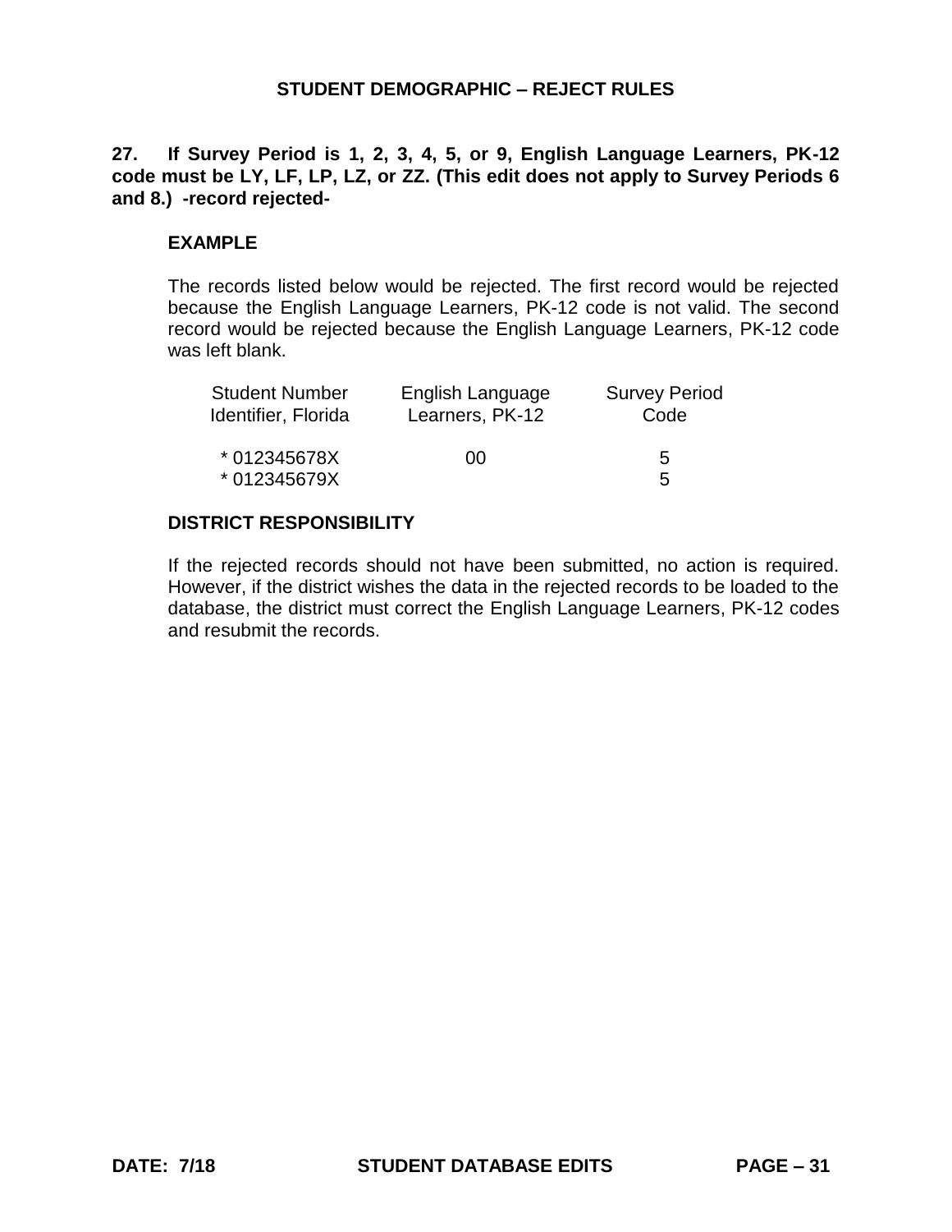## STUDENT DEMOGRAPHIC – REJECT RULES

**27. If Survey Period is 1, 2, 3, 4, 5, or 9, English Language Learners, PK-12 code must be LY, LF, LP, LZ, or ZZ. (This edit does not apply to Survey Periods 6 and 8.) -record rejected-**

### EXAMPLE

The records listed below would be rejected. The first record would be rejected because the English Language Learners, PK-12 code is not valid. The second record would be rejected because the English Language Learners, PK-12 code was left blank.

| Student Number Identifier, Florida | English Language Learners, PK-12 | Survey Period Code |
|---|---|---|
| * 012345678X | 00 | 5 |
| * 012345679X | | 5 |

### DISTRICT RESPONSIBILITY

If the rejected records should not have been submitted, no action is required. However, if the district wishes the data in the rejected records to be loaded to the database, the district must correct the English Language Learners, PK-12 codes and resubmit the records.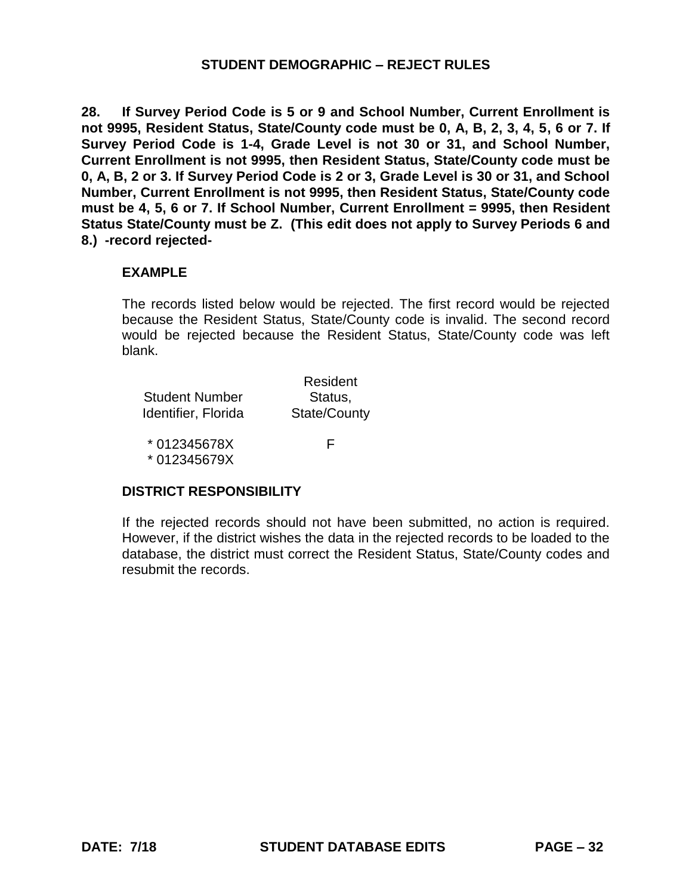## STUDENT DEMOGRAPHIC – REJECT RULES

**28. If Survey Period Code is 5 or 9 and School Number, Current Enrollment is not 9995, Resident Status, State/County code must be 0, A, B, 2, 3, 4, 5, 6 or 7. If Survey Period Code is 1-4, Grade Level is not 30 or 31, and School Number, Current Enrollment is not 9995, then Resident Status, State/County code must be 0, A, B, 2 or 3. If Survey Period Code is 2 or 3, Grade Level is 30 or 31, and School Number, Current Enrollment is not 9995, then Resident Status, State/County code must be 4, 5, 6 or 7. If School Number, Current Enrollment = 9995, then Resident Status State/County must be Z. (This edit does not apply to Survey Periods 6 and 8.) -record rejected-**

**EXAMPLE**

The records listed below would be rejected. The first record would be rejected because the Resident Status, State/County code is invalid. The second record would be rejected because the Resident Status, State/County code was left blank.

| Student Number Identifier, Florida | Resident Status, State/County |
|---|---|
| * 012345678X | F |
| * 012345679X | |

**DISTRICT RESPONSIBILITY**

If the rejected records should not have been submitted, no action is required. However, if the district wishes the data in the rejected records to be loaded to the database, the district must correct the Resident Status, State/County codes and resubmit the records.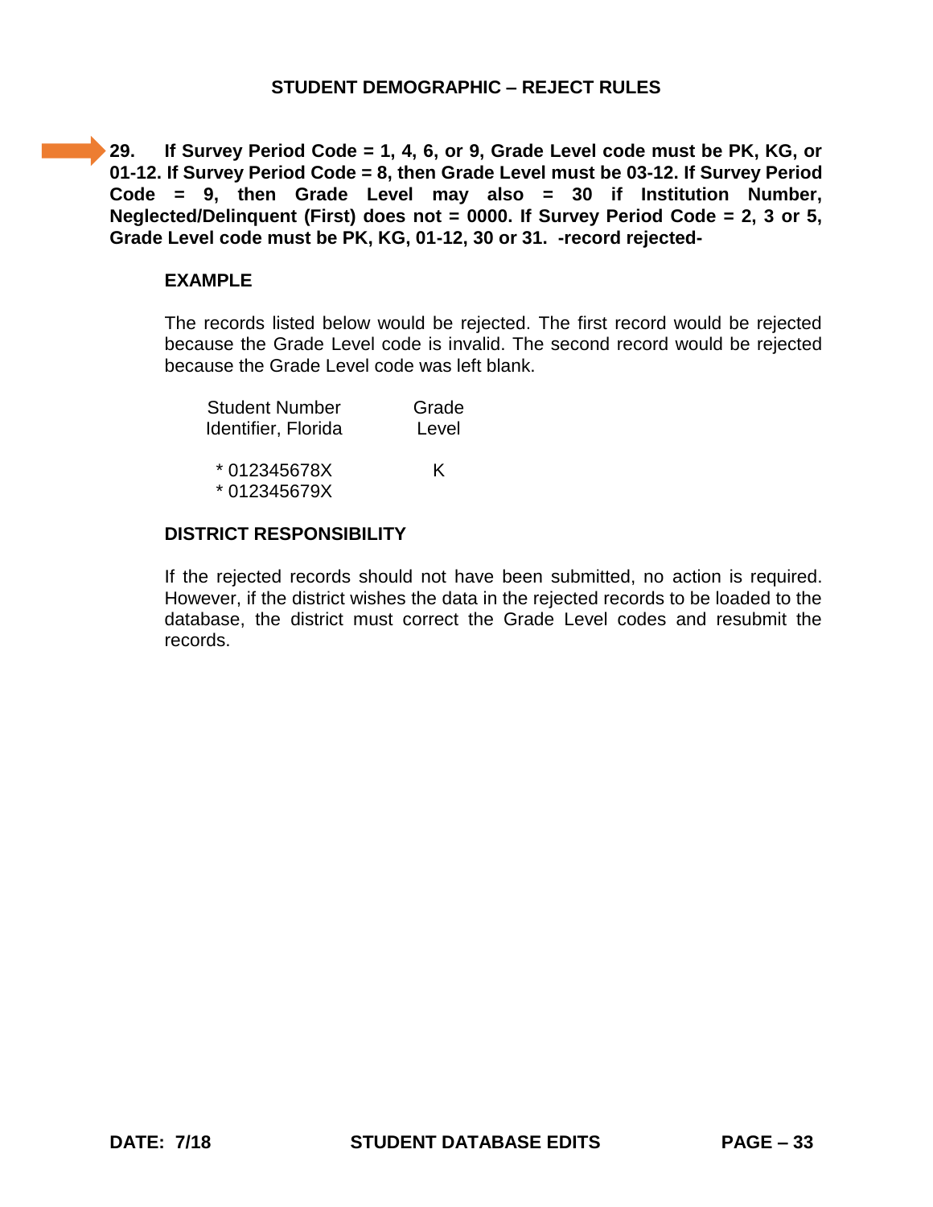## STUDENT DEMOGRAPHIC – REJECT RULES

**29. If Survey Period Code = 1, 4, 6, or 9, Grade Level code must be PK, KG, or 01-12. If Survey Period Code = 8, then Grade Level must be 03-12. If Survey Period Code = 9, then Grade Level may also = 30 if Institution Number, Neglected/Delinquent (First) does not = 0000. If Survey Period Code = 2, 3 or 5, Grade Level code must be PK, KG, 01-12, 30 or 31. -record rejected-**

### EXAMPLE

The records listed below would be rejected. The first record would be rejected because the Grade Level code is invalid. The second record would be rejected because the Grade Level code was left blank.

| Student Number Identifier, Florida | Grade Level |
|---|---|
| * 012345678X | K |
| * 012345679X | |

### DISTRICT RESPONSIBILITY

If the rejected records should not have been submitted, no action is required. However, if the district wishes the data in the rejected records to be loaded to the database, the district must correct the Grade Level codes and resubmit the records.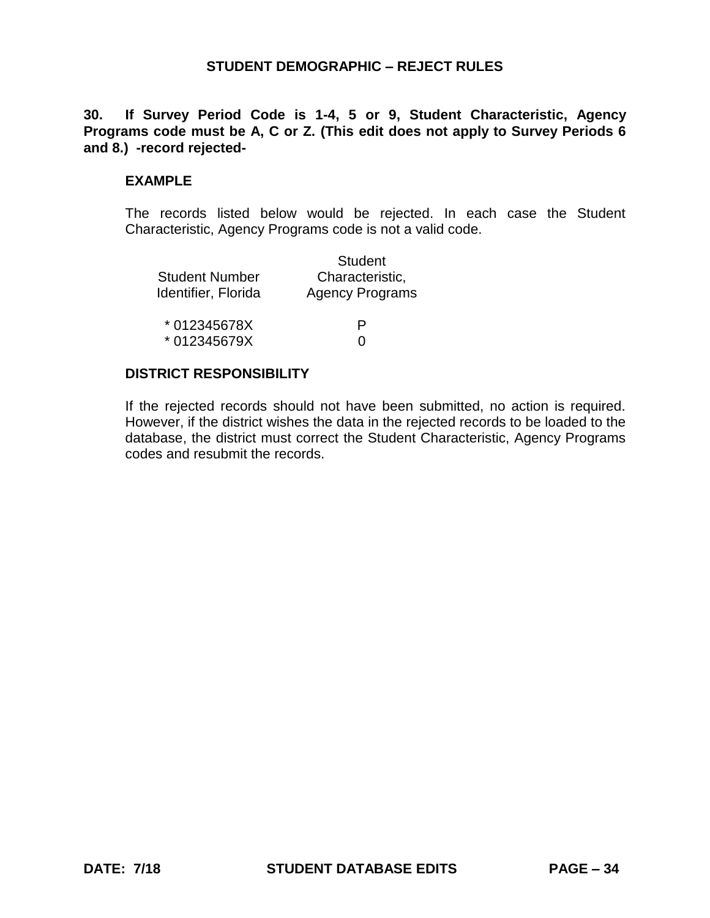**30. If Survey Period Code is 1-4, 5 or 9, Student Characteristic, Agency Programs code must be A, C or Z. (This edit does not apply to Survey Periods 6 and 8.) -record rejected-**

**EXAMPLE**

The records listed below would be rejected. In each case the Student Characteristic, Agency Programs code is not a valid code.

| Student Number Identifier, Florida | Student Characteristic, Agency Programs |
|---|---|
| * 012345678X | P |
| * 012345679X | 0 |

**DISTRICT RESPONSIBILITY**

If the rejected records should not have been submitted, no action is required. However, if the district wishes the data in the rejected records to be loaded to the database, the district must correct the Student Characteristic, Agency Programs codes and resubmit the records.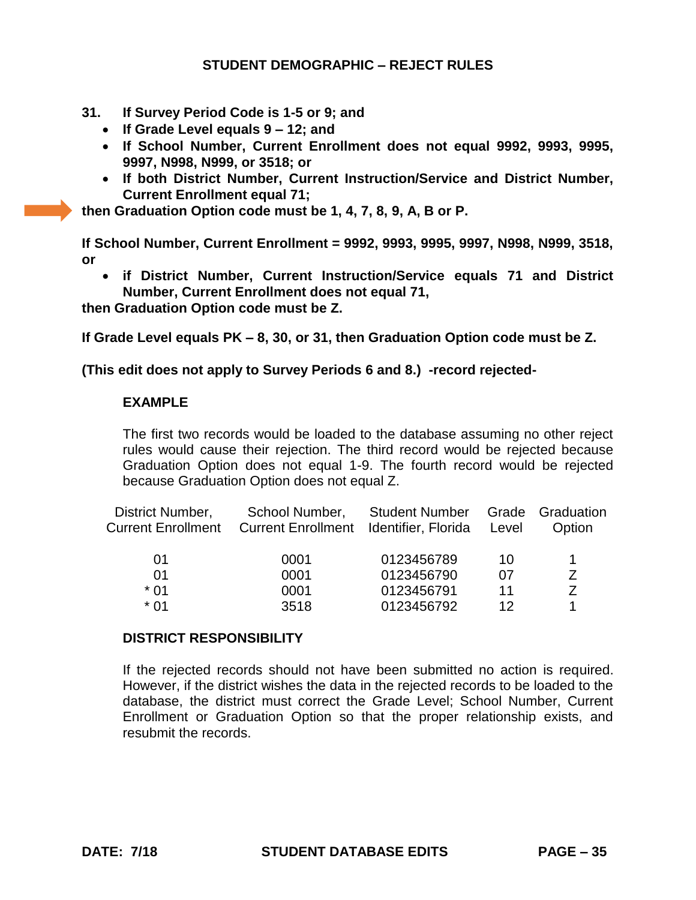## STUDENT DEMOGRAPHIC – REJECT RULES

**31. If Survey Period Code is 1-5 or 9; and**

- **If Grade Level equals 9 – 12; and**
- **If School Number, Current Enrollment does not equal 9992, 9993, 9995, 9997, N998, N999, or 3518; or**
- **If both District Number, Current Instruction/Service and District Number, Current Enrollment equal 71;**

**then Graduation Option code must be 1, 4, 7, 8, 9, A, B or P.**

**If School Number, Current Enrollment = 9992, 9993, 9995, 9997, N998, N999, 3518, or**

- **if District Number, Current Instruction/Service equals 71 and District Number, Current Enrollment does not equal 71,**

**then Graduation Option code must be Z.**

**If Grade Level equals PK – 8, 30, or 31, then Graduation Option code must be Z.**

**(This edit does not apply to Survey Periods 6 and 8.) -record rejected-**

**EXAMPLE**

The first two records would be loaded to the database assuming no other reject rules would cause their rejection. The third record would be rejected because Graduation Option does not equal 1-9. The fourth record would be rejected because Graduation Option does not equal Z.

| District Number, Current Enrollment | School Number, Current Enrollment | Student Number Identifier, Florida | Grade Level | Graduation Option |
|---|---|---|---|---|
| 01 | 0001 | 0123456789 | 10 | 1 |
| 01 | 0001 | 0123456790 | 07 | Z |
| * 01 | 0001 | 0123456791 | 11 | Z |
| * 01 | 3518 | 0123456792 | 12 | 1 |

**DISTRICT RESPONSIBILITY**

If the rejected records should not have been submitted no action is required. However, if the district wishes the data in the rejected records to be loaded to the database, the district must correct the Grade Level; School Number, Current Enrollment or Graduation Option so that the proper relationship exists, and resubmit the records.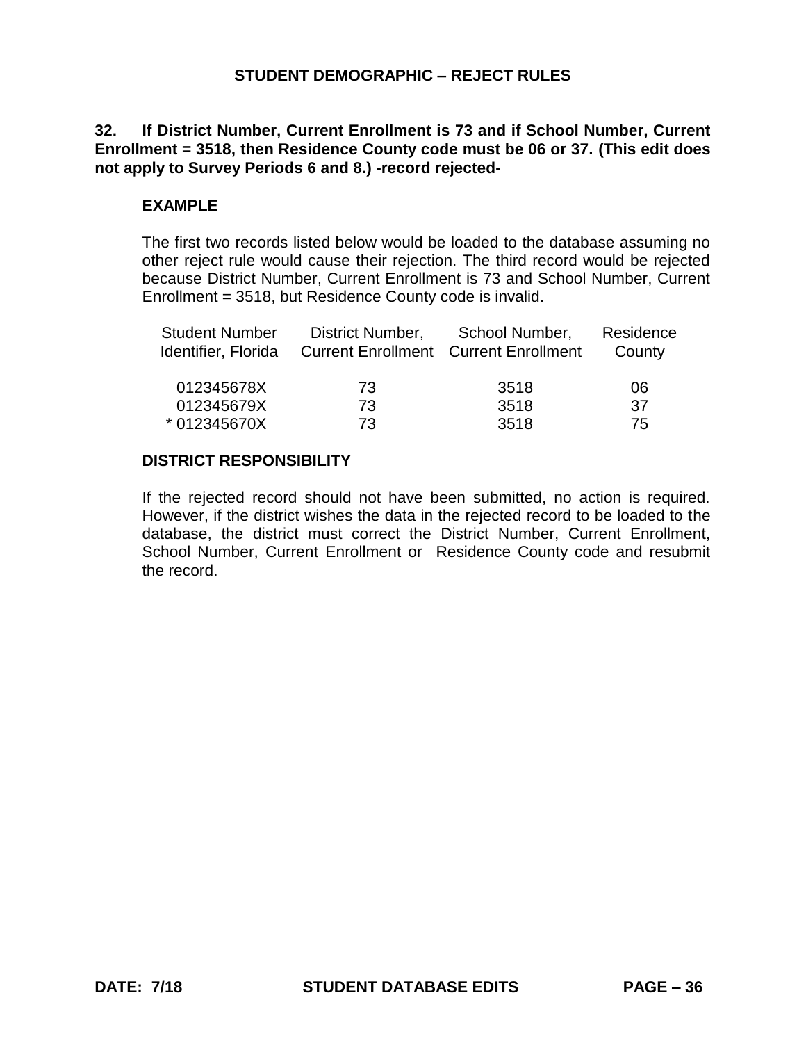## STUDENT DEMOGRAPHIC – REJECT RULES

**32. If District Number, Current Enrollment is 73 and if School Number, Current Enrollment = 3518, then Residence County code must be 06 or 37. (This edit does not apply to Survey Periods 6 and 8.) -record rejected-**

### EXAMPLE

The first two records listed below would be loaded to the database assuming no other reject rule would cause their rejection. The third record would be rejected because District Number, Current Enrollment is 73 and School Number, Current Enrollment = 3518, but Residence County code is invalid.

| Student Number Identifier, Florida | District Number, Current Enrollment | School Number, Current Enrollment | Residence County |
|---|---|---|---|
| 012345678X | 73 | 3518 | 06 |
| 012345679X | 73 | 3518 | 37 |
| * 012345670X | 73 | 3518 | 75 |

### DISTRICT RESPONSIBILITY

If the rejected record should not have been submitted, no action is required. However, if the district wishes the data in the rejected record to be loaded to the database, the district must correct the District Number, Current Enrollment, School Number, Current Enrollment or Residence County code and resubmit the record.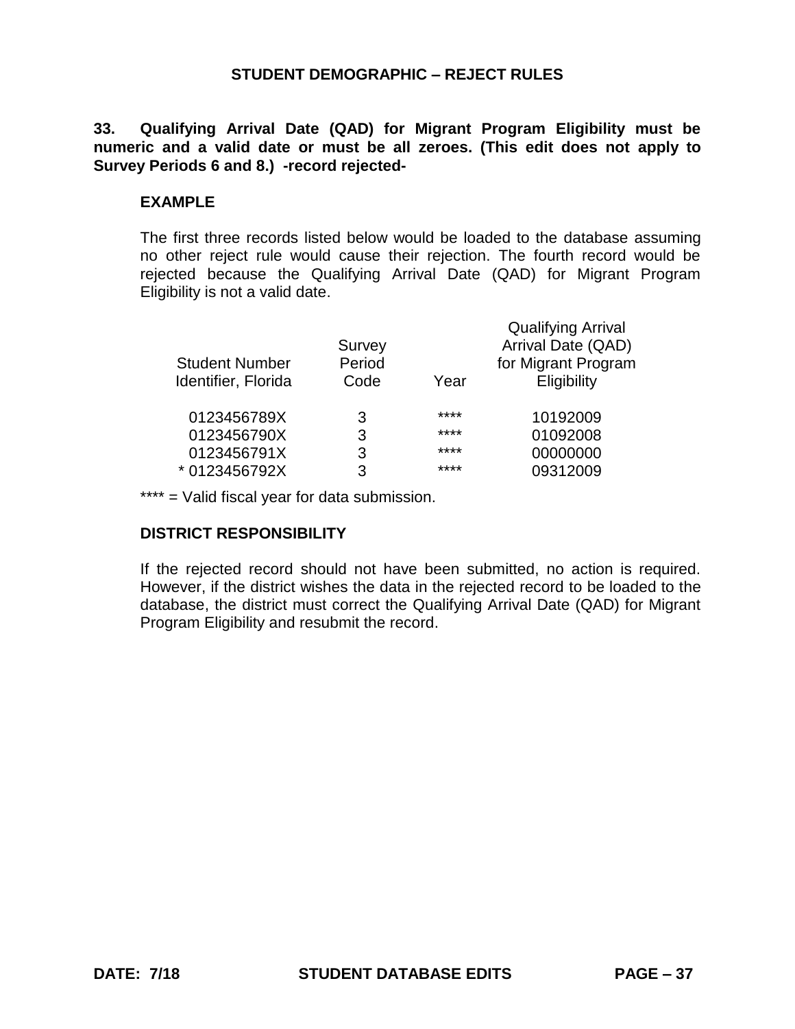## STUDENT DEMOGRAPHIC – REJECT RULES

**33. Qualifying Arrival Date (QAD) for Migrant Program Eligibility must be numeric and a valid date or must be all zeroes. (This edit does not apply to Survey Periods 6 and 8.) -record rejected-**

### EXAMPLE

The first three records listed below would be loaded to the database assuming no other reject rule would cause their rejection. The fourth record would be rejected because the Qualifying Arrival Date (QAD) for Migrant Program Eligibility is not a valid date.

| Student Number Identifier, Florida | Survey Period Code | Year | Qualifying Arrival Arrival Date (QAD) for Migrant Program Eligibility |
|---|---|---|---|
| 0123456789X | 3 | **** | 10192009 |
| 0123456790X | 3 | **** | 01092008 |
| 0123456791X | 3 | **** | 00000000 |
| * 0123456792X | 3 | **** | 09312009 |

**** = Valid fiscal year for data submission.

### DISTRICT RESPONSIBILITY

If the rejected record should not have been submitted, no action is required. However, if the district wishes the data in the rejected record to be loaded to the database, the district must correct the Qualifying Arrival Date (QAD) for Migrant Program Eligibility and resubmit the record.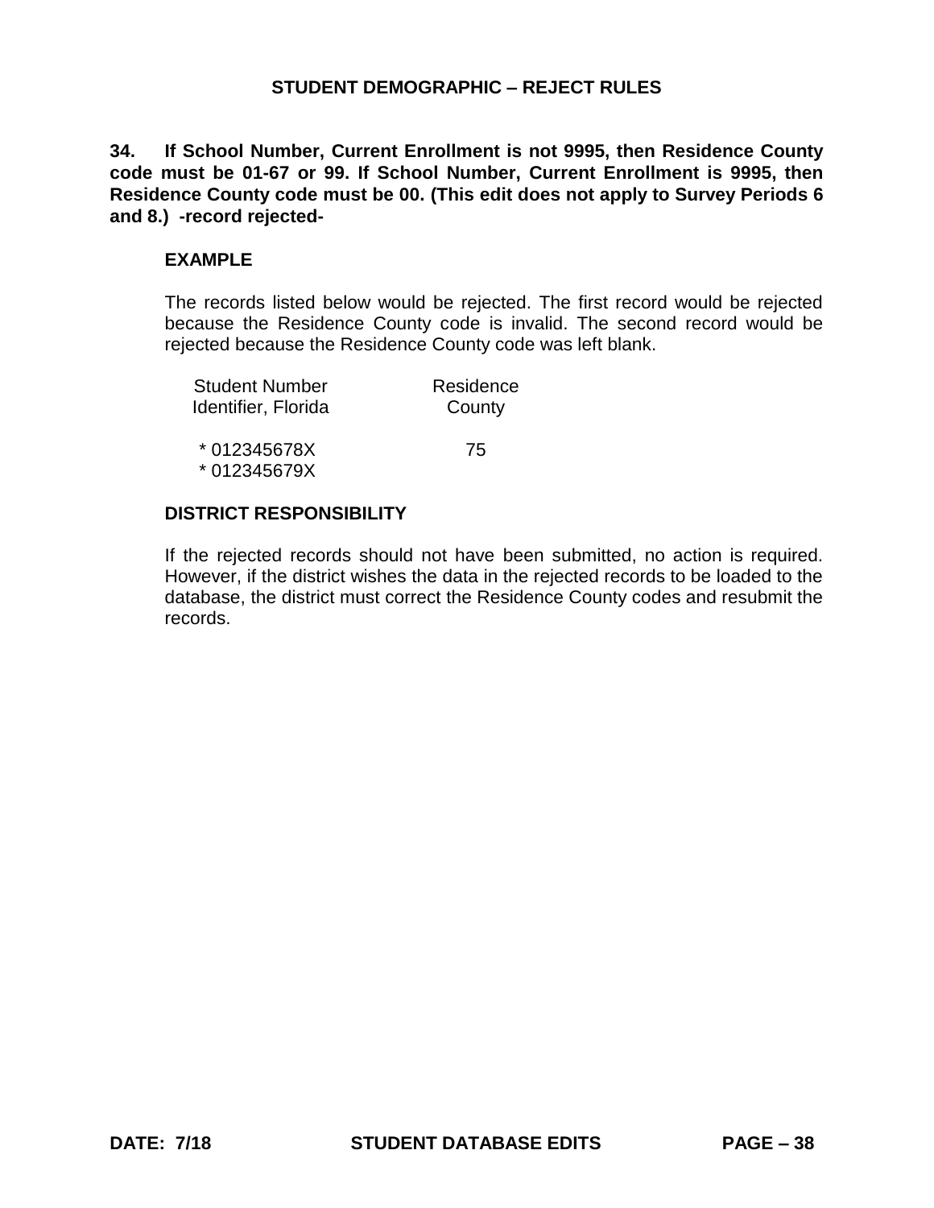## STUDENT DEMOGRAPHIC – REJECT RULES

**34. If School Number, Current Enrollment is not 9995, then Residence County code must be 01-67 or 99. If School Number, Current Enrollment is 9995, then Residence County code must be 00. (This edit does not apply to Survey Periods 6 and 8.) -record rejected-**

**EXAMPLE**

The records listed below would be rejected. The first record would be rejected because the Residence County code is invalid. The second record would be rejected because the Residence County code was left blank.

| Student Number Identifier, Florida | Residence County |
|---|---|
| * 012345678X | 75 |
| * 012345679X | |

**DISTRICT RESPONSIBILITY**

If the rejected records should not have been submitted, no action is required. However, if the district wishes the data in the rejected records to be loaded to the database, the district must correct the Residence County codes and resubmit the records.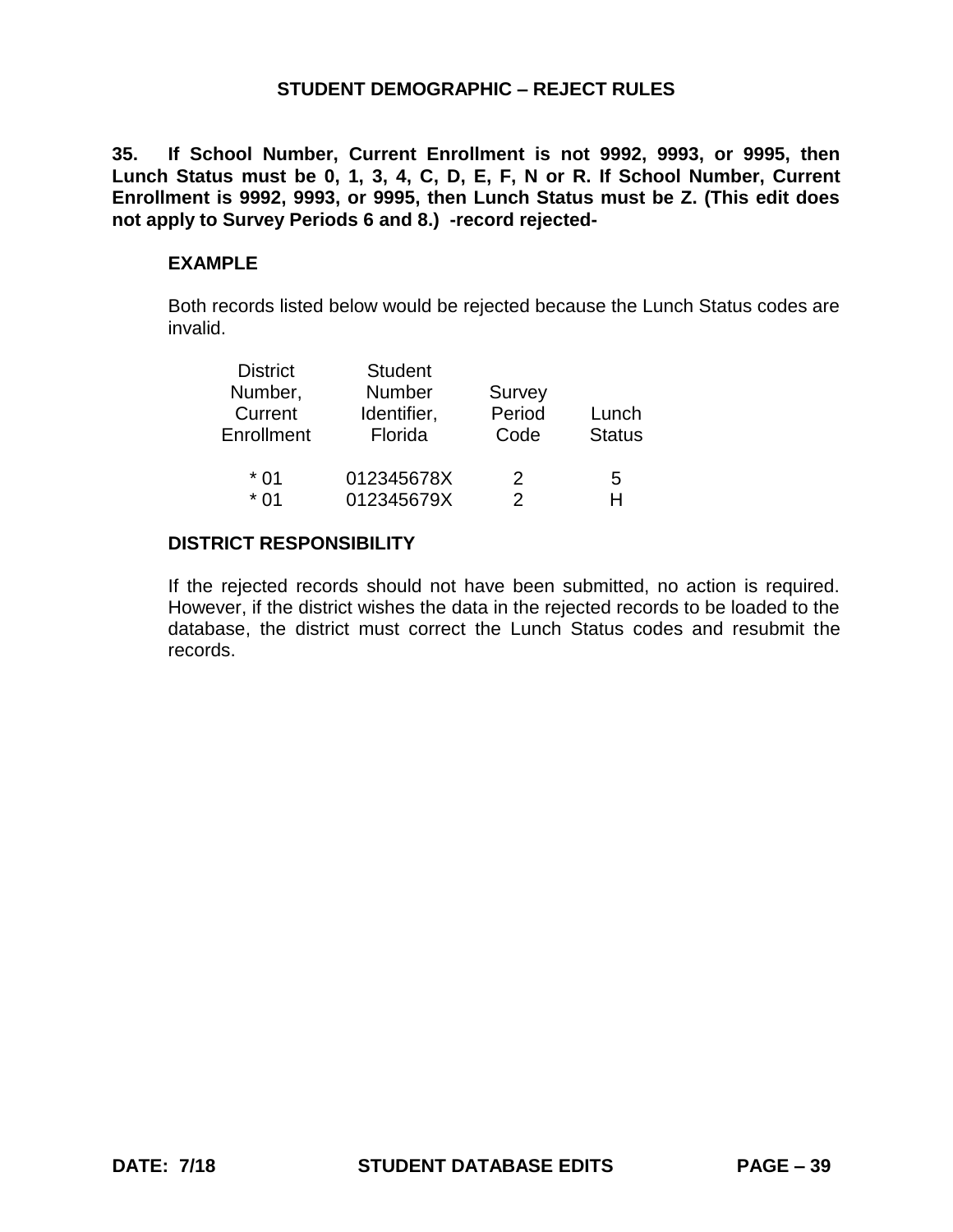# STUDENT DEMOGRAPHIC – REJECT RULES

**35. If School Number, Current Enrollment is not 9992, 9993, or 9995, then Lunch Status must be 0, 1, 3, 4, C, D, E, F, N or R. If School Number, Current Enrollment is 9992, 9993, or 9995, then Lunch Status must be Z. (This edit does not apply to Survey Periods 6 and 8.) -record rejected-**

**EXAMPLE**

Both records listed below would be rejected because the Lunch Status codes are invalid.

| District Number, Current Enrollment | Student Number Identifier, Florida | Survey Period Code | Lunch Status |
|---|---|---|---|
| * 01 | 012345678X | 2 | 5 |
| * 01 | 012345679X | 2 | H |

**DISTRICT RESPONSIBILITY**

If the rejected records should not have been submitted, no action is required. However, if the district wishes the data in the rejected records to be loaded to the database, the district must correct the Lunch Status codes and resubmit the records.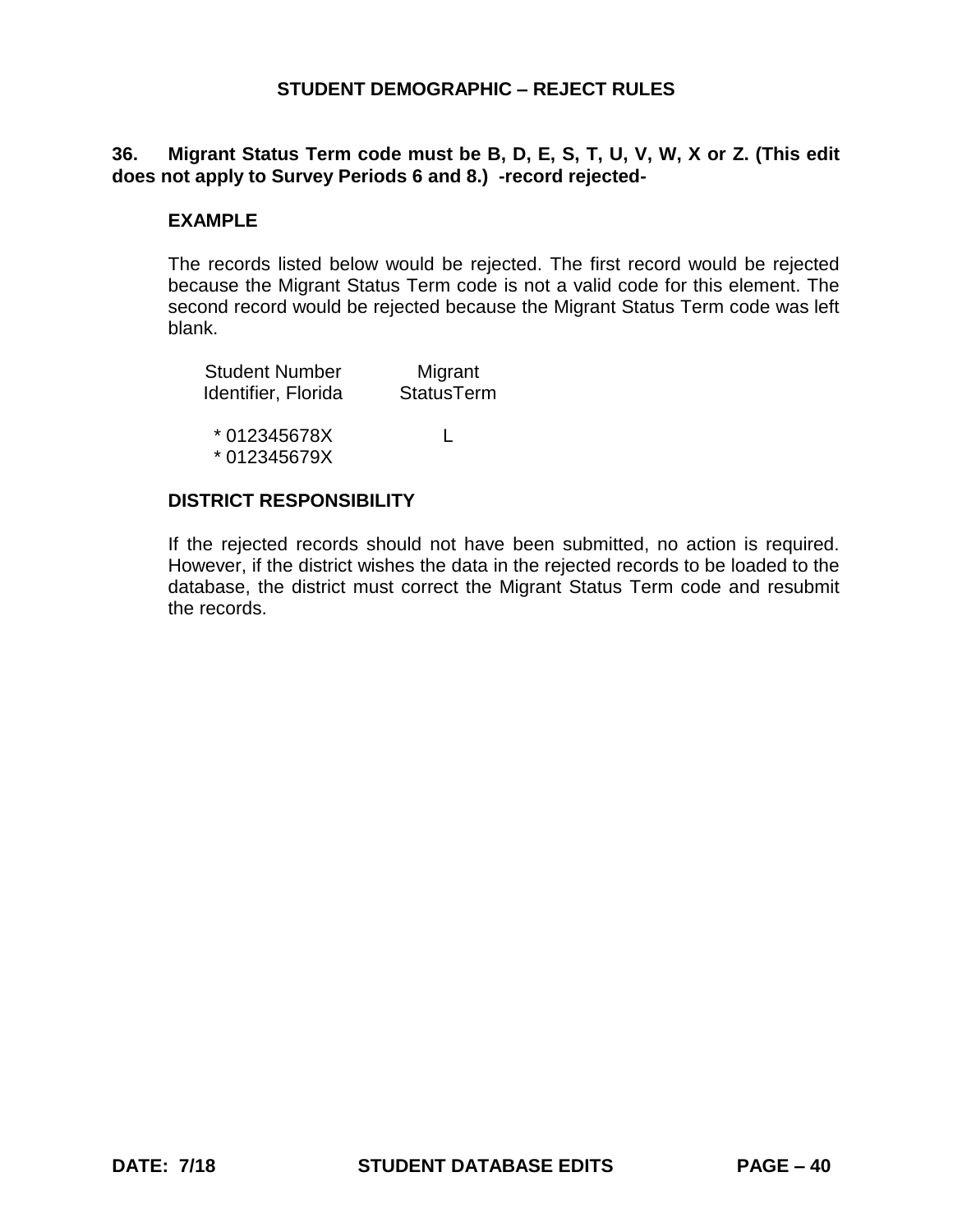**STUDENT DEMOGRAPHIC – REJECT RULES**

**36. Migrant Status Term code must be B, D, E, S, T, U, V, W, X or Z. (This edit does not apply to Survey Periods 6 and 8.) -record rejected-**

**EXAMPLE**

The records listed below would be rejected. The first record would be rejected because the Migrant Status Term code is not a valid code for this element. The second record would be rejected because the Migrant Status Term code was left blank.

| Student Number Identifier, Florida | Migrant StatusTerm |
|---|---|
| * 012345678X | L |
| * 012345679X | |

**DISTRICT RESPONSIBILITY**

If the rejected records should not have been submitted, no action is required. However, if the district wishes the data in the rejected records to be loaded to the database, the district must correct the Migrant Status Term code and resubmit the records.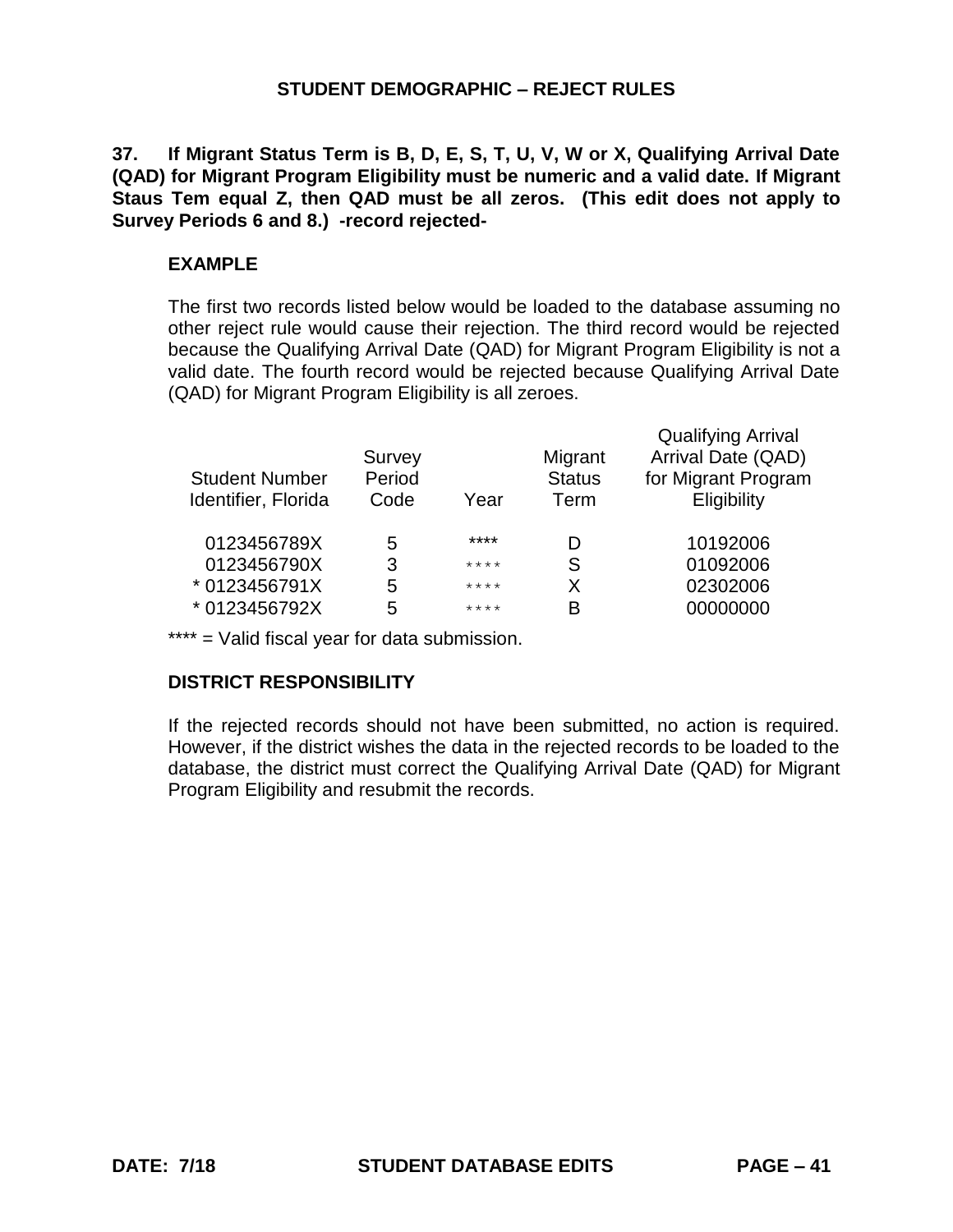## STUDENT DEMOGRAPHIC – REJECT RULES

**37. If Migrant Status Term is B, D, E, S, T, U, V, W or X, Qualifying Arrival Date (QAD) for Migrant Program Eligibility must be numeric and a valid date. If Migrant Staus Tem equal Z, then QAD must be all zeros. (This edit does not apply to Survey Periods 6 and 8.) -record rejected-**

### EXAMPLE

The first two records listed below would be loaded to the database assuming no other reject rule would cause their rejection. The third record would be rejected because the Qualifying Arrival Date (QAD) for Migrant Program Eligibility is not a valid date. The fourth record would be rejected because Qualifying Arrival Date (QAD) for Migrant Program Eligibility is all zeroes.

| Student Number Identifier, Florida | Survey Period Code | Year | Migrant Status Term | Qualifying Arrival Arrival Date (QAD) for Migrant Program Eligibility |
|---|---|---|---|---|
| 0123456789X | 5 | **** | D | 10192006 |
| 0123456790X | 3 | **** | S | 01092006 |
| * 0123456791X | 5 | **** | X | 02302006 |
| * 0123456792X | 5 | **** | B | 00000000 |

**** = Valid fiscal year for data submission.

### DISTRICT RESPONSIBILITY

If the rejected records should not have been submitted, no action is required. However, if the district wishes the data in the rejected records to be loaded to the database, the district must correct the Qualifying Arrival Date (QAD) for Migrant Program Eligibility and resubmit the records.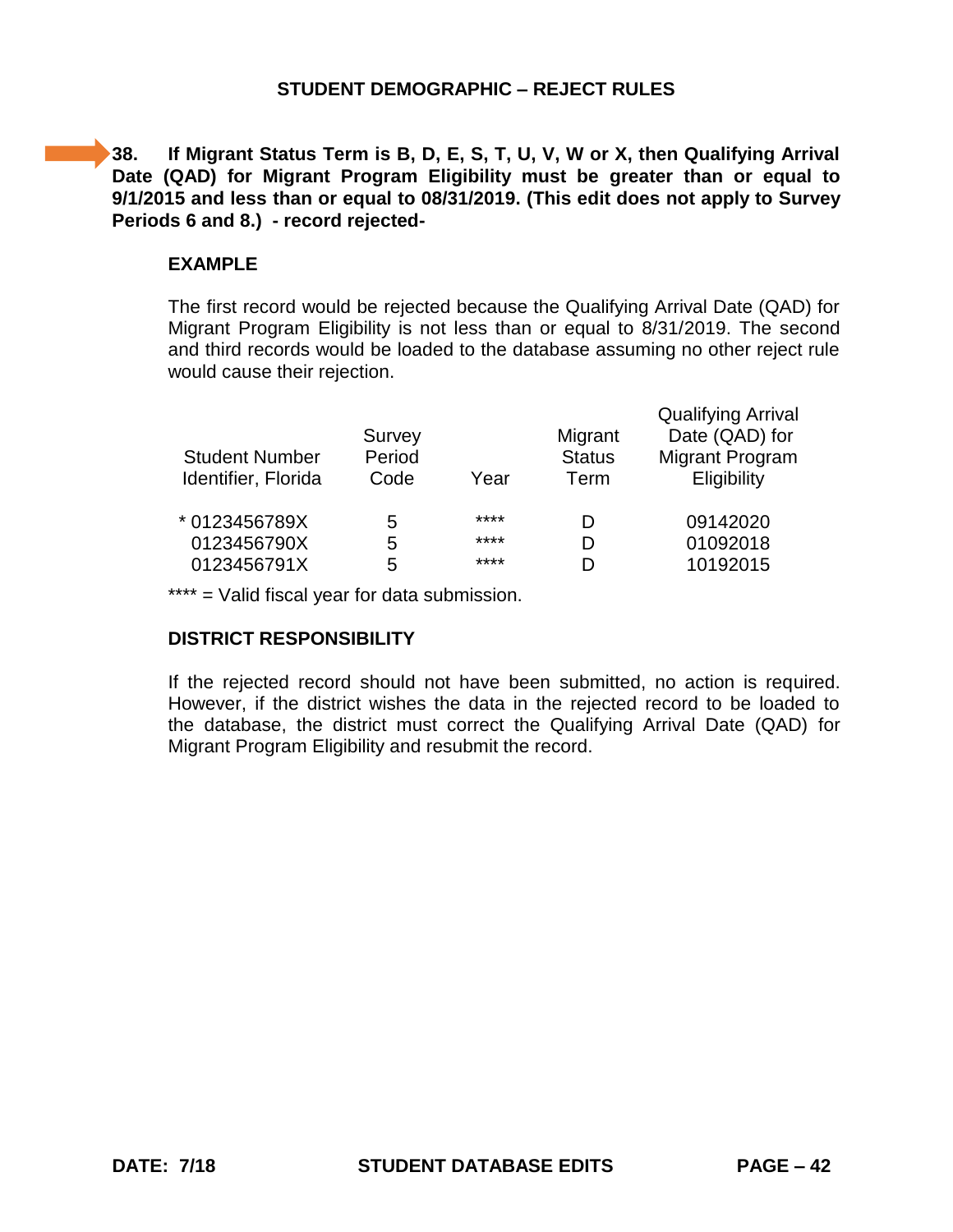## STUDENT DEMOGRAPHIC – REJECT RULES

**38. If Migrant Status Term is B, D, E, S, T, U, V, W or X, then Qualifying Arrival Date (QAD) for Migrant Program Eligibility must be greater than or equal to 9/1/2015 and less than or equal to 08/31/2019. (This edit does not apply to Survey Periods 6 and 8.) - record rejected-**

### EXAMPLE

The first record would be rejected because the Qualifying Arrival Date (QAD) for Migrant Program Eligibility is not less than or equal to 8/31/2019. The second and third records would be loaded to the database assuming no other reject rule would cause their rejection.

| Student Number Identifier, Florida | Survey Period Code | Year | Migrant Status Term | Qualifying Arrival Date (QAD) for Migrant Program Eligibility |
|---|---|---|---|---|
| * 0123456789X | 5 | **** | D | 09142020 |
| 0123456790X | 5 | **** | D | 01092018 |
| 0123456791X | 5 | **** | D | 10192015 |

**** = Valid fiscal year for data submission.

### DISTRICT RESPONSIBILITY

If the rejected record should not have been submitted, no action is required. However, if the district wishes the data in the rejected record to be loaded to the database, the district must correct the Qualifying Arrival Date (QAD) for Migrant Program Eligibility and resubmit the record.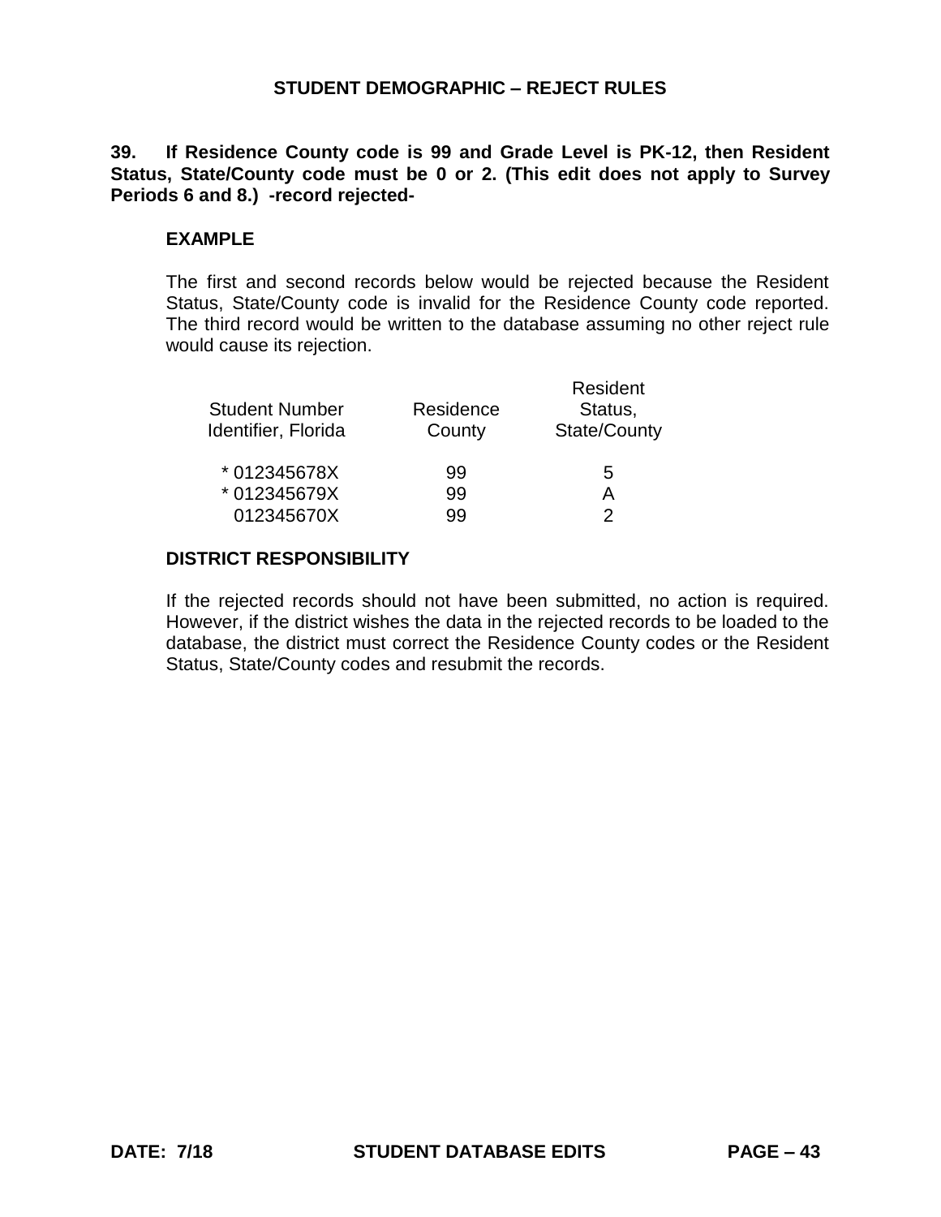## STUDENT DEMOGRAPHIC – REJECT RULES

**39. If Residence County code is 99 and Grade Level is PK-12, then Resident Status, State/County code must be 0 or 2. (This edit does not apply to Survey Periods 6 and 8.) -record rejected-**

**EXAMPLE**

The first and second records below would be rejected because the Resident Status, State/County code is invalid for the Residence County code reported. The third record would be written to the database assuming no other reject rule would cause its rejection.

| Student Number Identifier, Florida | Residence County | Resident Status, State/County |
|---|---|---|
| * 012345678X | 99 | 5 |
| * 012345679X | 99 | A |
| 012345670X | 99 | 2 |

**DISTRICT RESPONSIBILITY**

If the rejected records should not have been submitted, no action is required. However, if the district wishes the data in the rejected records to be loaded to the database, the district must correct the Residence County codes or the Resident Status, State/County codes and resubmit the records.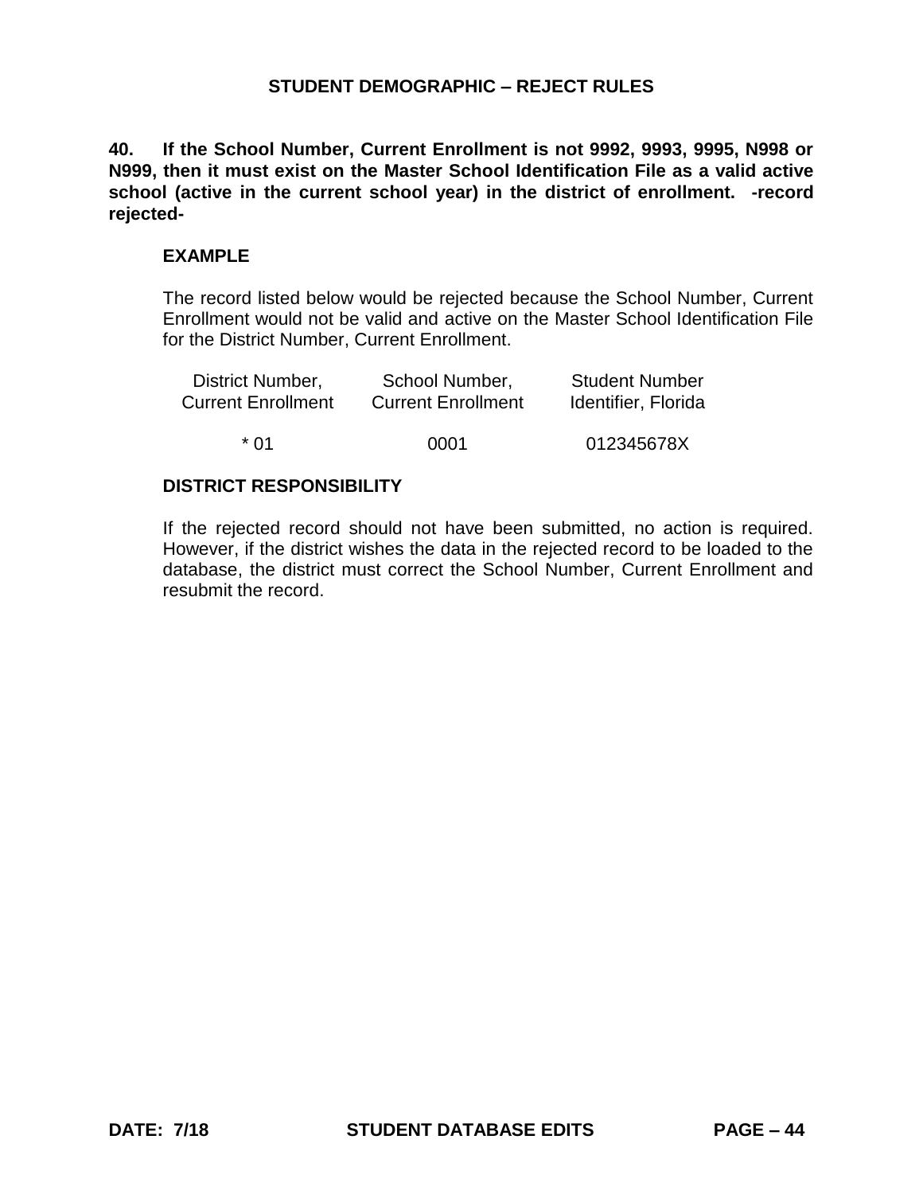## STUDENT DEMOGRAPHIC – REJECT RULES

**40. If the School Number, Current Enrollment is not 9992, 9993, 9995, N998 or N999, then it must exist on the Master School Identification File as a valid active school (active in the current school year) in the district of enrollment. -record rejected-**

**EXAMPLE**

The record listed below would be rejected because the School Number, Current Enrollment would not be valid and active on the Master School Identification File for the District Number, Current Enrollment.

| District Number, Current Enrollment | School Number, Current Enrollment | Student Number Identifier, Florida |
|---|---|---|
| * 01 | 0001 | 012345678X |

**DISTRICT RESPONSIBILITY**

If the rejected record should not have been submitted, no action is required. However, if the district wishes the data in the rejected record to be loaded to the database, the district must correct the School Number, Current Enrollment and resubmit the record.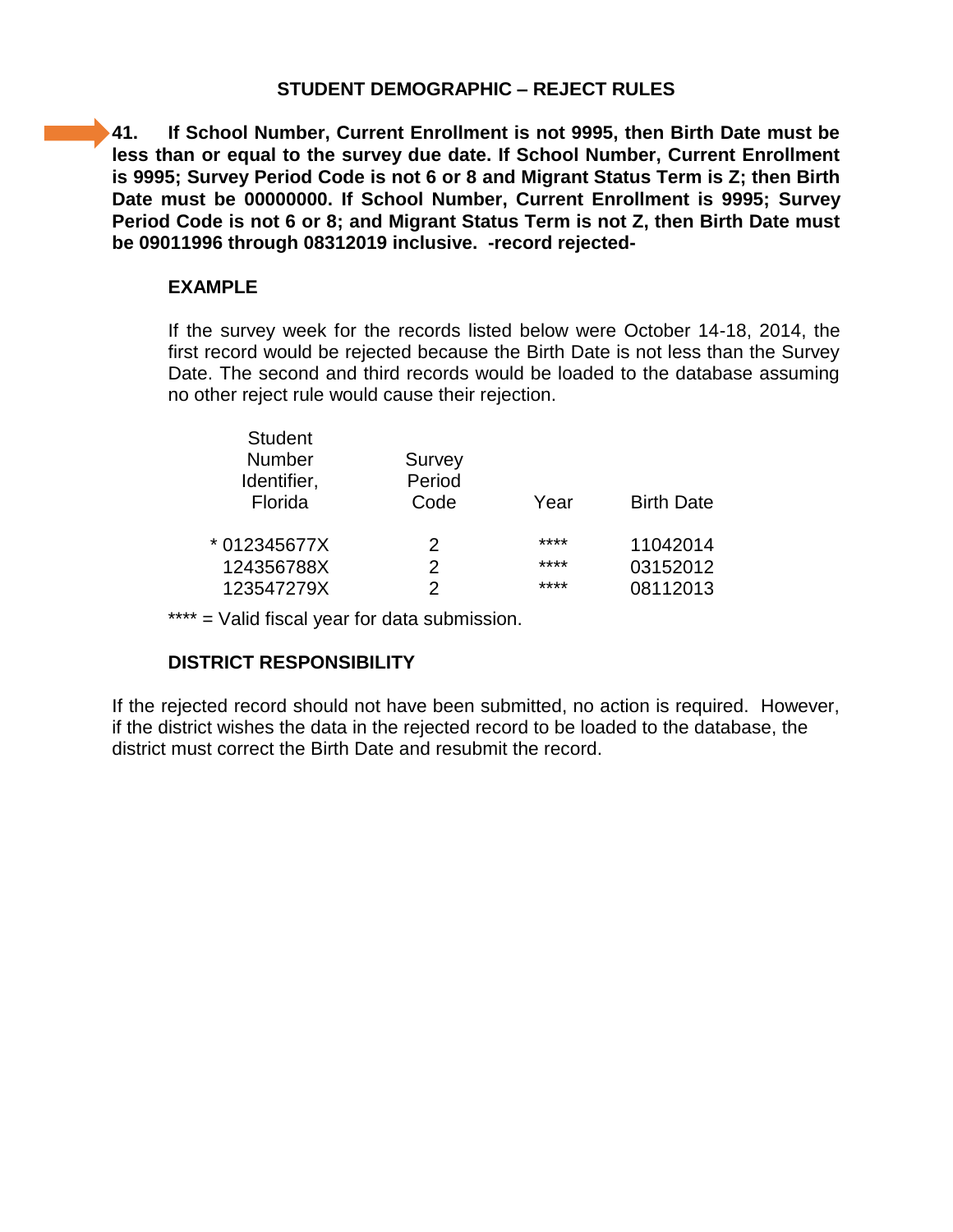## STUDENT DEMOGRAPHIC – REJECT RULES

**41. If School Number, Current Enrollment is not 9995, then Birth Date must be less than or equal to the survey due date. If School Number, Current Enrollment is 9995; Survey Period Code is not 6 or 8 and Migrant Status Term is Z; then Birth Date must be 00000000. If School Number, Current Enrollment is 9995; Survey Period Code is not 6 or 8; and Migrant Status Term is not Z, then Birth Date must be 09011996 through 08312019 inclusive. -record rejected-**

### EXAMPLE

If the survey week for the records listed below were October 14-18, 2014, the first record would be rejected because the Birth Date is not less than the Survey Date. The second and third records would be loaded to the database assuming no other reject rule would cause their rejection.

| Student Number Identifier, Florida | Survey Period Code | Year | Birth Date |
|---|---|---|---|
| * 012345677X | 2 | **** | 11042014 |
| 124356788X | 2 | **** | 03152012 |
| 123547279X | 2 | **** | 08112013 |

**** = Valid fiscal year for data submission.

### DISTRICT RESPONSIBILITY

If the rejected record should not have been submitted, no action is required. However, if the district wishes the data in the rejected record to be loaded to the database, the district must correct the Birth Date and resubmit the record.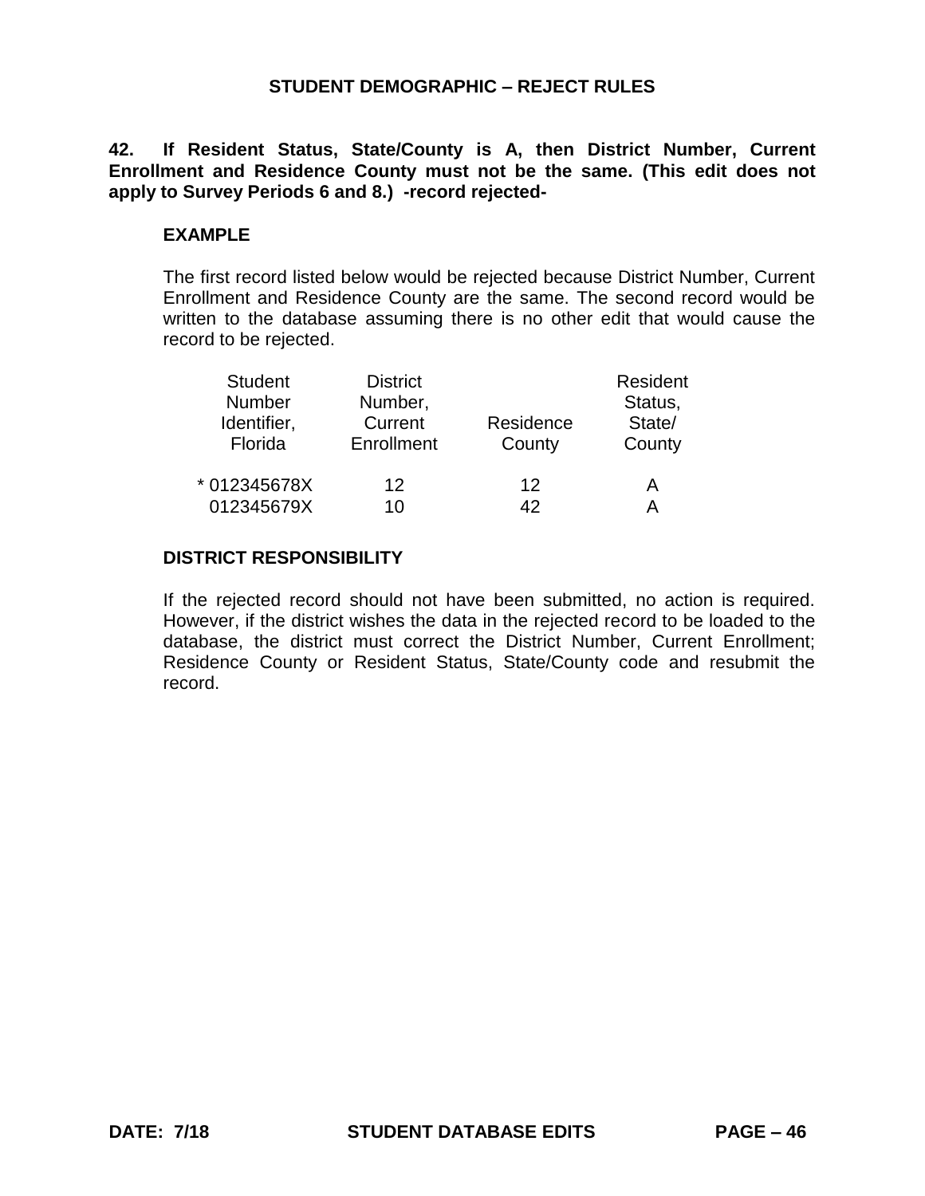## STUDENT DEMOGRAPHIC – REJECT RULES

**42. If Resident Status, State/County is A, then District Number, Current Enrollment and Residence County must not be the same. (This edit does not apply to Survey Periods 6 and 8.) -record rejected-**

**EXAMPLE**

The first record listed below would be rejected because District Number, Current Enrollment and Residence County are the same. The second record would be written to the database assuming there is no other edit that would cause the record to be rejected.

| Student Number Identifier, Florida | District Number, Current Enrollment | Residence County | Resident Status, State/ County |
|---|---|---|---|
| * 012345678X | 12 | 12 | A |
| 012345679X | 10 | 42 | A |

**DISTRICT RESPONSIBILITY**

If the rejected record should not have been submitted, no action is required. However, if the district wishes the data in the rejected record to be loaded to the database, the district must correct the District Number, Current Enrollment; Residence County or Resident Status, State/County code and resubmit the record.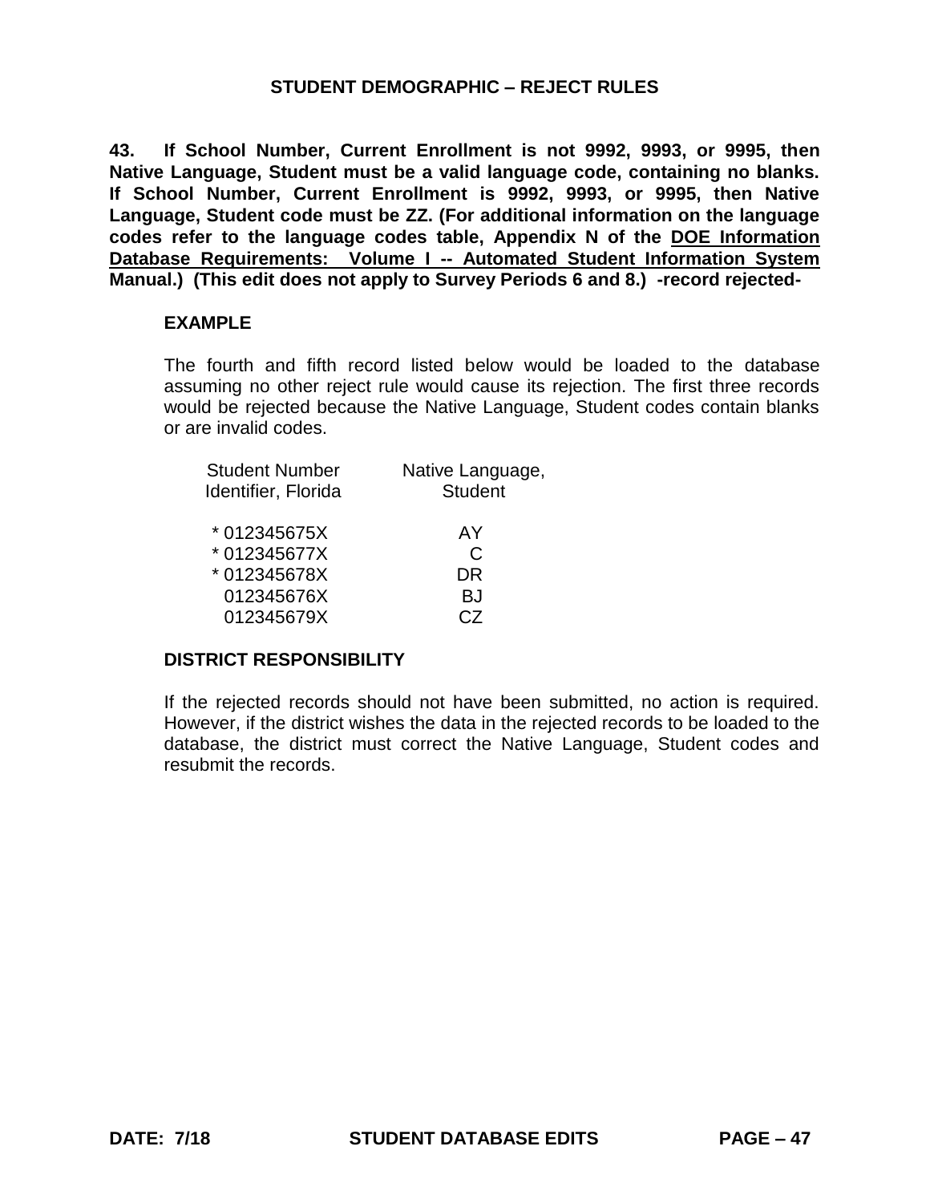## STUDENT DEMOGRAPHIC – REJECT RULES

**43. If School Number, Current Enrollment is not 9992, 9993, or 9995, then Native Language, Student must be a valid language code, containing no blanks. If School Number, Current Enrollment is 9992, 9993, or 9995, then Native Language, Student code must be ZZ. (For additional information on the language codes refer to the language codes table, Appendix N of the <u>DOE Information Database Requirements: Volume I -- Automated Student Information System</u> Manual.) (This edit does not apply to Survey Periods 6 and 8.) -record rejected-**

### EXAMPLE

The fourth and fifth record listed below would be loaded to the database assuming no other reject rule would cause its rejection. The first three records would be rejected because the Native Language, Student codes contain blanks or are invalid codes.

| Student Number Identifier, Florida | Native Language, Student |
|---|---|
| * 012345675X | AY |
| * 012345677X | C |
| * 012345678X | DR |
| 012345676X | BJ |
| 012345679X | CZ |

### DISTRICT RESPONSIBILITY

If the rejected records should not have been submitted, no action is required. However, if the district wishes the data in the rejected records to be loaded to the database, the district must correct the Native Language, Student codes and resubmit the records.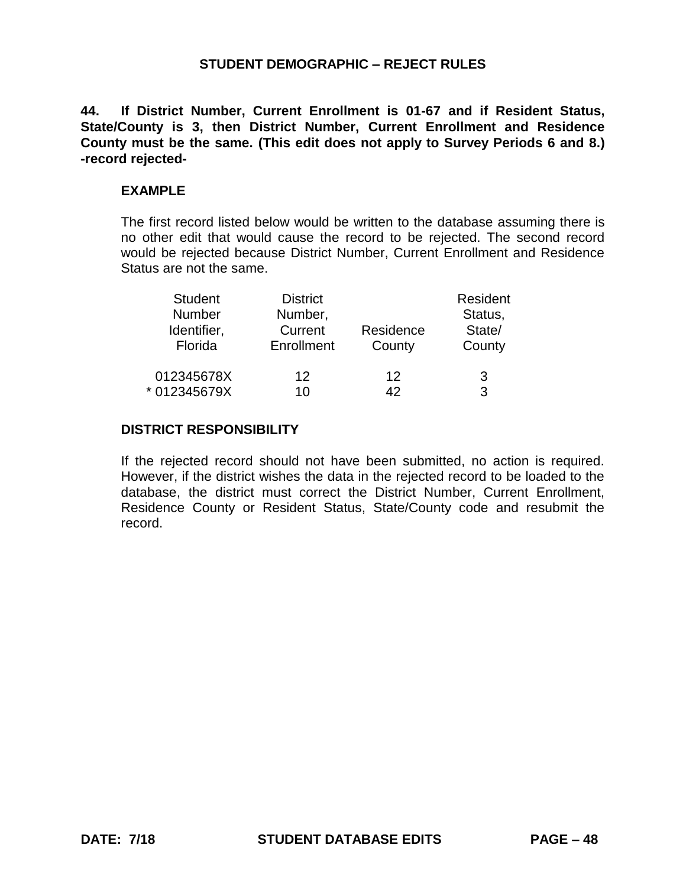## STUDENT DEMOGRAPHIC – REJECT RULES

**44. If District Number, Current Enrollment is 01-67 and if Resident Status, State/County is 3, then District Number, Current Enrollment and Residence County must be the same. (This edit does not apply to Survey Periods 6 and 8.) -record rejected-**

### EXAMPLE

The first record listed below would be written to the database assuming there is no other edit that would cause the record to be rejected. The second record would be rejected because District Number, Current Enrollment and Residence Status are not the same.

| Student Number Identifier, Florida | District Number, Current Enrollment | Residence County | Resident Status, State/ County |
|---|---|---|---|
| 012345678X | 12 | 12 | 3 |
| * 012345679X | 10 | 42 | 3 |

### DISTRICT RESPONSIBILITY

If the rejected record should not have been submitted, no action is required. However, if the district wishes the data in the rejected record to be loaded to the database, the district must correct the District Number, Current Enrollment, Residence County or Resident Status, State/County code and resubmit the record.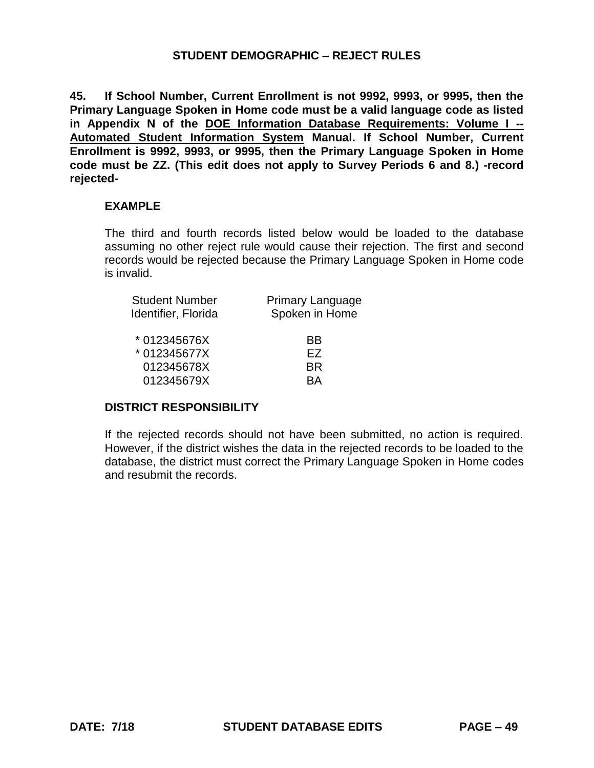## STUDENT DEMOGRAPHIC – REJECT RULES

**45. If School Number, Current Enrollment is not 9992, 9993, or 9995, then the Primary Language Spoken in Home code must be a valid language code as listed in Appendix N of the <u>DOE Information Database Requirements: Volume I -- Automated Student Information System</u> Manual. If School Number, Current Enrollment is 9992, 9993, or 9995, then the Primary Language Spoken in Home code must be ZZ. (This edit does not apply to Survey Periods 6 and 8.) -record rejected-**

**EXAMPLE**

The third and fourth records listed below would be loaded to the database assuming no other reject rule would cause their rejection. The first and second records would be rejected because the Primary Language Spoken in Home code is invalid.

| Student Number Identifier, Florida | Primary Language Spoken in Home |
|---|---|
| * 012345676X | BB |
| * 012345677X | EZ |
| 012345678X | BR |
| 012345679X | BA |

**DISTRICT RESPONSIBILITY**

If the rejected records should not have been submitted, no action is required. However, if the district wishes the data in the rejected records to be loaded to the database, the district must correct the Primary Language Spoken in Home codes and resubmit the records.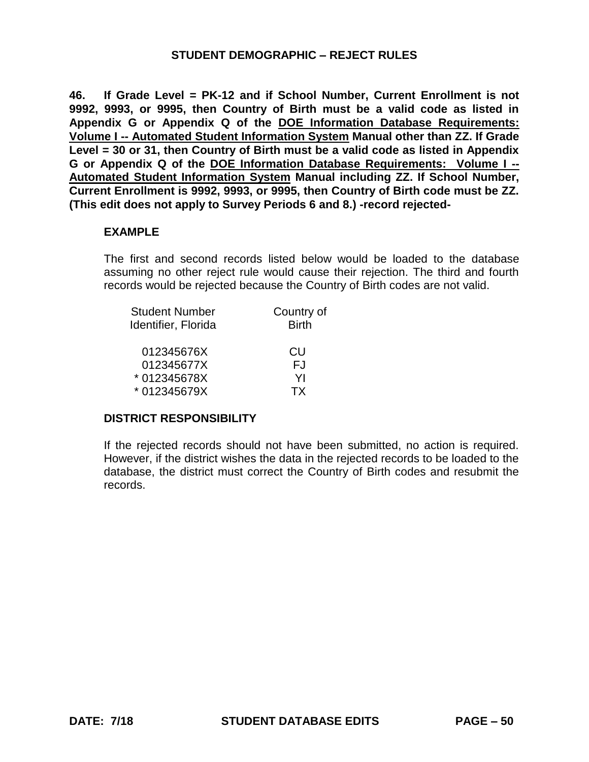## STUDENT DEMOGRAPHIC – REJECT RULES

**46. If Grade Level = PK-12 and if School Number, Current Enrollment is not 9992, 9993, or 9995, then Country of Birth must be a valid code as listed in Appendix G or Appendix Q of the <u>DOE Information Database Requirements: Volume I -- Automated Student Information System</u> Manual other than ZZ. If Grade Level = 30 or 31, then Country of Birth must be a valid code as listed in Appendix G or Appendix Q of the <u>DOE Information Database Requirements: Volume I -- Automated Student Information System</u> Manual including ZZ. If School Number, Current Enrollment is 9992, 9993, or 9995, then Country of Birth code must be ZZ. (This edit does not apply to Survey Periods 6 and 8.) -record rejected-**

**EXAMPLE**

The first and second records listed below would be loaded to the database assuming no other reject rule would cause their rejection. The third and fourth records would be rejected because the Country of Birth codes are not valid.

| Student Number Identifier, Florida | Country of Birth |
|---|---|
| 012345676X | CU |
| 012345677X | FJ |
| * 012345678X | YI |
| * 012345679X | TX |

**DISTRICT RESPONSIBILITY**

If the rejected records should not have been submitted, no action is required. However, if the district wishes the data in the rejected records to be loaded to the database, the district must correct the Country of Birth codes and resubmit the records.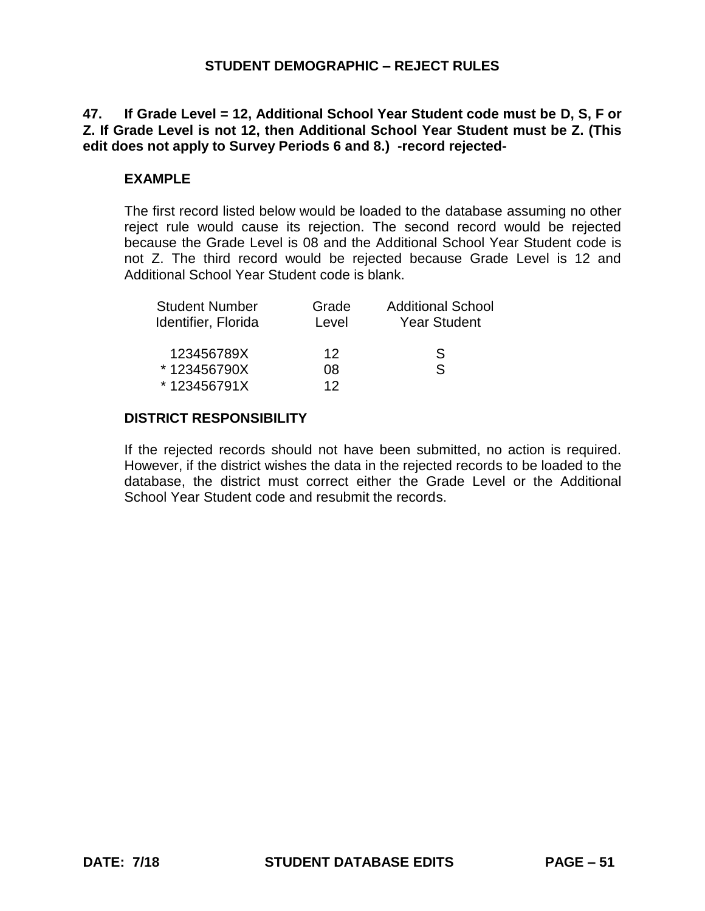## STUDENT DEMOGRAPHIC – REJECT RULES

**47. If Grade Level = 12, Additional School Year Student code must be D, S, F or Z. If Grade Level is not 12, then Additional School Year Student must be Z. (This edit does not apply to Survey Periods 6 and 8.) -record rejected-**

### EXAMPLE

The first record listed below would be loaded to the database assuming no other reject rule would cause its rejection. The second record would be rejected because the Grade Level is 08 and the Additional School Year Student code is not Z. The third record would be rejected because Grade Level is 12 and Additional School Year Student code is blank.

| Student Number Identifier, Florida | Grade Level | Additional School Year Student |
|---|---|---|
| 123456789X | 12 | S |
| * 123456790X | 08 | S |
| * 123456791X | 12 | |

### DISTRICT RESPONSIBILITY

If the rejected records should not have been submitted, no action is required. However, if the district wishes the data in the rejected records to be loaded to the database, the district must correct either the Grade Level or the Additional School Year Student code and resubmit the records.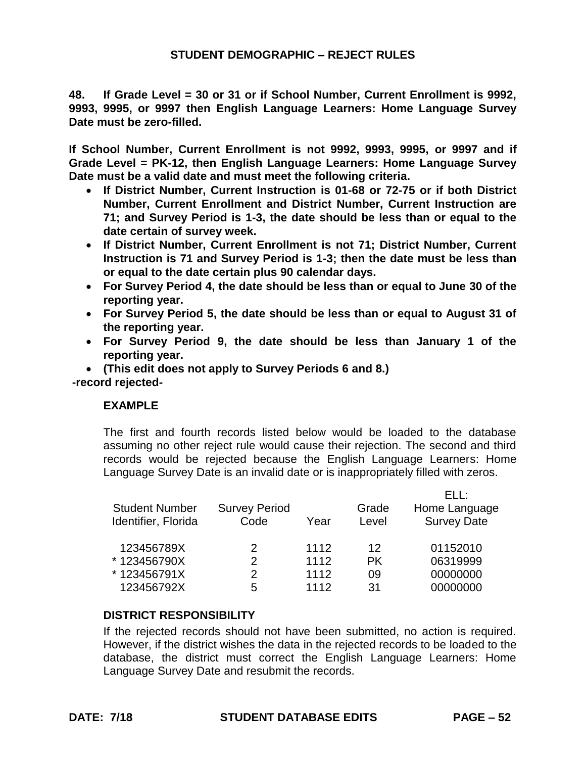## STUDENT DEMOGRAPHIC – REJECT RULES

**48. If Grade Level = 30 or 31 or if School Number, Current Enrollment is 9992, 9993, 9995, or 9997 then English Language Learners: Home Language Survey Date must be zero-filled.**

**If School Number, Current Enrollment is not 9992, 9993, 9995, or 9997 and if Grade Level = PK-12, then English Language Learners: Home Language Survey Date must be a valid date and must meet the following criteria.**

- **If District Number, Current Instruction is 01-68 or 72-75 or if both District Number, Current Enrollment and District Number, Current Instruction are 71; and Survey Period is 1-3, the date should be less than or equal to the date certain of survey week.**
- **If District Number, Current Enrollment is not 71; District Number, Current Instruction is 71 and Survey Period is 1-3; then the date must be less than or equal to the date certain plus 90 calendar days.**
- **For Survey Period 4, the date should be less than or equal to June 30 of the reporting year.**
- **For Survey Period 5, the date should be less than or equal to August 31 of the reporting year.**
- **For Survey Period 9, the date should be less than January 1 of the reporting year.**
- **(This edit does not apply to Survey Periods 6 and 8.)**

**-record rejected-**

### EXAMPLE

The first and fourth records listed below would be loaded to the database assuming no other reject rule would cause their rejection. The second and third records would be rejected because the English Language Learners: Home Language Survey Date is an invalid date or is inappropriately filled with zeros.

| Student Number Identifier, Florida | Survey Period Code | Year | Grade Level | ELL: Home Language Survey Date |
|---|---|---|---|---|
| 123456789X | 2 | 1112 | 12 | 01152010 |
| * 123456790X | 2 | 1112 | PK | 06319999 |
| * 123456791X | 2 | 1112 | 09 | 00000000 |
| 123456792X | 5 | 1112 | 31 | 00000000 |

### DISTRICT RESPONSIBILITY

If the rejected records should not have been submitted, no action is required. However, if the district wishes the data in the rejected records to be loaded to the database, the district must correct the English Language Learners: Home Language Survey Date and resubmit the records.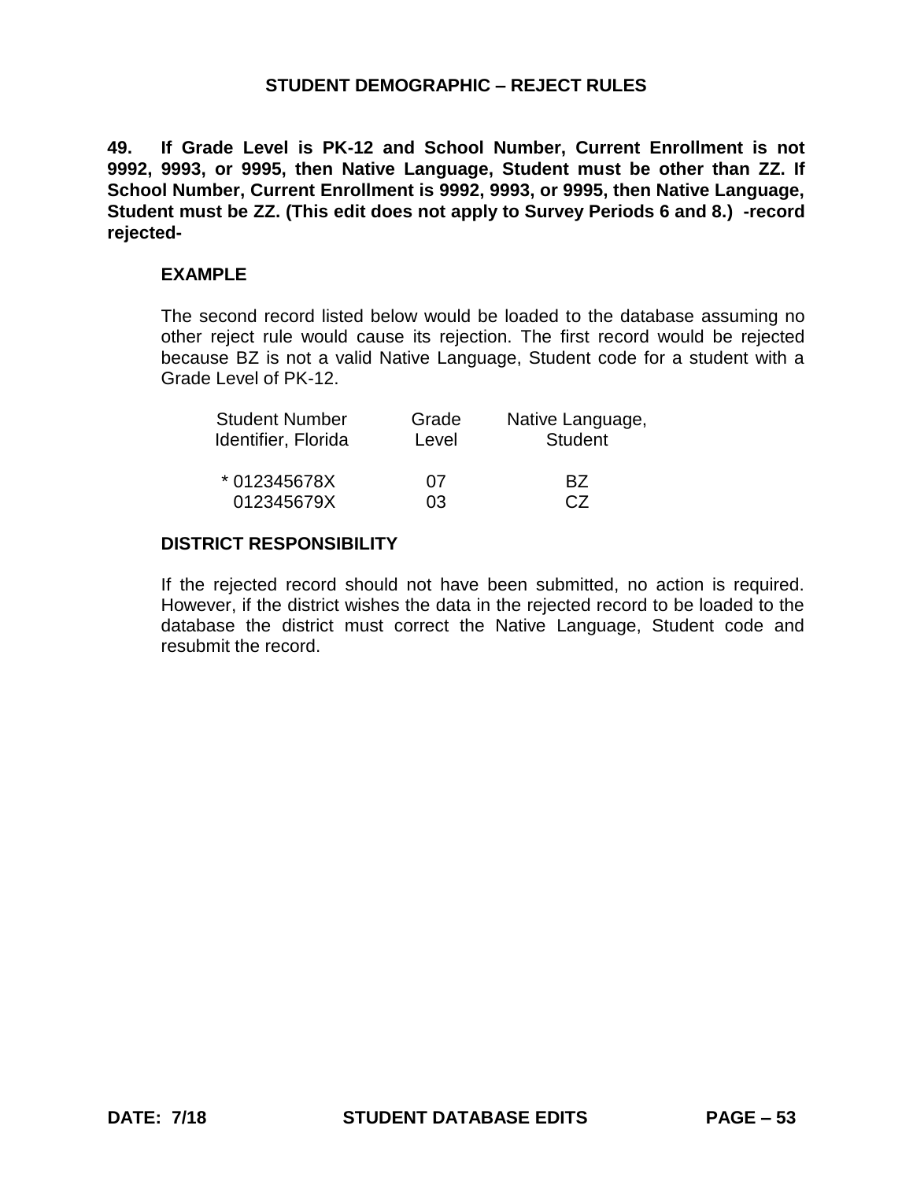## STUDENT DEMOGRAPHIC – REJECT RULES

**49. If Grade Level is PK-12 and School Number, Current Enrollment is not 9992, 9993, or 9995, then Native Language, Student must be other than ZZ. If School Number, Current Enrollment is 9992, 9993, or 9995, then Native Language, Student must be ZZ. (This edit does not apply to Survey Periods 6 and 8.) -record rejected-**

### EXAMPLE

The second record listed below would be loaded to the database assuming no other reject rule would cause its rejection. The first record would be rejected because BZ is not a valid Native Language, Student code for a student with a Grade Level of PK-12.

| Student Number Identifier, Florida | Grade Level | Native Language, Student |
|---|---|---|
| * 012345678X | 07 | BZ |
| 012345679X | 03 | CZ |

### DISTRICT RESPONSIBILITY

If the rejected record should not have been submitted, no action is required. However, if the district wishes the data in the rejected record to be loaded to the database the district must correct the Native Language, Student code and resubmit the record.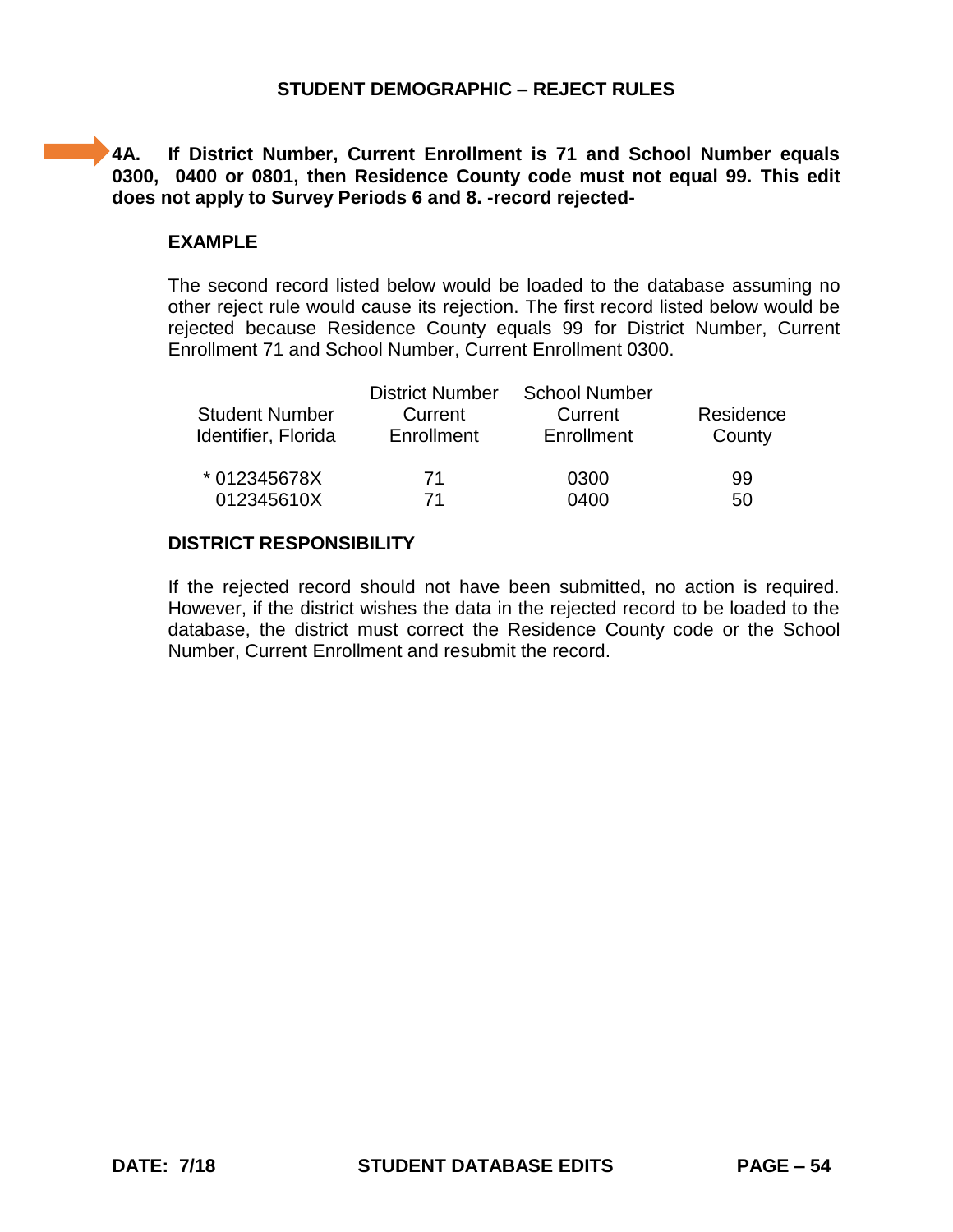## STUDENT DEMOGRAPHIC – REJECT RULES

**4A. If District Number, Current Enrollment is 71 and School Number equals 0300, 0400 or 0801, then Residence County code must not equal 99. This edit does not apply to Survey Periods 6 and 8. -record rejected-**

### EXAMPLE

The second record listed below would be loaded to the database assuming no other reject rule would cause its rejection. The first record listed below would be rejected because Residence County equals 99 for District Number, Current Enrollment 71 and School Number, Current Enrollment 0300.

| Student Number Identifier, Florida | District Number Current Enrollment | School Number Current Enrollment | Residence County |
|---|---|---|---|
| * 012345678X | 71 | 0300 | 99 |
| 012345610X | 71 | 0400 | 50 |

### DISTRICT RESPONSIBILITY

If the rejected record should not have been submitted, no action is required. However, if the district wishes the data in the rejected record to be loaded to the database, the district must correct the Residence County code or the School Number, Current Enrollment and resubmit the record.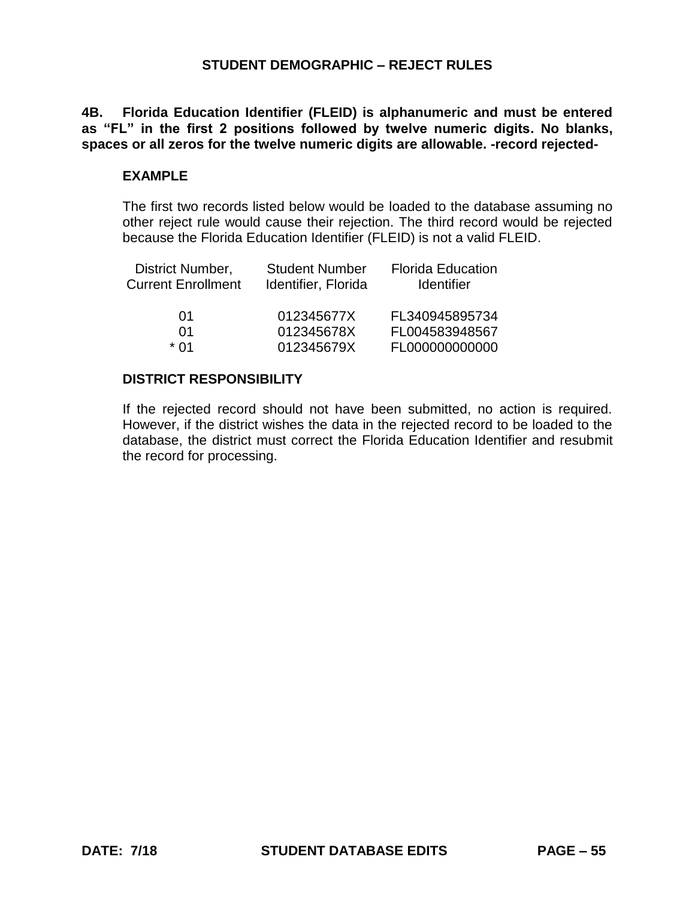**STUDENT DEMOGRAPHIC – REJECT RULES**

**4B. Florida Education Identifier (FLEID) is alphanumeric and must be entered as "FL" in the first 2 positions followed by twelve numeric digits. No blanks, spaces or all zeros for the twelve numeric digits are allowable. -record rejected-**

**EXAMPLE**

The first two records listed below would be loaded to the database assuming no other reject rule would cause their rejection. The third record would be rejected because the Florida Education Identifier (FLEID) is not a valid FLEID.

| District Number, Current Enrollment | Student Number Identifier, Florida | Florida Education Identifier |
|---|---|---|
| 01 | 012345677X | FL340945895734 |
| 01 | 012345678X | FL004583948567 |
| * 01 | 012345679X | FL000000000000 |

**DISTRICT RESPONSIBILITY**

If the rejected record should not have been submitted, no action is required. However, if the district wishes the data in the rejected record to be loaded to the database, the district must correct the Florida Education Identifier and resubmit the record for processing.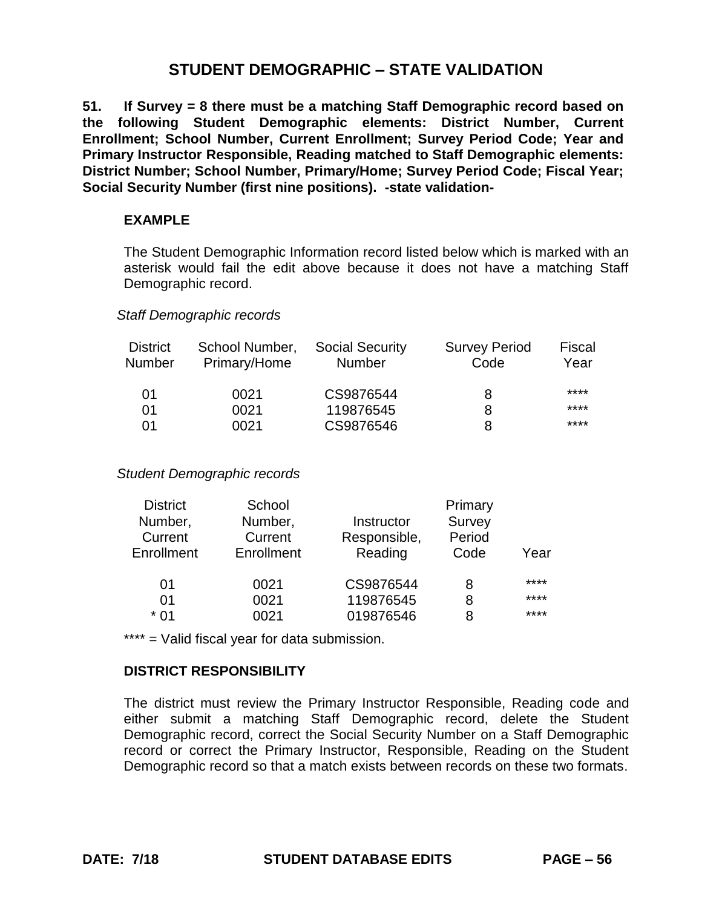# STUDENT DEMOGRAPHIC – STATE VALIDATION

**51. If Survey = 8 there must be a matching Staff Demographic record based on the following Student Demographic elements: District Number, Current Enrollment; School Number, Current Enrollment; Survey Period Code; Year and Primary Instructor Responsible, Reading matched to Staff Demographic elements: District Number; School Number, Primary/Home; Survey Period Code; Fiscal Year; Social Security Number (first nine positions). -state validation-**

**EXAMPLE**

The Student Demographic Information record listed below which is marked with an asterisk would fail the edit above because it does not have a matching Staff Demographic record.

*Staff Demographic records*

| District Number | School Number, Primary/Home | Social Security Number | Survey Period Code | Fiscal Year |
|---|---|---|---|---|
| 01 | 0021 | CS9876544 | 8 | **** |
| 01 | 0021 | 119876545 | 8 | **** |
| 01 | 0021 | CS9876546 | 8 | **** |

*Student Demographic records*

| District Number, Current Enrollment | School Number, Current Enrollment | Instructor Responsible, Reading | Primary Survey Period Code | Year |
|---|---|---|---|---|
| 01 | 0021 | CS9876544 | 8 | **** |
| 01 | 0021 | 119876545 | 8 | **** |
| * 01 | 0021 | 019876546 | 8 | **** |

**** = Valid fiscal year for data submission.

**DISTRICT RESPONSIBILITY**

The district must review the Primary Instructor Responsible, Reading code and either submit a matching Staff Demographic record, delete the Student Demographic record, correct the Social Security Number on a Staff Demographic record or correct the Primary Instructor, Responsible, Reading on the Student Demographic record so that a match exists between records on these two formats.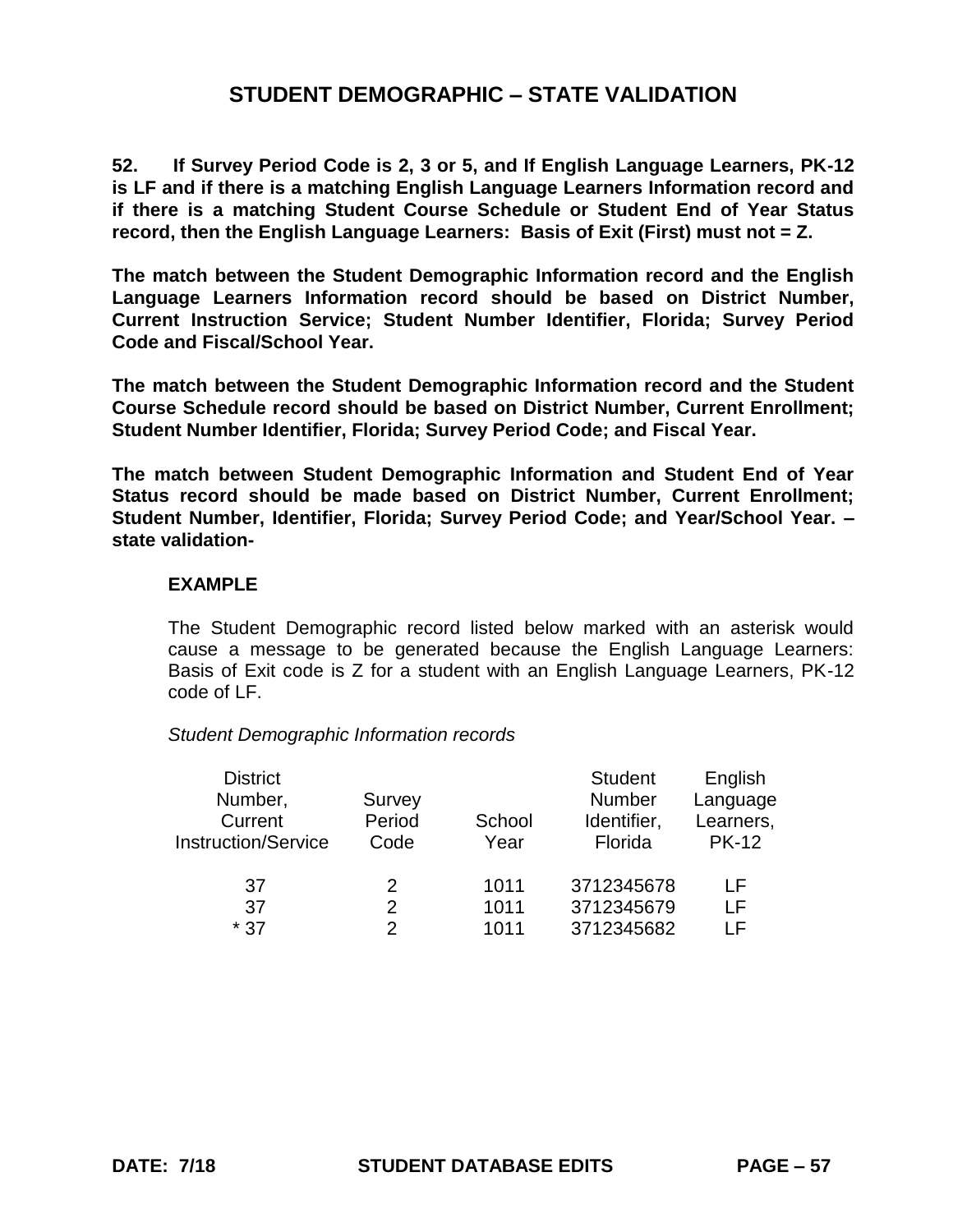# STUDENT DEMOGRAPHIC – STATE VALIDATION

**52. If Survey Period Code is 2, 3 or 5, and If English Language Learners, PK-12 is LF and if there is a matching English Language Learners Information record and if there is a matching Student Course Schedule or Student End of Year Status record, then the English Language Learners: Basis of Exit (First) must not = Z.**

**The match between the Student Demographic Information record and the English Language Learners Information record should be based on District Number, Current Instruction Service; Student Number Identifier, Florida; Survey Period Code and Fiscal/School Year.**

**The match between the Student Demographic Information record and the Student Course Schedule record should be based on District Number, Current Enrollment; Student Number Identifier, Florida; Survey Period Code; and Fiscal Year.**

**The match between Student Demographic Information and Student End of Year Status record should be made based on District Number, Current Enrollment; Student Number, Identifier, Florida; Survey Period Code; and Year/School Year. – state validation-**

**EXAMPLE**

The Student Demographic record listed below marked with an asterisk would cause a message to be generated because the English Language Learners: Basis of Exit code is Z for a student with an English Language Learners, PK-12 code of LF.

*Student Demographic Information records*

| District Number, Current Instruction/Service | Survey Period Code | School Year | Student Number Identifier, Florida | English Language Learners, PK-12 |
|---|---|---|---|---|
| 37 | 2 | 1011 | 3712345678 | LF |
| 37 | 2 | 1011 | 3712345679 | LF |
| * 37 | 2 | 1011 | 3712345682 | LF |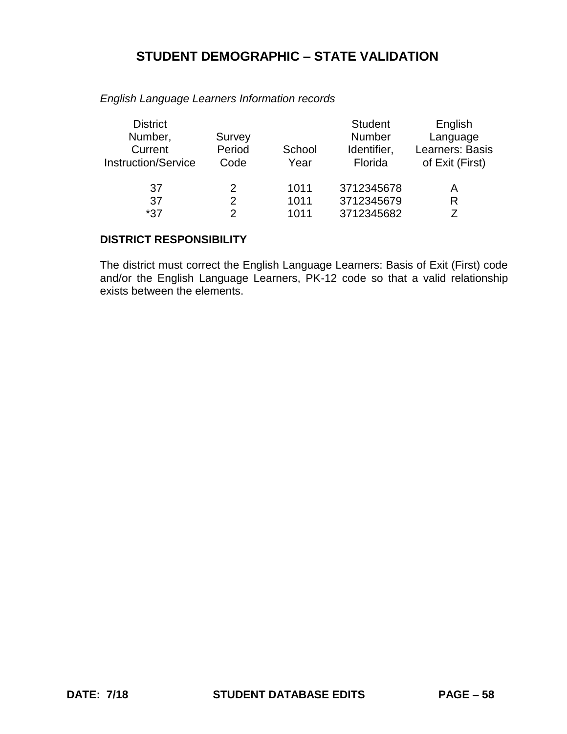# STUDENT DEMOGRAPHIC – STATE VALIDATION

*English Language Learners Information records*

| District Number, Current Instruction/Service | Survey Period Code | School Year | Student Number Identifier, Florida | English Language Learners: Basis of Exit (First) |
|---|---|---|---|---|
| 37 | 2 | 1011 | 3712345678 | A |
| 37 | 2 | 1011 | 3712345679 | R |
| *37 | 2 | 1011 | 3712345682 | Z |

**DISTRICT RESPONSIBILITY**

The district must correct the English Language Learners: Basis of Exit (First) code and/or the English Language Learners, PK-12 code so that a valid relationship exists between the elements.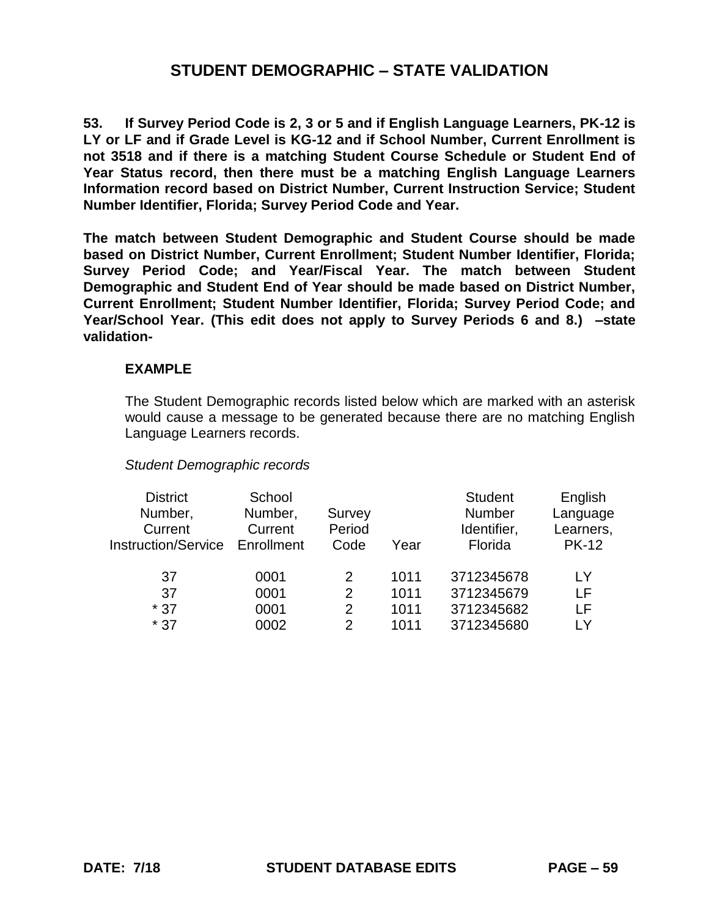# STUDENT DEMOGRAPHIC – STATE VALIDATION

**53. If Survey Period Code is 2, 3 or 5 and if English Language Learners, PK-12 is LY or LF and if Grade Level is KG-12 and if School Number, Current Enrollment is not 3518 and if there is a matching Student Course Schedule or Student End of Year Status record, then there must be a matching English Language Learners Information record based on District Number, Current Instruction Service; Student Number Identifier, Florida; Survey Period Code and Year.**

**The match between Student Demographic and Student Course should be made based on District Number, Current Enrollment; Student Number Identifier, Florida; Survey Period Code; and Year/Fiscal Year. The match between Student Demographic and Student End of Year should be made based on District Number, Current Enrollment; Student Number Identifier, Florida; Survey Period Code; and Year/School Year. (This edit does not apply to Survey Periods 6 and 8.) –state validation-**

**EXAMPLE**

The Student Demographic records listed below which are marked with an asterisk would cause a message to be generated because there are no matching English Language Learners records.

*Student Demographic records*

| District Number, Current Instruction/Service | School Number, Current Enrollment | Survey Period Code | Year | Student Number Identifier, Florida | English Language Learners, PK-12 |
|---|---|---|---|---|---|
| 37 | 0001 | 2 | 1011 | 3712345678 | LY |
| 37 | 0001 | 2 | 1011 | 3712345679 | LF |
| * 37 | 0001 | 2 | 1011 | 3712345682 | LF |
| * 37 | 0002 | 2 | 1011 | 3712345680 | LY |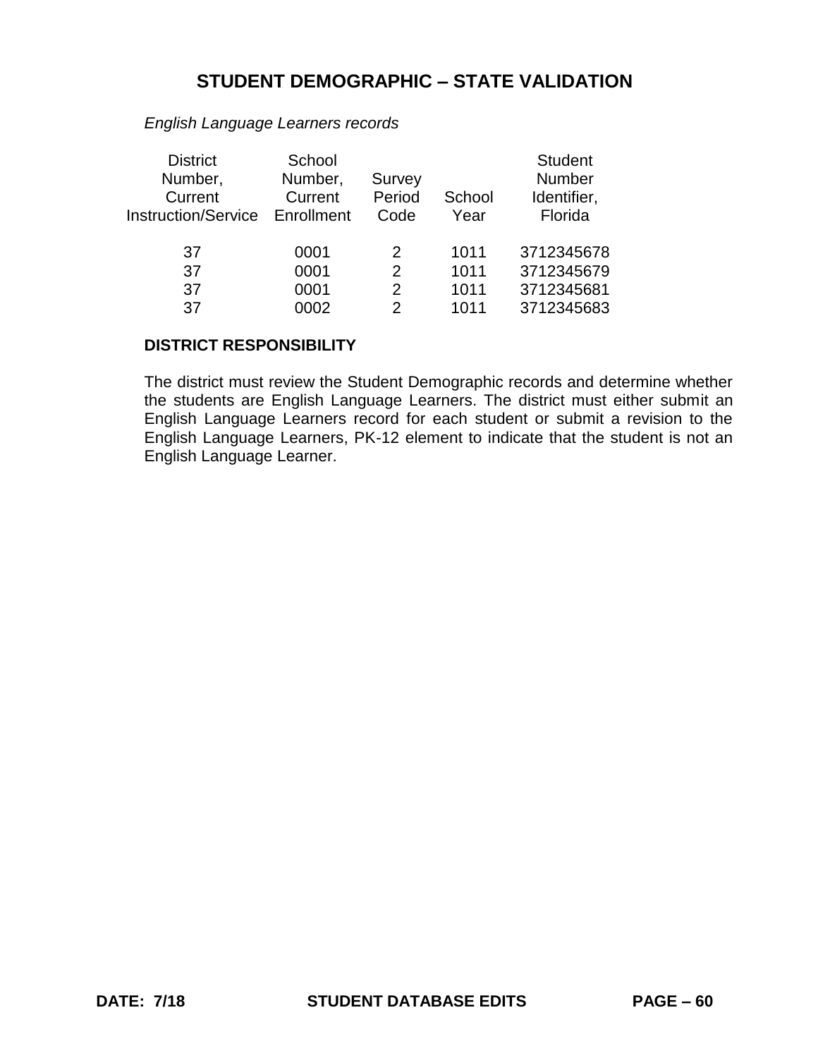# STUDENT DEMOGRAPHIC – STATE VALIDATION

*English Language Learners records*

| District Number, Current Instruction/Service | School Number, Current Enrollment | Survey Period Code | School Year | Student Number Identifier, Florida |
|---|---|---|---|---|
| 37 | 0001 | 2 | 1011 | 3712345678 |
| 37 | 0001 | 2 | 1011 | 3712345679 |
| 37 | 0001 | 2 | 1011 | 3712345681 |
| 37 | 0002 | 2 | 1011 | 3712345683 |

**DISTRICT RESPONSIBILITY**

The district must review the Student Demographic records and determine whether the students are English Language Learners. The district must either submit an English Language Learners record for each student or submit a revision to the English Language Learners, PK-12 element to indicate that the student is not an English Language Learner.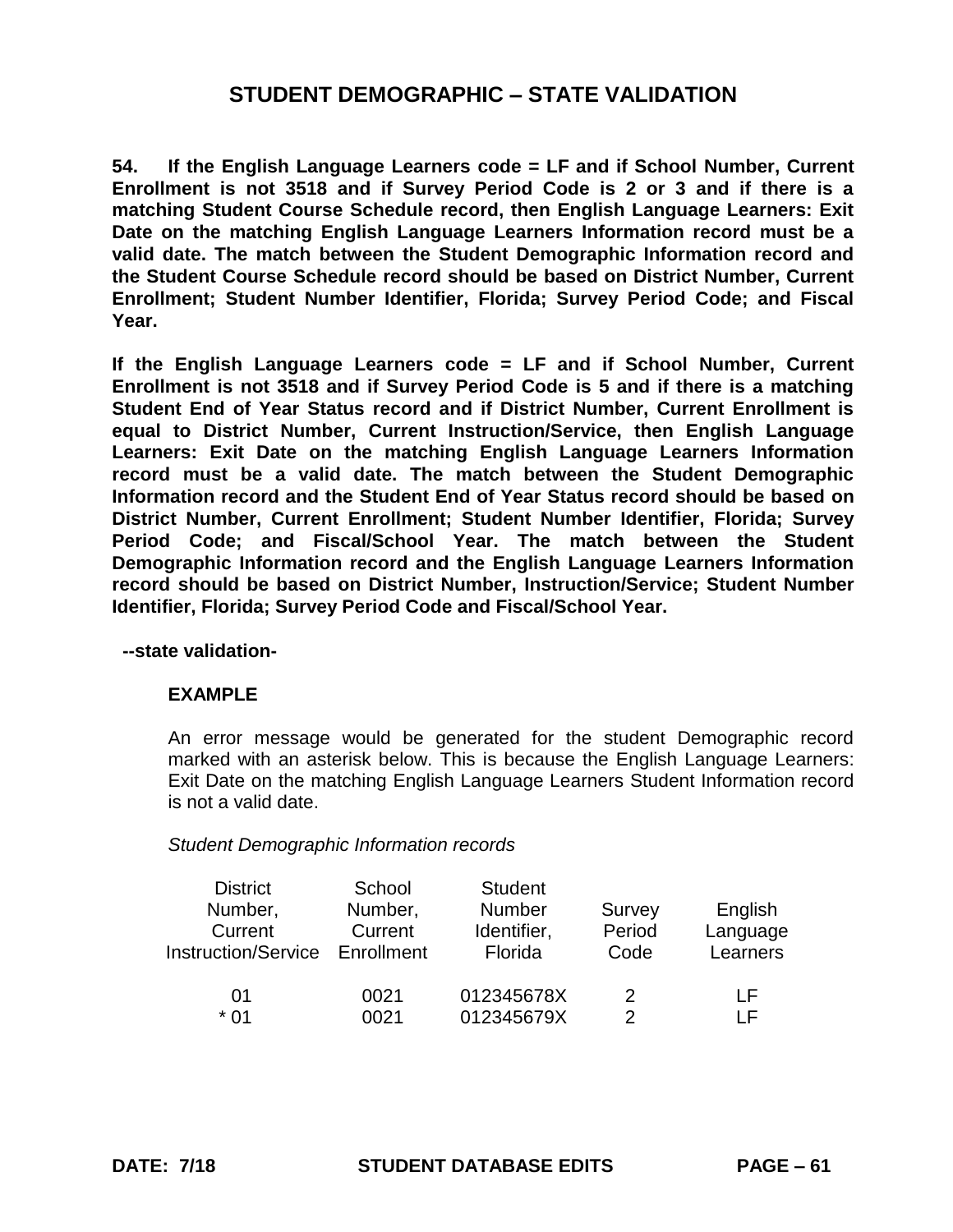# STUDENT DEMOGRAPHIC – STATE VALIDATION

**54. If the English Language Learners code = LF and if School Number, Current Enrollment is not 3518 and if Survey Period Code is 2 or 3 and if there is a matching Student Course Schedule record, then English Language Learners: Exit Date on the matching English Language Learners Information record must be a valid date. The match between the Student Demographic Information record and the Student Course Schedule record should be based on District Number, Current Enrollment; Student Number Identifier, Florida; Survey Period Code; and Fiscal Year.**

**If the English Language Learners code = LF and if School Number, Current Enrollment is not 3518 and if Survey Period Code is 5 and if there is a matching Student End of Year Status record and if District Number, Current Enrollment is equal to District Number, Current Instruction/Service, then English Language Learners: Exit Date on the matching English Language Learners Information record must be a valid date. The match between the Student Demographic Information record and the Student End of Year Status record should be based on District Number, Current Enrollment; Student Number Identifier, Florida; Survey Period Code; and Fiscal/School Year. The match between the Student Demographic Information record and the English Language Learners Information record should be based on District Number, Instruction/Service; Student Number Identifier, Florida; Survey Period Code and Fiscal/School Year.**

**--state validation-**

**EXAMPLE**

An error message would be generated for the student Demographic record marked with an asterisk below. This is because the English Language Learners: Exit Date on the matching English Language Learners Student Information record is not a valid date.

*Student Demographic Information records*

| District Number, Current Instruction/Service | School Number, Current Enrollment | Student Number Identifier, Florida | Survey Period Code | English Language Learners |
|---|---|---|---|---|
| 01 | 0021 | 012345678X | 2 | LF |
| * 01 | 0021 | 012345679X | 2 | LF |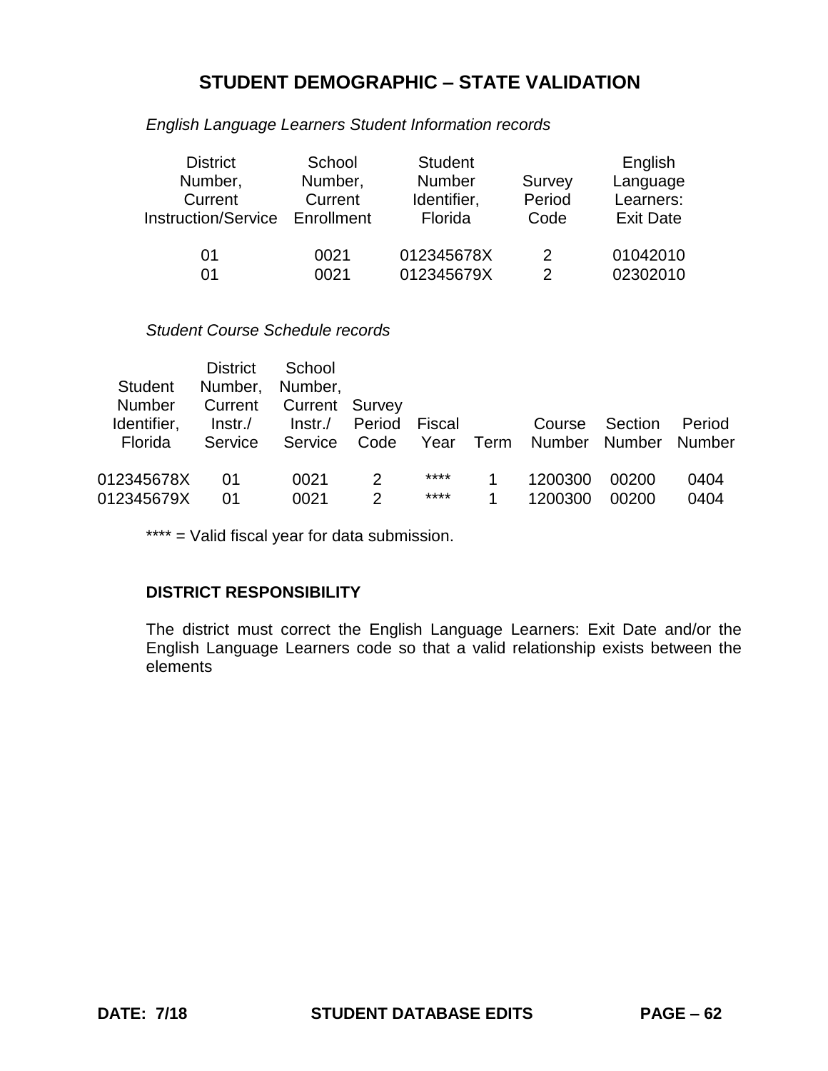# STUDENT DEMOGRAPHIC – STATE VALIDATION

*English Language Learners Student Information records*

| District Number, Current Instruction/Service | School Number, Current Enrollment | Student Number Identifier, Florida | Survey Period Code | English Language Learners: Exit Date |
|---|---|---|---|---|
| 01 | 0021 | 012345678X | 2 | 01042010 |
| 01 | 0021 | 012345679X | 2 | 02302010 |

*Student Course Schedule records*

| Student Number Identifier, Florida | District Number, Current Instr./ Service | School Number, Current Instr./ Service | Survey Period Code | Fiscal Year | Term | Course Number | Section Number | Period Number |
|---|---|---|---|---|---|---|---|---|
| 012345678X | 01 | 0021 | 2 | **** | 1 | 1200300 | 00200 | 0404 |
| 012345679X | 01 | 0021 | 2 | **** | 1 | 1200300 | 00200 | 0404 |

**** = Valid fiscal year for data submission.

**DISTRICT RESPONSIBILITY**

The district must correct the English Language Learners: Exit Date and/or the English Language Learners code so that a valid relationship exists between the elements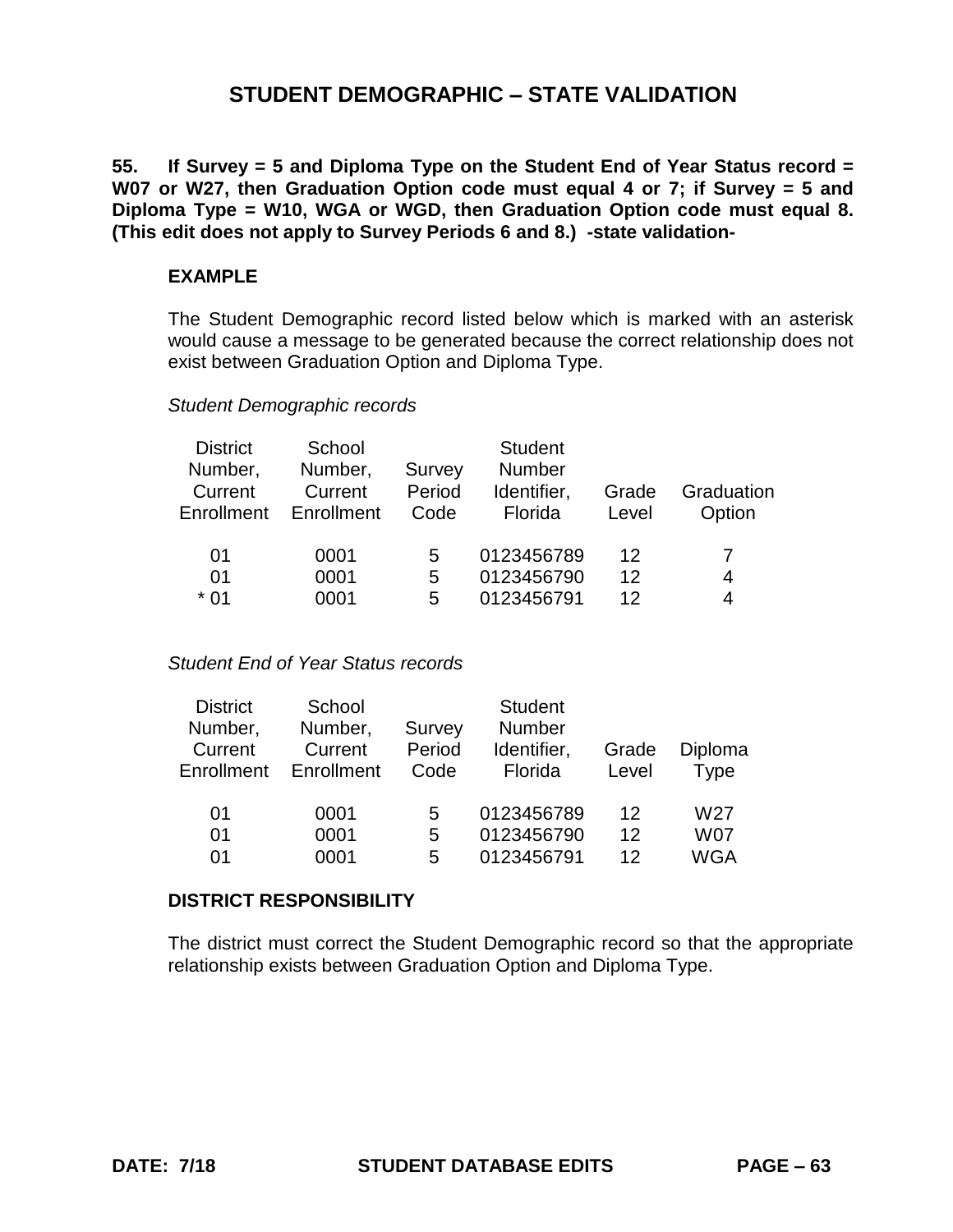# STUDENT DEMOGRAPHIC – STATE VALIDATION

**55. If Survey = 5 and Diploma Type on the Student End of Year Status record = W07 or W27, then Graduation Option code must equal 4 or 7; if Survey = 5 and Diploma Type = W10, WGA or WGD, then Graduation Option code must equal 8. (This edit does not apply to Survey Periods 6 and 8.) -state validation-**

**EXAMPLE**

The Student Demographic record listed below which is marked with an asterisk would cause a message to be generated because the correct relationship does not exist between Graduation Option and Diploma Type.

*Student Demographic records*

| District Number, Current Enrollment | School Number, Current Enrollment | Survey Period Code | Student Number Identifier, Florida | Grade Level | Graduation Option |
|---|---|---|---|---|---|
| 01 | 0001 | 5 | 0123456789 | 12 | 7 |
| 01 | 0001 | 5 | 0123456790 | 12 | 4 |
| * 01 | 0001 | 5 | 0123456791 | 12 | 4 |

*Student End of Year Status records*

| District Number, Current Enrollment | School Number, Current Enrollment | Survey Period Code | Student Number Identifier, Florida | Grade Level | Diploma Type |
|---|---|---|---|---|---|
| 01 | 0001 | 5 | 0123456789 | 12 | W27 |
| 01 | 0001 | 5 | 0123456790 | 12 | W07 |
| 01 | 0001 | 5 | 0123456791 | 12 | WGA |

**DISTRICT RESPONSIBILITY**

The district must correct the Student Demographic record so that the appropriate relationship exists between Graduation Option and Diploma Type.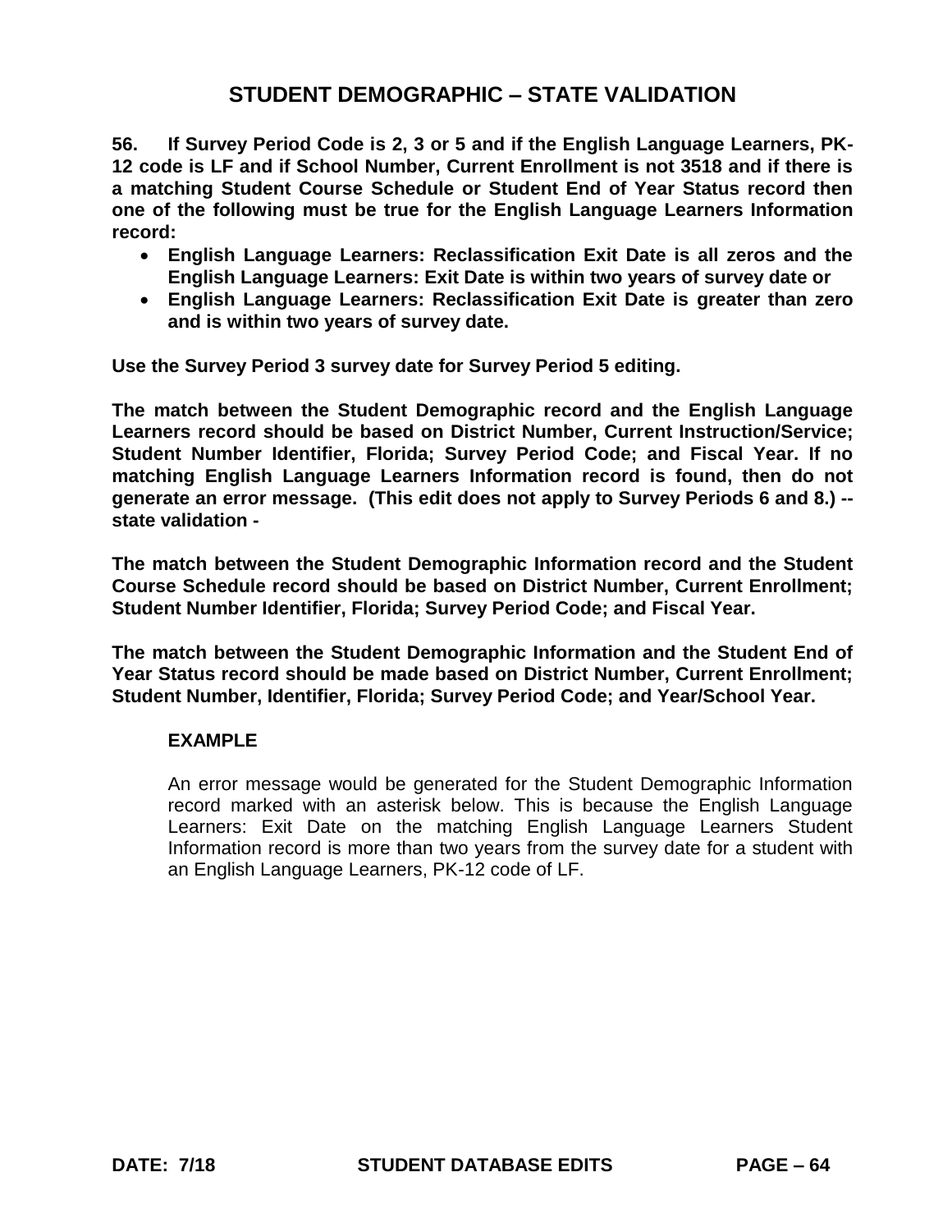# STUDENT DEMOGRAPHIC – STATE VALIDATION

**56. If Survey Period Code is 2, 3 or 5 and if the English Language Learners, PK-12 code is LF and if School Number, Current Enrollment is not 3518 and if there is a matching Student Course Schedule or Student End of Year Status record then one of the following must be true for the English Language Learners Information record:**

- **English Language Learners: Reclassification Exit Date is all zeros and the English Language Learners: Exit Date is within two years of survey date or**
- **English Language Learners: Reclassification Exit Date is greater than zero and is within two years of survey date.**

**Use the Survey Period 3 survey date for Survey Period 5 editing.**

**The match between the Student Demographic record and the English Language Learners record should be based on District Number, Current Instruction/Service; Student Number Identifier, Florida; Survey Period Code; and Fiscal Year. If no matching English Language Learners Information record is found, then do not generate an error message. (This edit does not apply to Survey Periods 6 and 8.) -- state validation -**

**The match between the Student Demographic Information record and the Student Course Schedule record should be based on District Number, Current Enrollment; Student Number Identifier, Florida; Survey Period Code; and Fiscal Year.**

**The match between the Student Demographic Information and the Student End of Year Status record should be made based on District Number, Current Enrollment; Student Number, Identifier, Florida; Survey Period Code; and Year/School Year.**

**EXAMPLE**

An error message would be generated for the Student Demographic Information record marked with an asterisk below. This is because the English Language Learners: Exit Date on the matching English Language Learners Student Information record is more than two years from the survey date for a student with an English Language Learners, PK-12 code of LF.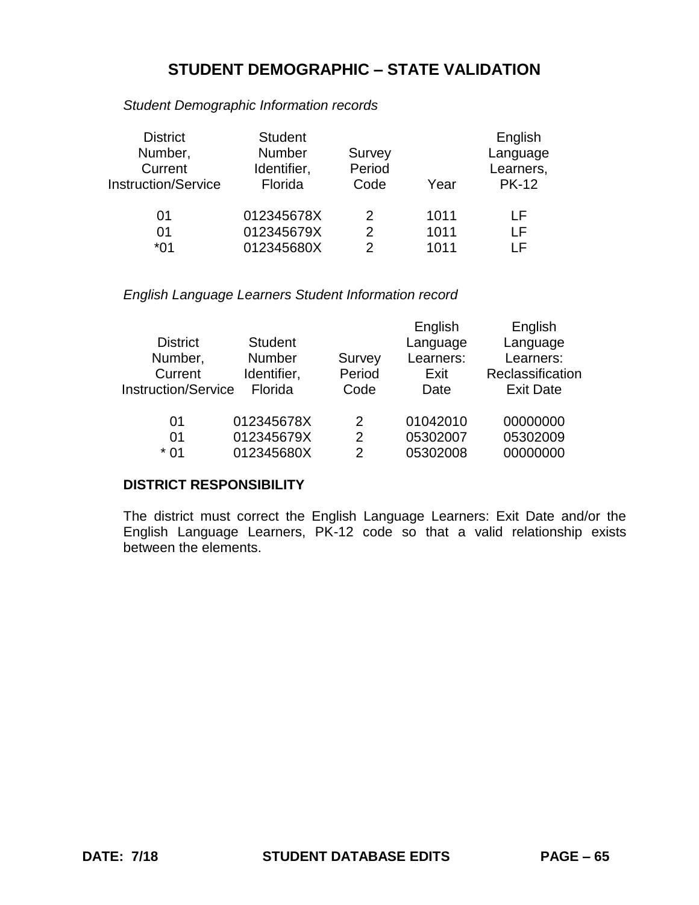## STUDENT DEMOGRAPHIC – STATE VALIDATION

*Student Demographic Information records*

| District Number, Current Instruction/Service | Student Number Identifier, Florida | Survey Period Code | Year | English Language Learners, PK-12 |
|---|---|---|---|---|
| 01 | 012345678X | 2 | 1011 | LF |
| 01 | 012345679X | 2 | 1011 | LF |
| *01 | 012345680X | 2 | 1011 | LF |

*English Language Learners Student Information record*

| District Number, Current Instruction/Service | Student Number Identifier, Florida | Survey Period Code | English Language Learners: Exit Date | English Language Learners: Reclassification Exit Date |
|---|---|---|---|---|
| 01 | 012345678X | 2 | 01042010 | 00000000 |
| 01 | 012345679X | 2 | 05302007 | 05302009 |
| * 01 | 012345680X | 2 | 05302008 | 00000000 |

**DISTRICT RESPONSIBILITY**

The district must correct the English Language Learners: Exit Date and/or the English Language Learners, PK-12 code so that a valid relationship exists between the elements.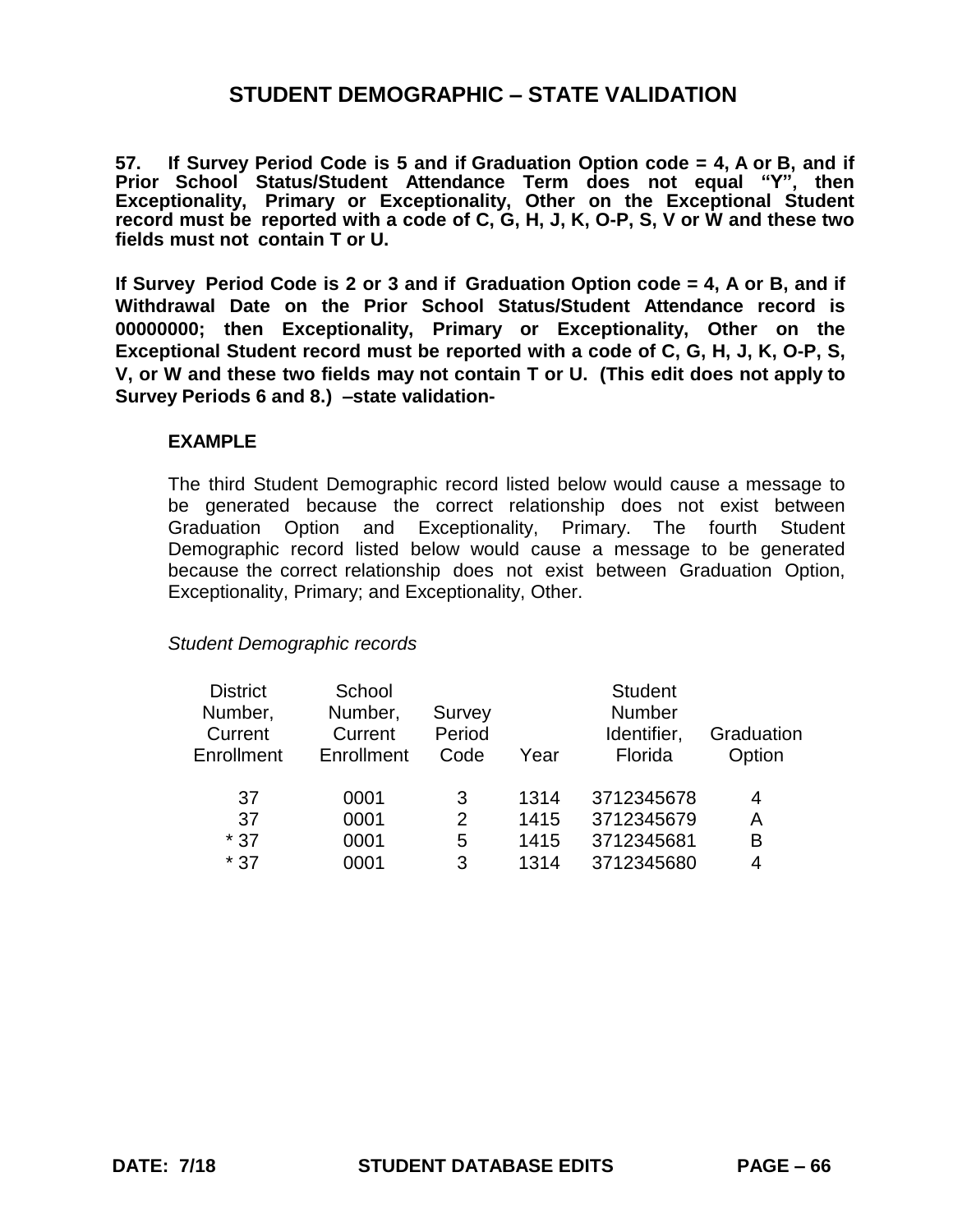# STUDENT DEMOGRAPHIC – STATE VALIDATION

**57. If Survey Period Code is 5 and if Graduation Option code = 4, A or B, and if Prior School Status/Student Attendance Term does not equal "Y", then Exceptionality, Primary or Exceptionality, Other on the Exceptional Student record must be reported with a code of C, G, H, J, K, O-P, S, V or W and these two fields must not contain T or U.**

**If Survey Period Code is 2 or 3 and if Graduation Option code = 4, A or B, and if Withdrawal Date on the Prior School Status/Student Attendance record is 00000000; then Exceptionality, Primary or Exceptionality, Other on the Exceptional Student record must be reported with a code of C, G, H, J, K, O-P, S, V, or W and these two fields may not contain T or U. (This edit does not apply to Survey Periods 6 and 8.) –state validation-**

**EXAMPLE**

The third Student Demographic record listed below would cause a message to be generated because the correct relationship does not exist between Graduation Option and Exceptionality, Primary. The fourth Student Demographic record listed below would cause a message to be generated because the correct relationship does not exist between Graduation Option, Exceptionality, Primary; and Exceptionality, Other.

*Student Demographic records*

| District Number, Current Enrollment | School Number, Current Enrollment | Survey Period Code | Year | Student Number Identifier, Florida | Graduation Option |
|---|---|---|---|---|---|
| 37 | 0001 | 3 | 1314 | 3712345678 | 4 |
| 37 | 0001 | 2 | 1415 | 3712345679 | A |
| * 37 | 0001 | 5 | 1415 | 3712345681 | B |
| * 37 | 0001 | 3 | 1314 | 3712345680 | 4 |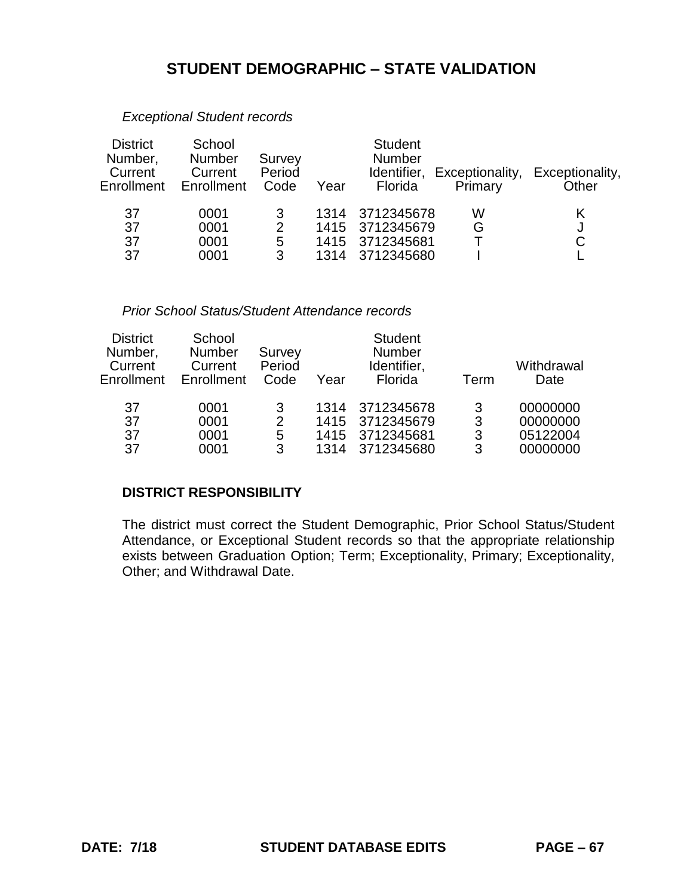# STUDENT DEMOGRAPHIC – STATE VALIDATION

*Exceptional Student records*

| District Number, Current Enrollment | School Number Current Enrollment | Survey Period Code | Year | Student Number Identifier, Florida | Exceptionality, Primary | Exceptionality, Other |
|---|---|---|---|---|---|---|
| 37 | 0001 | 3 | 1314 | 3712345678 | W | K |
| 37 | 0001 | 2 | 1415 | 3712345679 | G | J |
| 37 | 0001 | 5 | 1415 | 3712345681 | T | C |
| 37 | 0001 | 3 | 1314 | 3712345680 | I | L |

*Prior School Status/Student Attendance records*

| District Number, Current Enrollment | School Number Current Enrollment | Survey Period Code | Year | Student Number Identifier, Florida | Term | Withdrawal Date |
|---|---|---|---|---|---|---|
| 37 | 0001 | 3 | 1314 | 3712345678 | 3 | 00000000 |
| 37 | 0001 | 2 | 1415 | 3712345679 | 3 | 00000000 |
| 37 | 0001 | 5 | 1415 | 3712345681 | 3 | 05122004 |
| 37 | 0001 | 3 | 1314 | 3712345680 | 3 | 00000000 |

**DISTRICT RESPONSIBILITY**

The district must correct the Student Demographic, Prior School Status/Student Attendance, or Exceptional Student records so that the appropriate relationship exists between Graduation Option; Term; Exceptionality, Primary; Exceptionality, Other; and Withdrawal Date.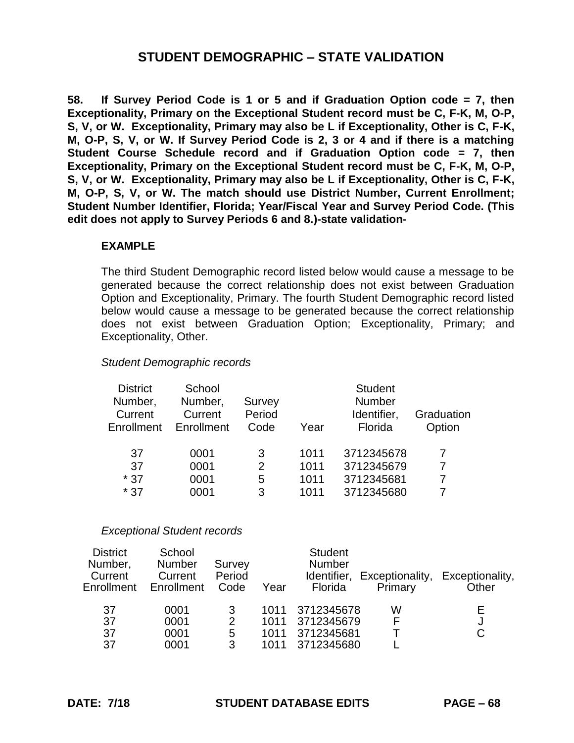# STUDENT DEMOGRAPHIC – STATE VALIDATION

**58. If Survey Period Code is 1 or 5 and if Graduation Option code = 7, then Exceptionality, Primary on the Exceptional Student record must be C, F-K, M, O-P, S, V, or W. Exceptionality, Primary may also be L if Exceptionality, Other is C, F-K, M, O-P, S, V, or W. If Survey Period Code is 2, 3 or 4 and if there is a matching Student Course Schedule record and if Graduation Option code = 7, then Exceptionality, Primary on the Exceptional Student record must be C, F-K, M, O-P, S, V, or W. Exceptionality, Primary may also be L if Exceptionality, Other is C, F-K, M, O-P, S, V, or W. The match should use District Number, Current Enrollment; Student Number Identifier, Florida; Year/Fiscal Year and Survey Period Code. (This edit does not apply to Survey Periods 6 and 8.)-state validation-**

**EXAMPLE**

The third Student Demographic record listed below would cause a message to be generated because the correct relationship does not exist between Graduation Option and Exceptionality, Primary. The fourth Student Demographic record listed below would cause a message to be generated because the correct relationship does not exist between Graduation Option; Exceptionality, Primary; and Exceptionality, Other.

*Student Demographic records*

| District Number, Current Enrollment | School Number, Current Enrollment | Survey Period Code | Year | Student Number Identifier, Florida | Graduation Option |
|---|---|---|---|---|---|
| 37 | 0001 | 3 | 1011 | 3712345678 | 7 |
| 37 | 0001 | 2 | 1011 | 3712345679 | 7 |
| * 37 | 0001 | 5 | 1011 | 3712345681 | 7 |
| * 37 | 0001 | 3 | 1011 | 3712345680 | 7 |

*Exceptional Student records*

| District Number, Current Enrollment | School Number Current Enrollment | Survey Period Code | Year | Student Number Identifier, Florida | Exceptionality, Primary | Exceptionality, Other |
|---|---|---|---|---|---|---|
| 37 | 0001 | 3 | 1011 | 3712345678 | W | E |
| 37 | 0001 | 2 | 1011 | 3712345679 | F | J |
| 37 | 0001 | 5 | 1011 | 3712345681 | T | C |
| 37 | 0001 | 3 | 1011 | 3712345680 | L | |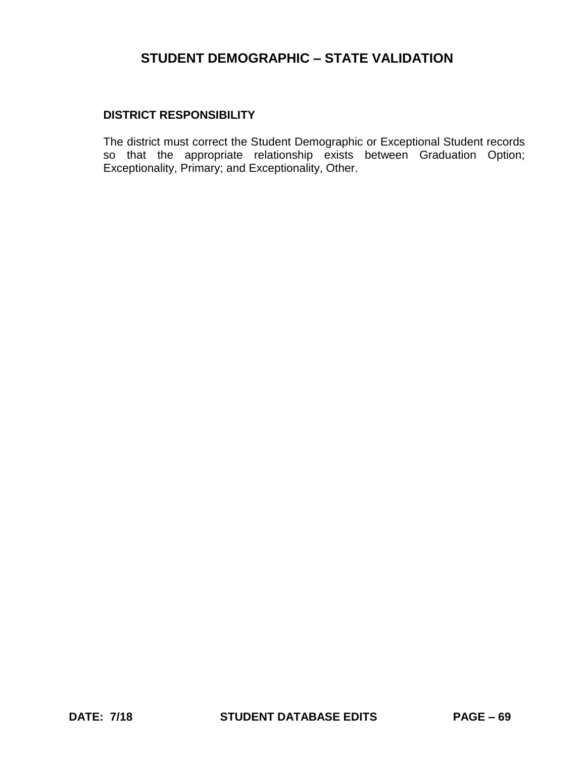# STUDENT DEMOGRAPHIC – STATE VALIDATION

**DISTRICT RESPONSIBILITY**

The district must correct the Student Demographic or Exceptional Student records so that the appropriate relationship exists between Graduation Option; Exceptionality, Primary; and Exceptionality, Other.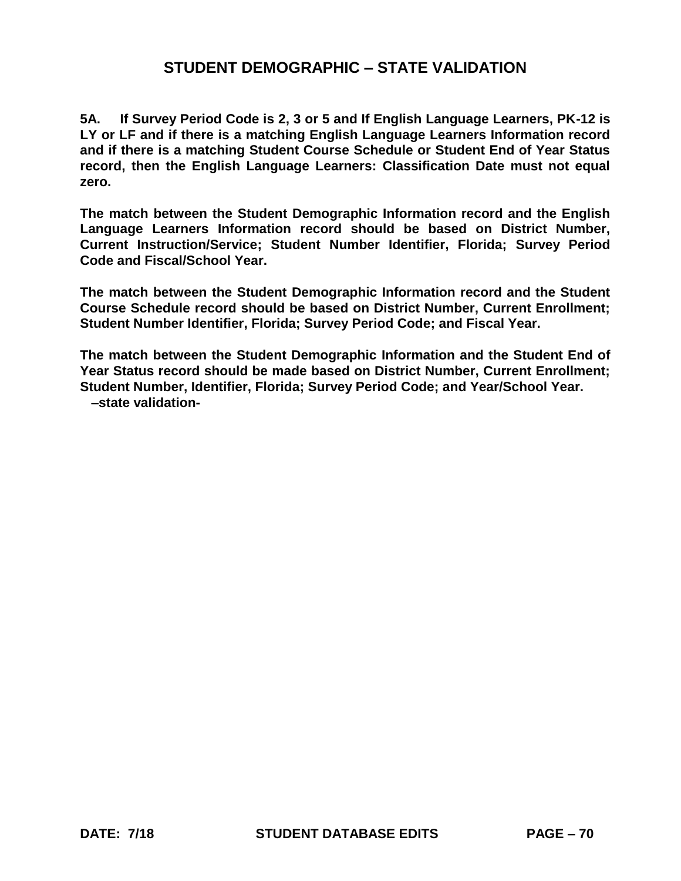# STUDENT DEMOGRAPHIC – STATE VALIDATION

**5A. If Survey Period Code is 2, 3 or 5 and If English Language Learners, PK-12 is LY or LF and if there is a matching English Language Learners Information record and if there is a matching Student Course Schedule or Student End of Year Status record, then the English Language Learners: Classification Date must not equal zero.**

**The match between the Student Demographic Information record and the English Language Learners Information record should be based on District Number, Current Instruction/Service; Student Number Identifier, Florida; Survey Period Code and Fiscal/School Year.**

**The match between the Student Demographic Information record and the Student Course Schedule record should be based on District Number, Current Enrollment; Student Number Identifier, Florida; Survey Period Code; and Fiscal Year.**

**The match between the Student Demographic Information and the Student End of Year Status record should be made based on District Number, Current Enrollment; Student Number, Identifier, Florida; Survey Period Code; and Year/School Year.**
**–state validation-**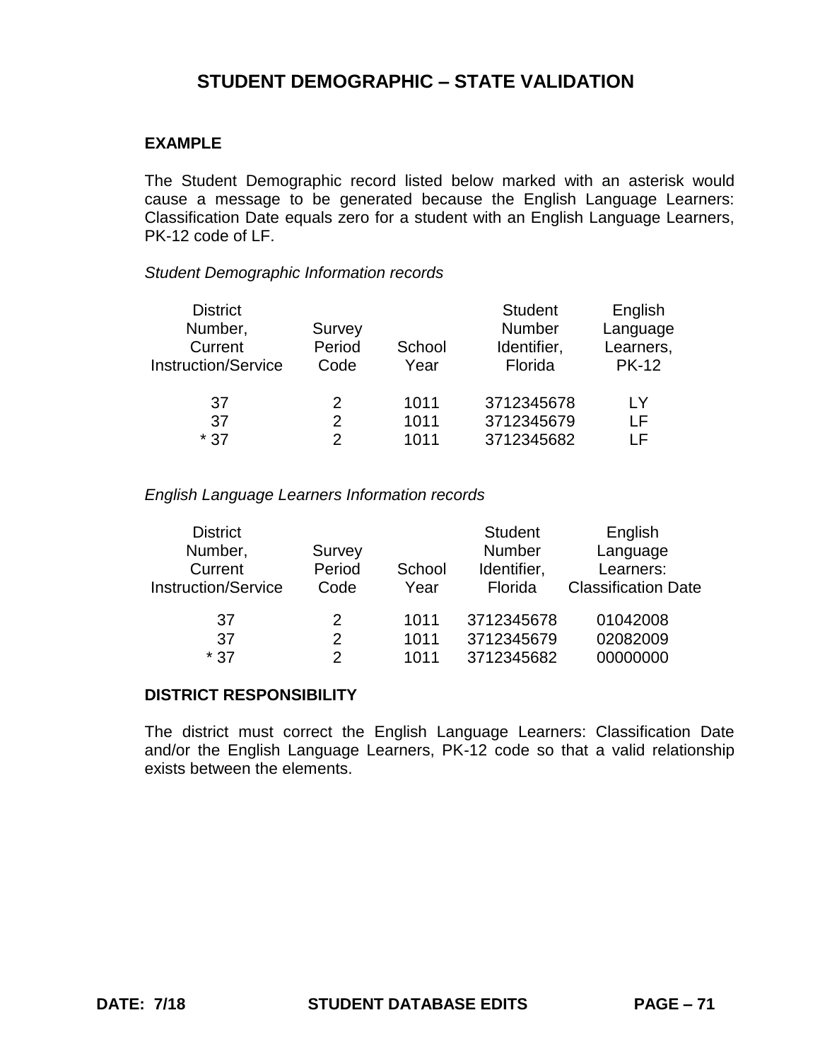# STUDENT DEMOGRAPHIC – STATE VALIDATION

**EXAMPLE**

The Student Demographic record listed below marked with an asterisk would cause a message to be generated because the English Language Learners: Classification Date equals zero for a student with an English Language Learners, PK-12 code of LF.

*Student Demographic Information records*

| District Number, Current Instruction/Service | Survey Period Code | School Year | Student Number Identifier, Florida | English Language Learners, PK-12 |
|---|---|---|---|---|
| 37 | 2 | 1011 | 3712345678 | LY |
| 37 | 2 | 1011 | 3712345679 | LF |
| * 37 | 2 | 1011 | 3712345682 | LF |

*English Language Learners Information records*

| District Number, Current Instruction/Service | Survey Period Code | School Year | Student Number Identifier, Florida | English Language Learners: Classification Date |
|---|---|---|---|---|
| 37 | 2 | 1011 | 3712345678 | 01042008 |
| 37 | 2 | 1011 | 3712345679 | 02082009 |
| * 37 | 2 | 1011 | 3712345682 | 00000000 |

**DISTRICT RESPONSIBILITY**

The district must correct the English Language Learners: Classification Date and/or the English Language Learners, PK-12 code so that a valid relationship exists between the elements.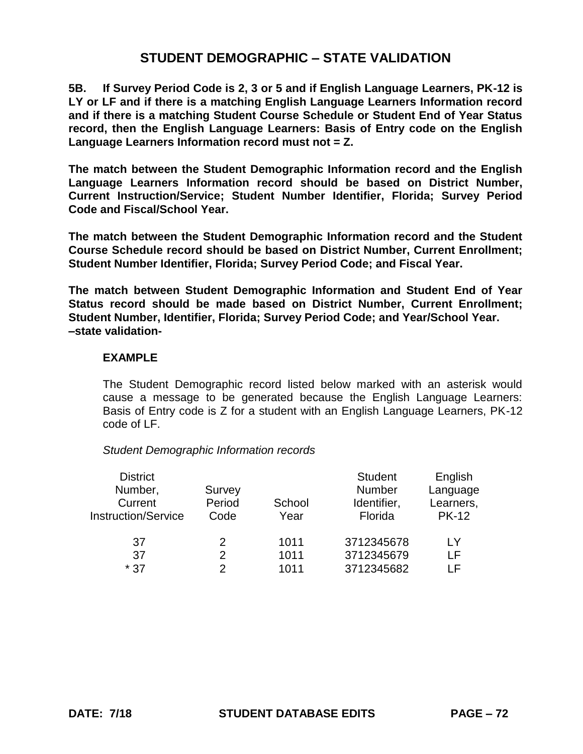# STUDENT DEMOGRAPHIC – STATE VALIDATION

**5B. If Survey Period Code is 2, 3 or 5 and if English Language Learners, PK-12 is LY or LF and if there is a matching English Language Learners Information record and if there is a matching Student Course Schedule or Student End of Year Status record, then the English Language Learners: Basis of Entry code on the English Language Learners Information record must not = Z.**

**The match between the Student Demographic Information record and the English Language Learners Information record should be based on District Number, Current Instruction/Service; Student Number Identifier, Florida; Survey Period Code and Fiscal/School Year.**

**The match between the Student Demographic Information record and the Student Course Schedule record should be based on District Number, Current Enrollment; Student Number Identifier, Florida; Survey Period Code; and Fiscal Year.**

**The match between Student Demographic Information and Student End of Year Status record should be made based on District Number, Current Enrollment; Student Number, Identifier, Florida; Survey Period Code; and Year/School Year.**
**–state validation-**

**EXAMPLE**

The Student Demographic record listed below marked with an asterisk would cause a message to be generated because the English Language Learners: Basis of Entry code is Z for a student with an English Language Learners, PK-12 code of LF.

*Student Demographic Information records*

| District Number, Current Instruction/Service | Survey Period Code | School Year | Student Number Identifier, Florida | English Language Learners, PK-12 |
|---|---|---|---|---|
| 37 | 2 | 1011 | 3712345678 | LY |
| 37 | 2 | 1011 | 3712345679 | LF |
| * 37 | 2 | 1011 | 3712345682 | LF |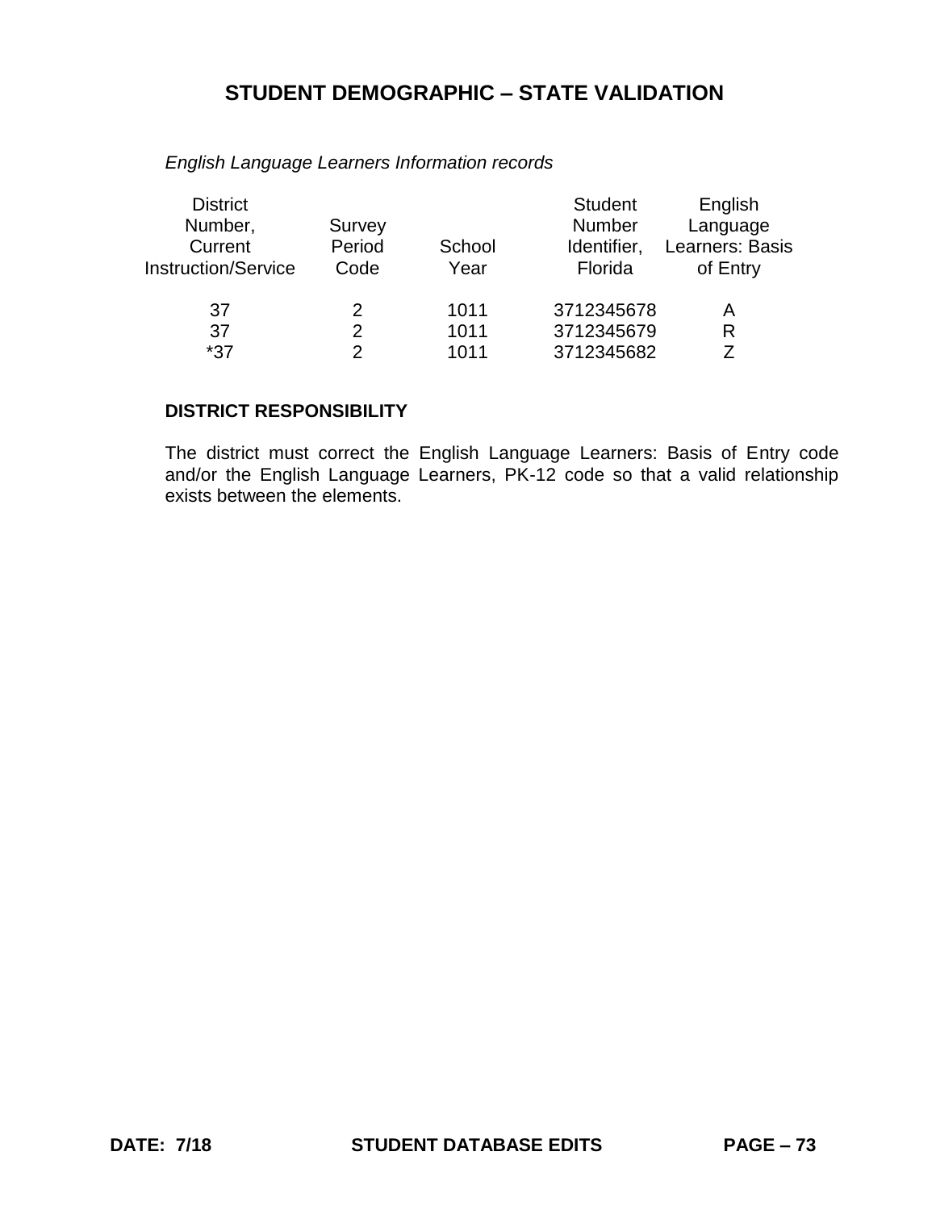## STUDENT DEMOGRAPHIC – STATE VALIDATION

*English Language Learners Information records*

| District Number, Current Instruction/Service | Survey Period Code | School Year | Student Number Identifier, Florida | English Language Learners: Basis of Entry |
|---|---|---|---|---|
| 37 | 2 | 1011 | 3712345678 | A |
| 37 | 2 | 1011 | 3712345679 | R |
| *37 | 2 | 1011 | 3712345682 | Z |

**DISTRICT RESPONSIBILITY**

The district must correct the English Language Learners: Basis of Entry code and/or the English Language Learners, PK-12 code so that a valid relationship exists between the elements.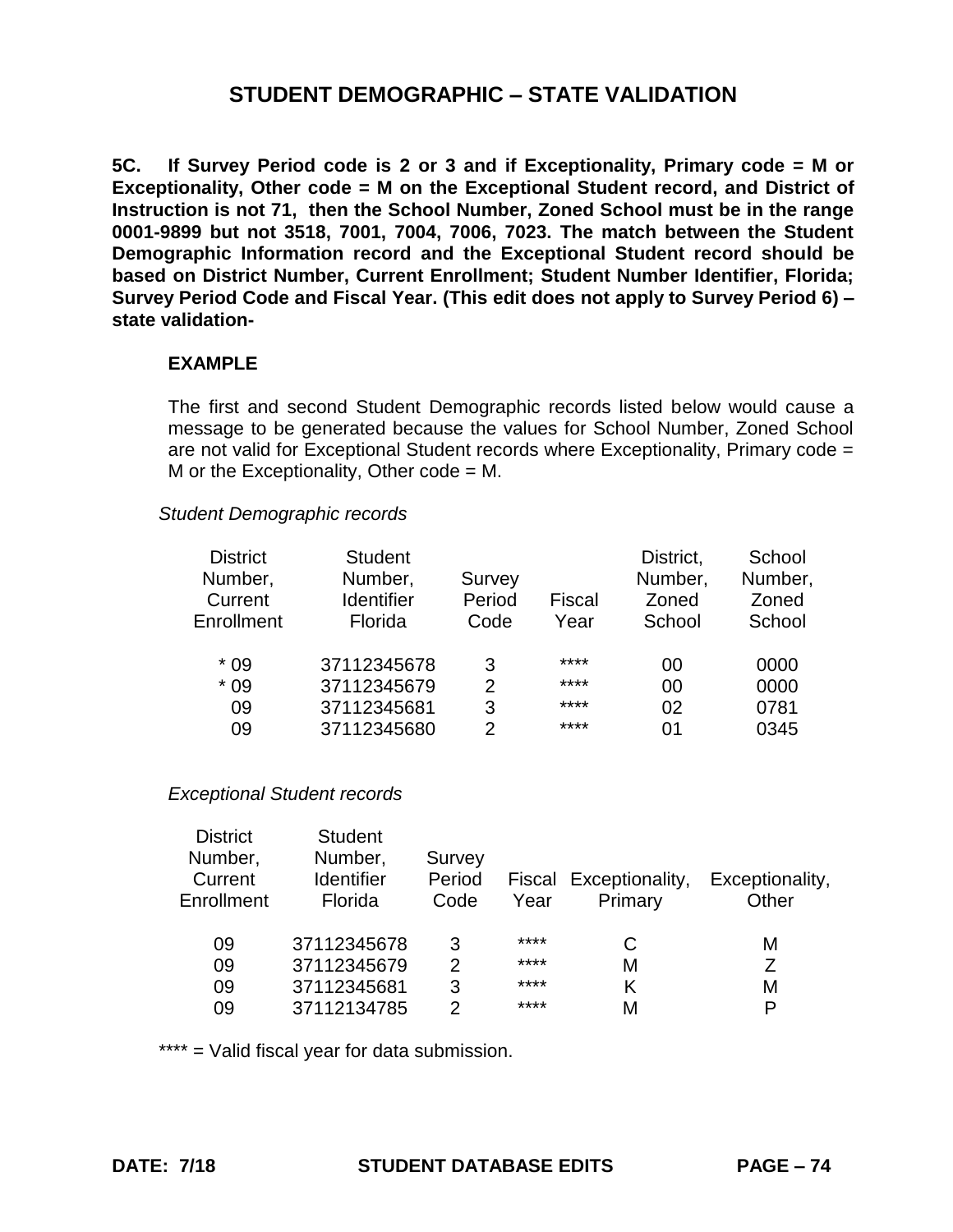# STUDENT DEMOGRAPHIC – STATE VALIDATION

**5C. If Survey Period code is 2 or 3 and if Exceptionality, Primary code = M or Exceptionality, Other code = M on the Exceptional Student record, and District of Instruction is not 71, then the School Number, Zoned School must be in the range 0001-9899 but not 3518, 7001, 7004, 7006, 7023. The match between the Student Demographic Information record and the Exceptional Student record should be based on District Number, Current Enrollment; Student Number Identifier, Florida; Survey Period Code and Fiscal Year. (This edit does not apply to Survey Period 6) – state validation-**

**EXAMPLE**

The first and second Student Demographic records listed below would cause a message to be generated because the values for School Number, Zoned School are not valid for Exceptional Student records where Exceptionality, Primary code = M or the Exceptionality, Other code = M.

*Student Demographic records*

| District Number, Current Enrollment | Student Number, Identifier Florida | Survey Period Code | Fiscal Year | District, Number, Zoned School | School Number, Zoned School |
|---|---|---|---|---|---|
| * 09 | 37112345678 | 3 | **** | 00 | 0000 |
| * 09 | 37112345679 | 2 | **** | 00 | 0000 |
| 09 | 37112345681 | 3 | **** | 02 | 0781 |
| 09 | 37112345680 | 2 | **** | 01 | 0345 |

*Exceptional Student records*

| District Number, Current Enrollment | Student Number, Identifier Florida | Survey Period Code | Fiscal Year | Exceptionality, Primary | Exceptionality, Other |
|---|---|---|---|---|---|
| 09 | 37112345678 | 3 | **** | C | M |
| 09 | 37112345679 | 2 | **** | M | Z |
| 09 | 37112345681 | 3 | **** | K | M |
| 09 | 37112134785 | 2 | **** | M | P |

**** = Valid fiscal year for data submission.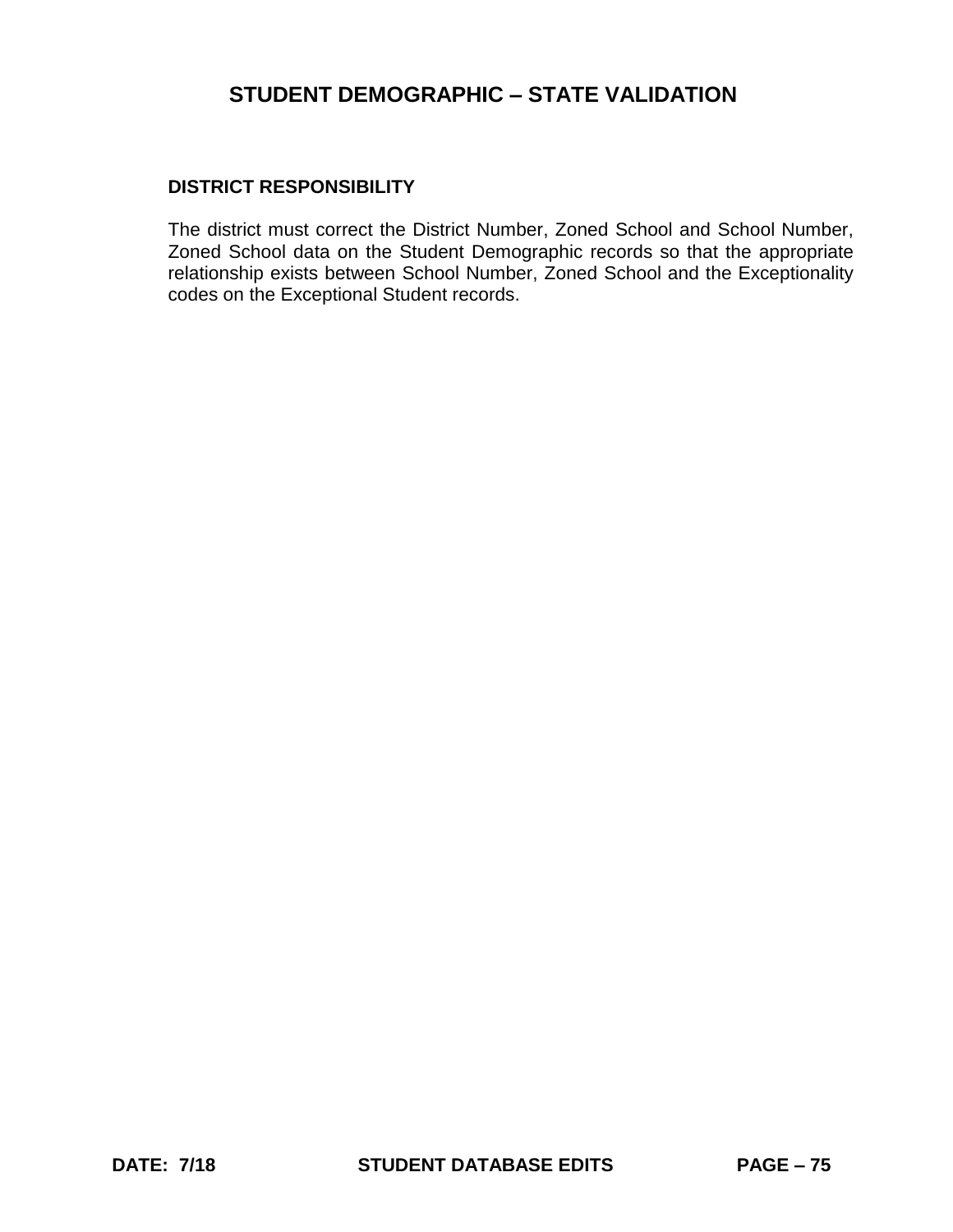# STUDENT DEMOGRAPHIC – STATE VALIDATION

**DISTRICT RESPONSIBILITY**

The district must correct the District Number, Zoned School and School Number, Zoned School data on the Student Demographic records so that the appropriate relationship exists between School Number, Zoned School and the Exceptionality codes on the Exceptional Student records.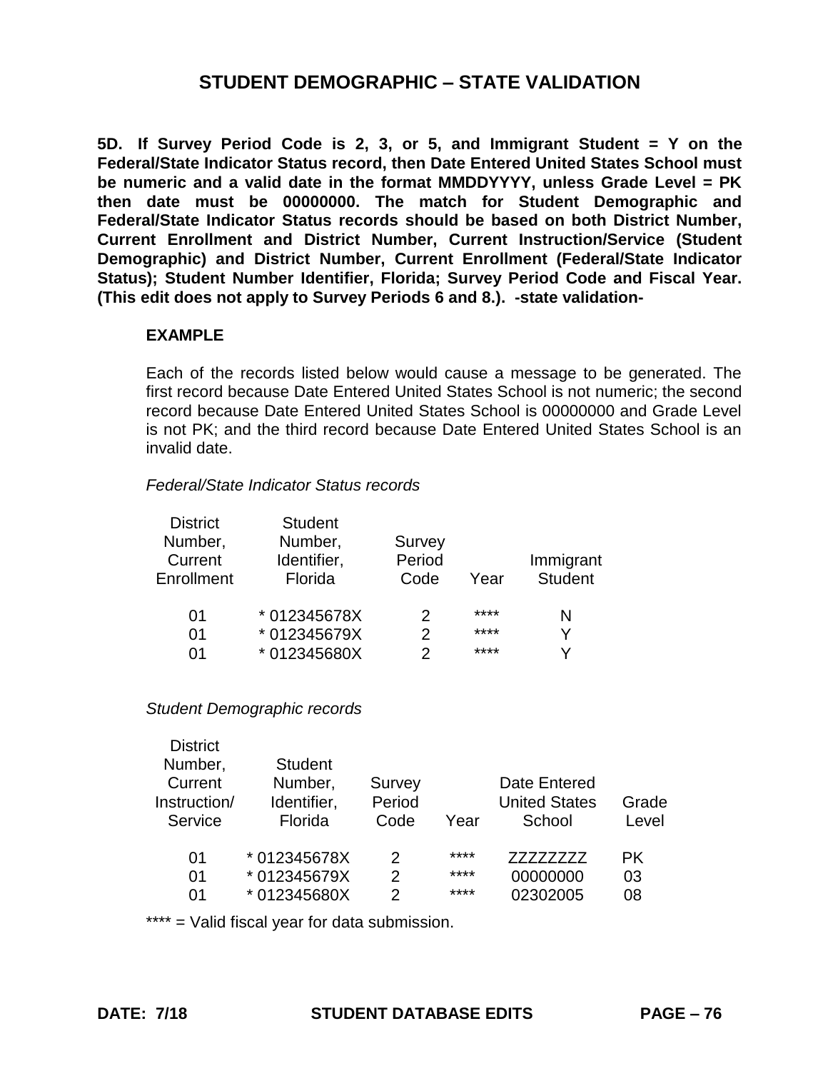# STUDENT DEMOGRAPHIC – STATE VALIDATION

**5D. If Survey Period Code is 2, 3, or 5, and Immigrant Student = Y on the Federal/State Indicator Status record, then Date Entered United States School must be numeric and a valid date in the format MMDDYYYY, unless Grade Level = PK then date must be 00000000. The match for Student Demographic and Federal/State Indicator Status records should be based on both District Number, Current Enrollment and District Number, Current Instruction/Service (Student Demographic) and District Number, Current Enrollment (Federal/State Indicator Status); Student Number Identifier, Florida; Survey Period Code and Fiscal Year. (This edit does not apply to Survey Periods 6 and 8.). -state validation-**

**EXAMPLE**

Each of the records listed below would cause a message to be generated. The first record because Date Entered United States School is not numeric; the second record because Date Entered United States School is 00000000 and Grade Level is not PK; and the third record because Date Entered United States School is an invalid date.

*Federal/State Indicator Status records*

| District Number, Current Enrollment | Student Number, Identifier, Florida | Survey Period Code | Year | Immigrant Student |
|---|---|---|---|---|
| 01 | * 012345678X | 2 | **** | N |
| 01 | * 012345679X | 2 | **** | Y |
| 01 | * 012345680X | 2 | **** | Y |

*Student Demographic records*

| District Number, Current Instruction/ Service | Student Number, Identifier, Florida | Survey Period Code | Year | Date Entered United States School | Grade Level |
|---|---|---|---|---|---|
| 01 | * 012345678X | 2 | **** | ZZZZZZZZ | PK |
| 01 | * 012345679X | 2 | **** | 00000000 | 03 |
| 01 | * 012345680X | 2 | **** | 02302005 | 08 |

**** = Valid fiscal year for data submission.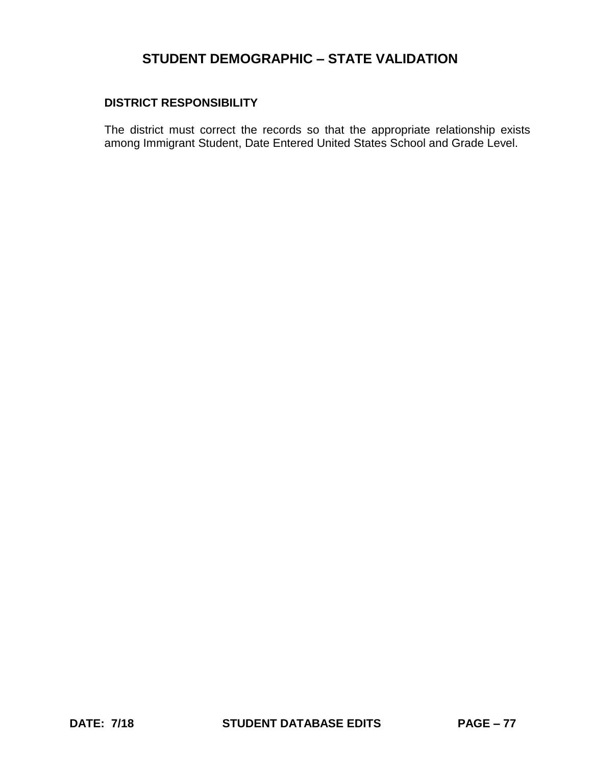# STUDENT DEMOGRAPHIC – STATE VALIDATION

**DISTRICT RESPONSIBILITY**

The district must correct the records so that the appropriate relationship exists among Immigrant Student, Date Entered United States School and Grade Level.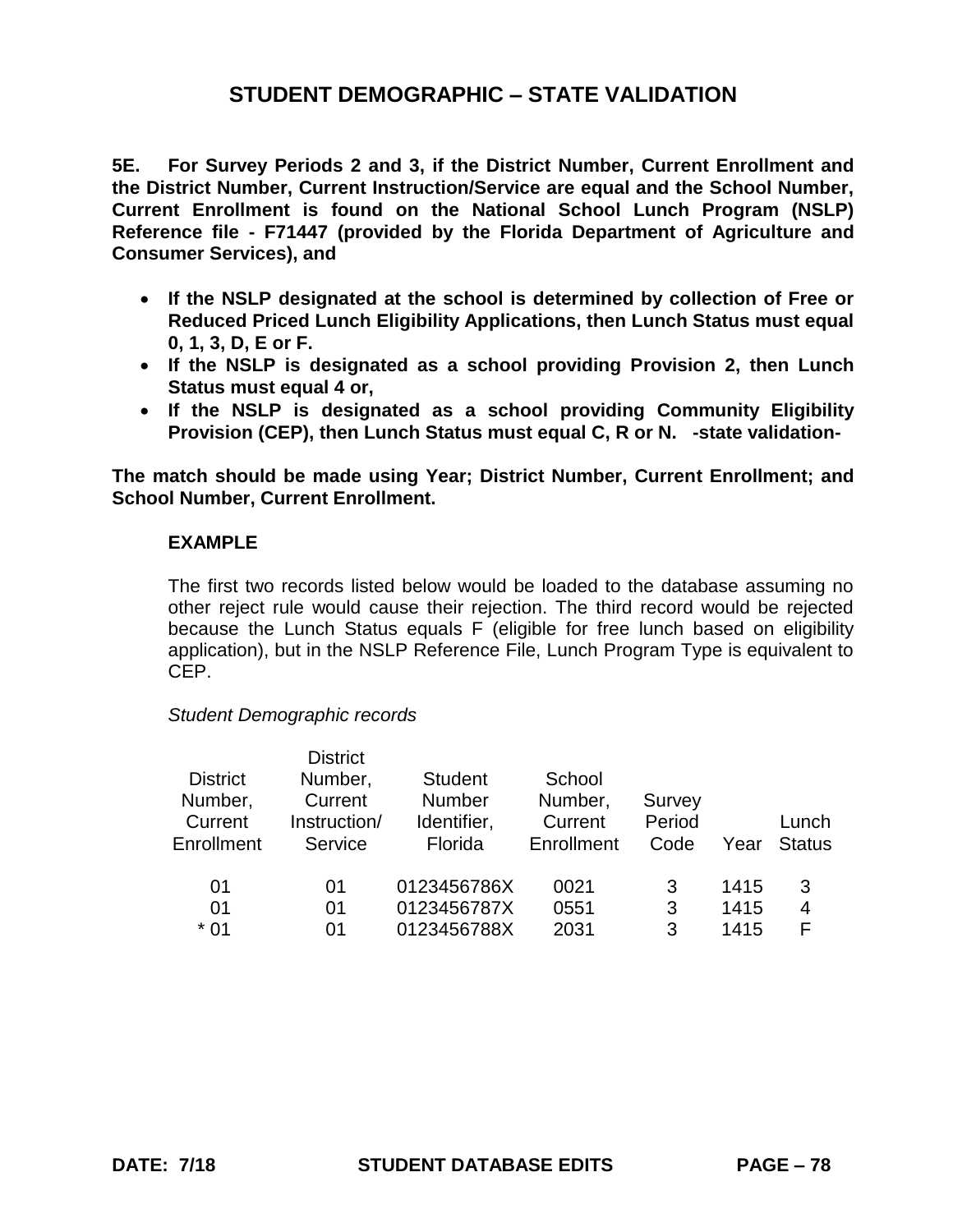# STUDENT DEMOGRAPHIC – STATE VALIDATION

**5E. For Survey Periods 2 and 3, if the District Number, Current Enrollment and the District Number, Current Instruction/Service are equal and the School Number, Current Enrollment is found on the National School Lunch Program (NSLP) Reference file - F71447 (provided by the Florida Department of Agriculture and Consumer Services), and**

- **If the NSLP designated at the school is determined by collection of Free or Reduced Priced Lunch Eligibility Applications, then Lunch Status must equal 0, 1, 3, D, E or F.**
- **If the NSLP is designated as a school providing Provision 2, then Lunch Status must equal 4 or,**
- **If the NSLP is designated as a school providing Community Eligibility Provision (CEP), then Lunch Status must equal C, R or N. -state validation-**

**The match should be made using Year; District Number, Current Enrollment; and School Number, Current Enrollment.**

**EXAMPLE**

The first two records listed below would be loaded to the database assuming no other reject rule would cause their rejection. The third record would be rejected because the Lunch Status equals F (eligible for free lunch based on eligibility application), but in the NSLP Reference File, Lunch Program Type is equivalent to CEP.

*Student Demographic records*

| District Number, Current Enrollment | District Number, Current Instruction/ Service | Student Number Identifier, Florida | School Number, Current Enrollment | Survey Period Code | Year | Lunch Status |
|---|---|---|---|---|---|---|
| 01 | 01 | 0123456786X | 0021 | 3 | 1415 | 3 |
| 01 | 01 | 0123456787X | 0551 | 3 | 1415 | 4 |
| * 01 | 01 | 0123456788X | 2031 | 3 | 1415 | F |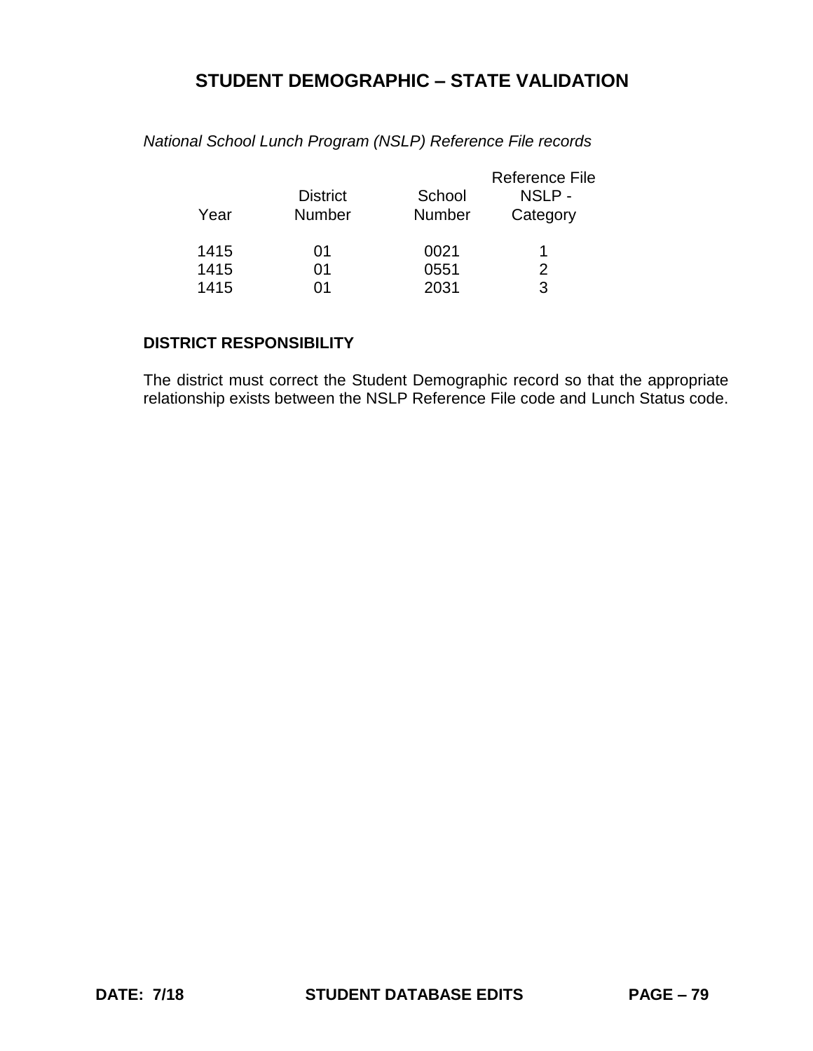# STUDENT DEMOGRAPHIC – STATE VALIDATION

*National School Lunch Program (NSLP) Reference File records*

| Year | District Number | School Number | Reference File NSLP - Category |
|---|---|---|---|
| 1415 | 01 | 0021 | 1 |
| 1415 | 01 | 0551 | 2 |
| 1415 | 01 | 2031 | 3 |

**DISTRICT RESPONSIBILITY**

The district must correct the Student Demographic record so that the appropriate relationship exists between the NSLP Reference File code and Lunch Status code.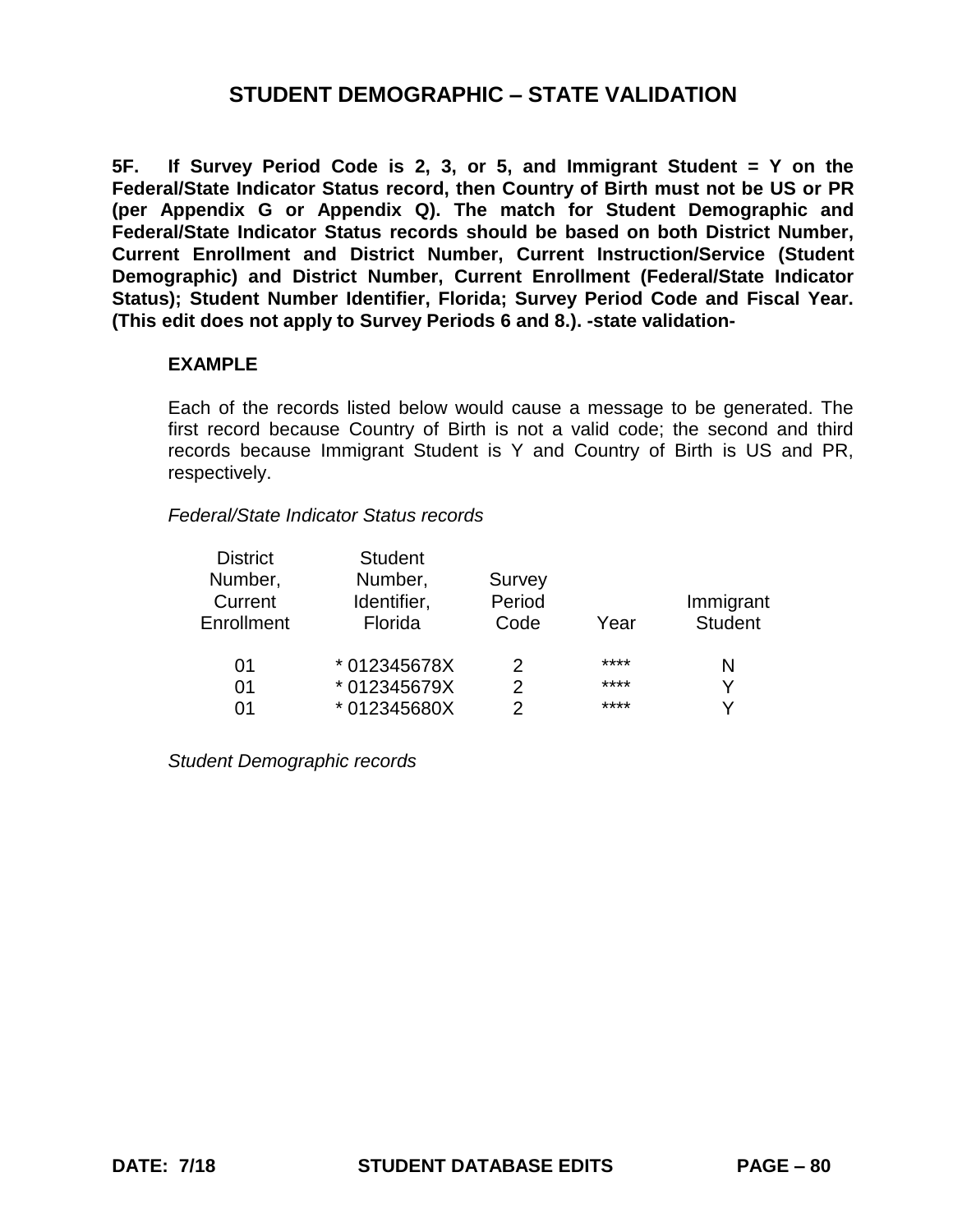## STUDENT DEMOGRAPHIC – STATE VALIDATION

**5F. If Survey Period Code is 2, 3, or 5, and Immigrant Student = Y on the Federal/State Indicator Status record, then Country of Birth must not be US or PR (per Appendix G or Appendix Q). The match for Student Demographic and Federal/State Indicator Status records should be based on both District Number, Current Enrollment and District Number, Current Instruction/Service (Student Demographic) and District Number, Current Enrollment (Federal/State Indicator Status); Student Number Identifier, Florida; Survey Period Code and Fiscal Year. (This edit does not apply to Survey Periods 6 and 8.). -state validation-**

**EXAMPLE**

Each of the records listed below would cause a message to be generated. The first record because Country of Birth is not a valid code; the second and third records because Immigrant Student is Y and Country of Birth is US and PR, respectively.

*Federal/State Indicator Status records*

| District Number, Current Enrollment | Student Number, Identifier, Florida | Survey Period Code | Year | Immigrant Student |
|---|---|---|---|---|
| 01 | * 012345678X | 2 | **** | N |
| 01 | * 012345679X | 2 | **** | Y |
| 01 | * 012345680X | 2 | **** | Y |

*Student Demographic records*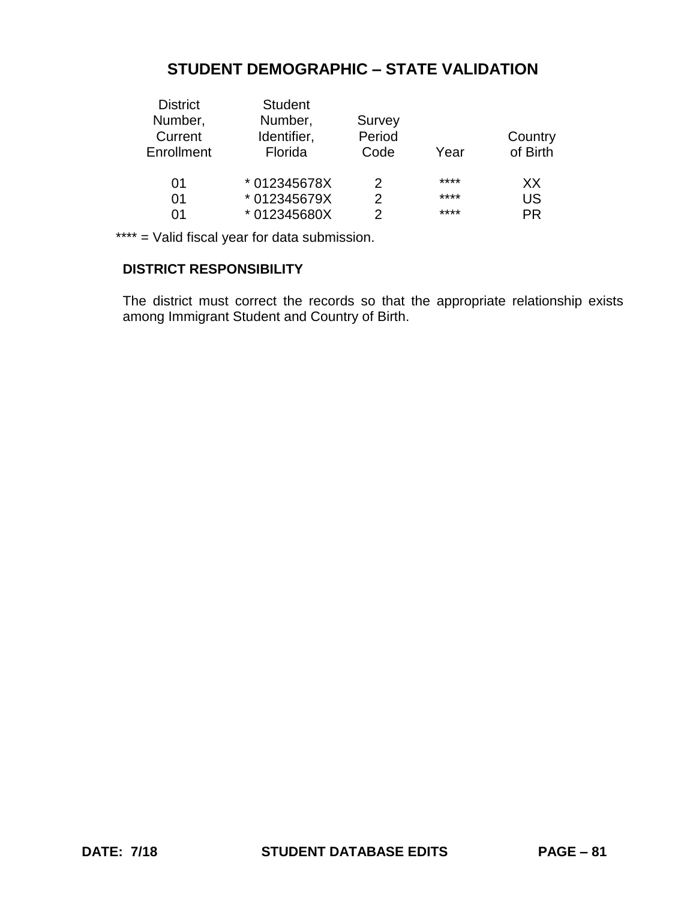## STUDENT DEMOGRAPHIC – STATE VALIDATION

| District Number, Current Enrollment | Student Number, Identifier, Florida | Survey Period Code | Year | Country of Birth |
|---|---|---|---|---|
| 01 | * 012345678X | 2 | **** | XX |
| 01 | * 012345679X | 2 | **** | US |
| 01 | * 012345680X | 2 | **** | PR |

**** = Valid fiscal year for data submission.

**DISTRICT RESPONSIBILITY**

The district must correct the records so that the appropriate relationship exists among Immigrant Student and Country of Birth.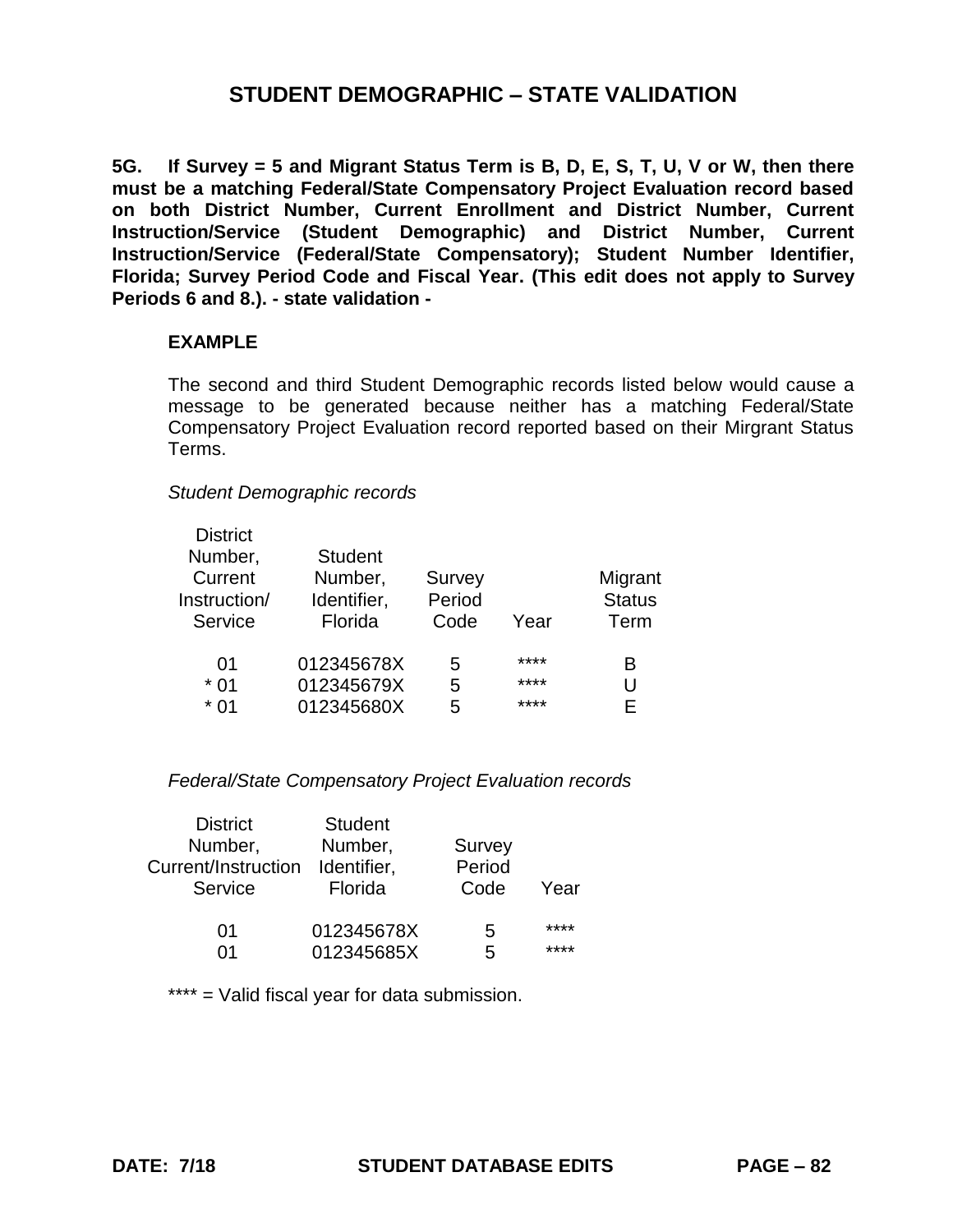# STUDENT DEMOGRAPHIC – STATE VALIDATION

**5G. If Survey = 5 and Migrant Status Term is B, D, E, S, T, U, V or W, then there must be a matching Federal/State Compensatory Project Evaluation record based on both District Number, Current Enrollment and District Number, Current Instruction/Service (Student Demographic) and District Number, Current Instruction/Service (Federal/State Compensatory); Student Number Identifier, Florida; Survey Period Code and Fiscal Year. (This edit does not apply to Survey Periods 6 and 8.). - state validation -**

**EXAMPLE**

The second and third Student Demographic records listed below would cause a message to be generated because neither has a matching Federal/State Compensatory Project Evaluation record reported based on their Mirgrant Status Terms.

*Student Demographic records*

| District Number, Current Instruction/ Service | Student Number, Identifier, Florida | Survey Period Code | Year | Migrant Status Term |
|---|---|---|---|---|
| 01 | 012345678X | 5 | **** | B |
| * 01 | 012345679X | 5 | **** | U |
| * 01 | 012345680X | 5 | **** | E |

*Federal/State Compensatory Project Evaluation records*

| District Number, Current/Instruction Service | Student Number, Identifier, Florida | Survey Period Code | Year |
|---|---|---|---|
| 01 | 012345678X | 5 | **** |
| 01 | 012345685X | 5 | **** |

**** = Valid fiscal year for data submission.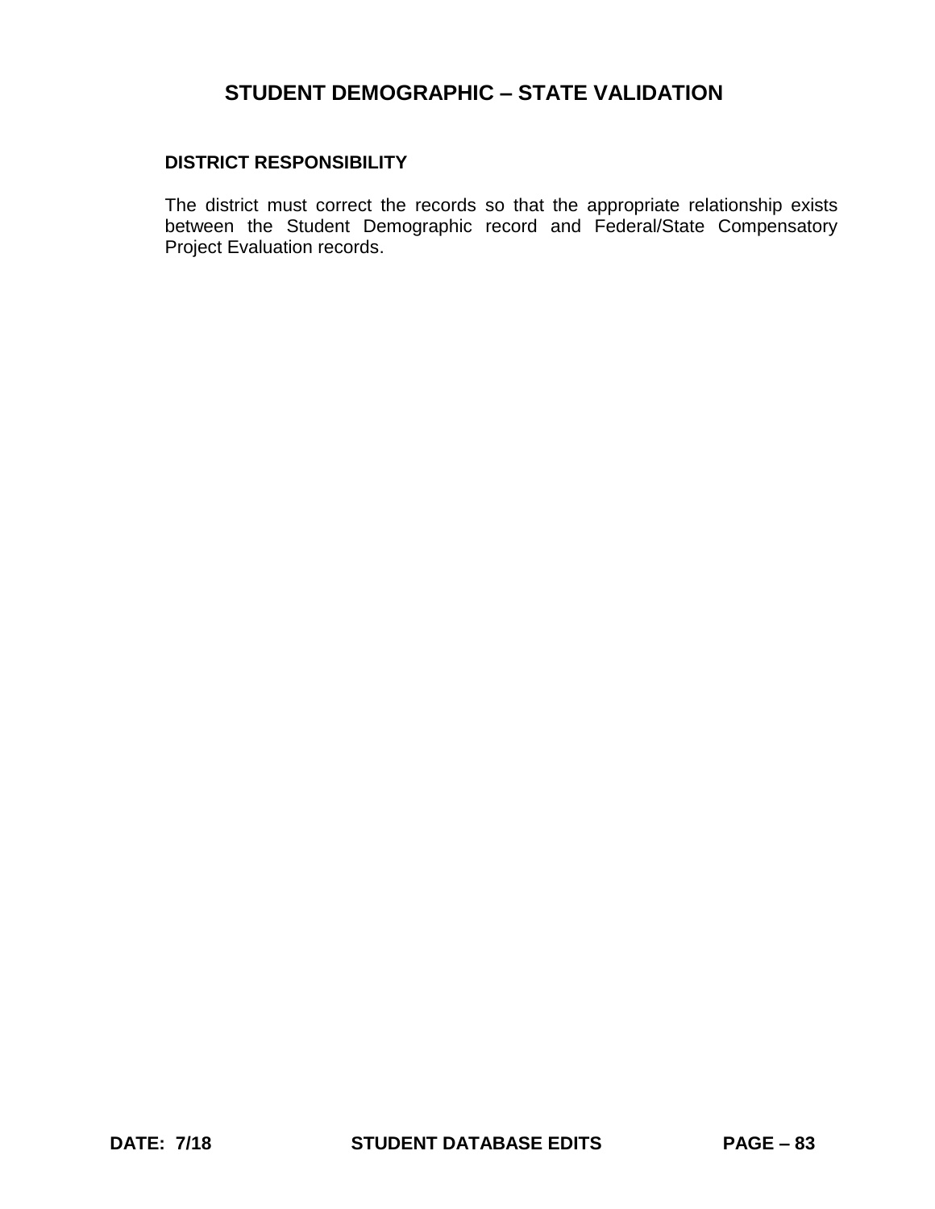## STUDENT DEMOGRAPHIC – STATE VALIDATION

**DISTRICT RESPONSIBILITY**

The district must correct the records so that the appropriate relationship exists between the Student Demographic record and Federal/State Compensatory Project Evaluation records.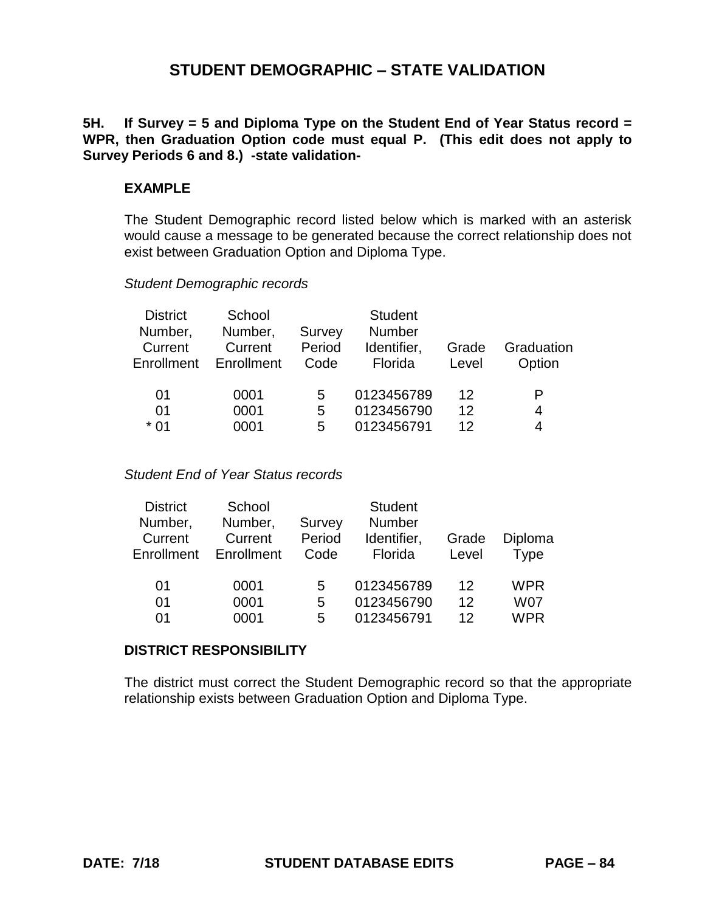# STUDENT DEMOGRAPHIC – STATE VALIDATION

**5H. If Survey = 5 and Diploma Type on the Student End of Year Status record = WPR, then Graduation Option code must equal P. (This edit does not apply to Survey Periods 6 and 8.) -state validation-**

**EXAMPLE**

The Student Demographic record listed below which is marked with an asterisk would cause a message to be generated because the correct relationship does not exist between Graduation Option and Diploma Type.

*Student Demographic records*

| District Number, Current Enrollment | School Number, Current Enrollment | Survey Period Code | Student Number Identifier, Florida | Grade Level | Graduation Option |
|---|---|---|---|---|---|
| 01 | 0001 | 5 | 0123456789 | 12 | P |
| 01 | 0001 | 5 | 0123456790 | 12 | 4 |
| * 01 | 0001 | 5 | 0123456791 | 12 | 4 |

*Student End of Year Status records*

| District Number, Current Enrollment | School Number, Current Enrollment | Survey Period Code | Student Number Identifier, Florida | Grade Level | Diploma Type |
|---|---|---|---|---|---|
| 01 | 0001 | 5 | 0123456789 | 12 | WPR |
| 01 | 0001 | 5 | 0123456790 | 12 | W07 |
| 01 | 0001 | 5 | 0123456791 | 12 | WPR |

**DISTRICT RESPONSIBILITY**

The district must correct the Student Demographic record so that the appropriate relationship exists between Graduation Option and Diploma Type.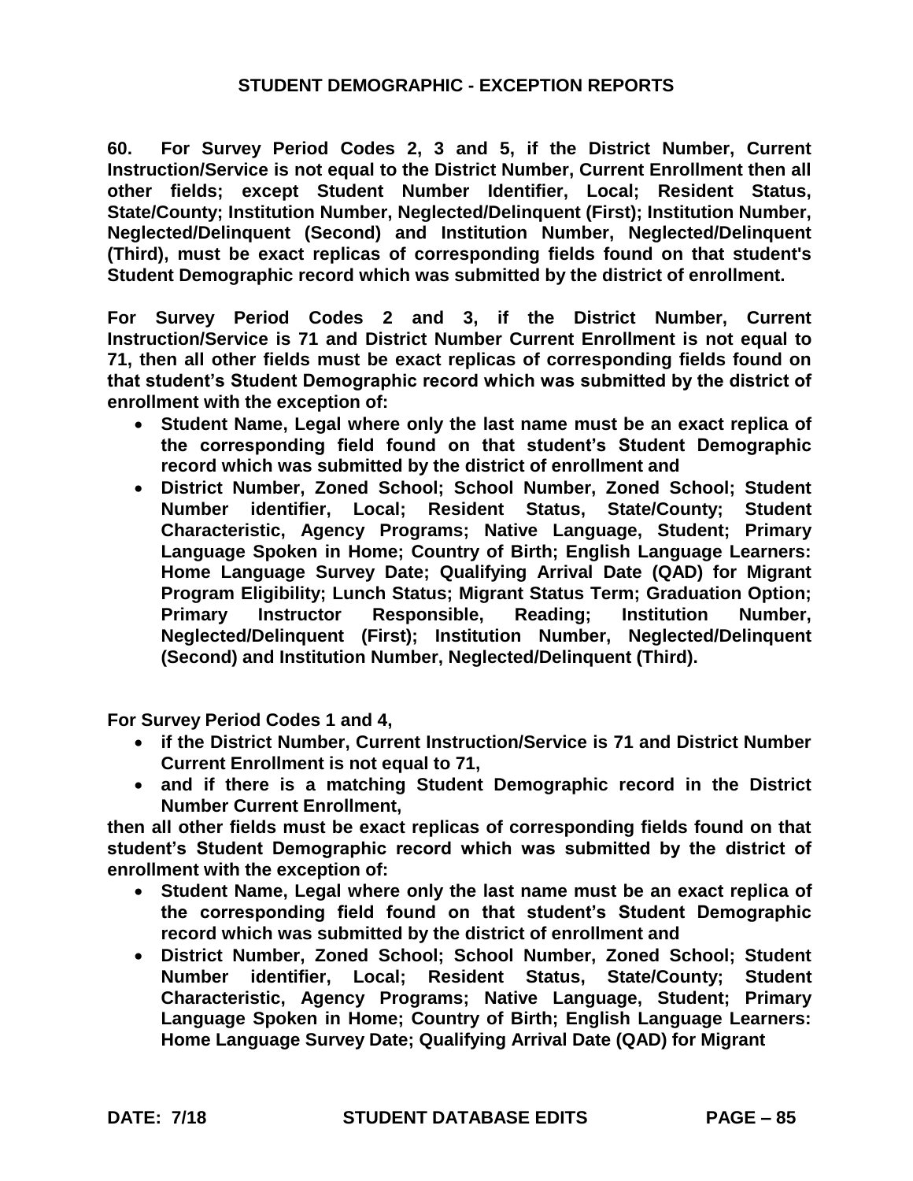## STUDENT DEMOGRAPHIC - EXCEPTION REPORTS

**60. For Survey Period Codes 2, 3 and 5, if the District Number, Current Instruction/Service is not equal to the District Number, Current Enrollment then all other fields; except Student Number Identifier, Local; Resident Status, State/County; Institution Number, Neglected/Delinquent (First); Institution Number, Neglected/Delinquent (Second) and Institution Number, Neglected/Delinquent (Third), must be exact replicas of corresponding fields found on that student's Student Demographic record which was submitted by the district of enrollment.**

**For Survey Period Codes 2 and 3, if the District Number, Current Instruction/Service is 71 and District Number Current Enrollment is not equal to 71, then all other fields must be exact replicas of corresponding fields found on that student's Student Demographic record which was submitted by the district of enrollment with the exception of:**

- **Student Name, Legal where only the last name must be an exact replica of the corresponding field found on that student's Student Demographic record which was submitted by the district of enrollment and**
- **District Number, Zoned School; School Number, Zoned School; Student Number identifier, Local; Resident Status, State/County; Student Characteristic, Agency Programs; Native Language, Student; Primary Language Spoken in Home; Country of Birth; English Language Learners: Home Language Survey Date; Qualifying Arrival Date (QAD) for Migrant Program Eligibility; Lunch Status; Migrant Status Term; Graduation Option; Primary Instructor Responsible, Reading; Institution Number, Neglected/Delinquent (First); Institution Number, Neglected/Delinquent (Second) and Institution Number, Neglected/Delinquent (Third).**

**For Survey Period Codes 1 and 4,**

- **if the District Number, Current Instruction/Service is 71 and District Number Current Enrollment is not equal to 71,**
- **and if there is a matching Student Demographic record in the District Number Current Enrollment,**

**then all other fields must be exact replicas of corresponding fields found on that student's Student Demographic record which was submitted by the district of enrollment with the exception of:**

- **Student Name, Legal where only the last name must be an exact replica of the corresponding field found on that student's Student Demographic record which was submitted by the district of enrollment and**
- **District Number, Zoned School; School Number, Zoned School; Student Number identifier, Local; Resident Status, State/County; Student Characteristic, Agency Programs; Native Language, Student; Primary Language Spoken in Home; Country of Birth; English Language Learners: Home Language Survey Date; Qualifying Arrival Date (QAD) for Migrant**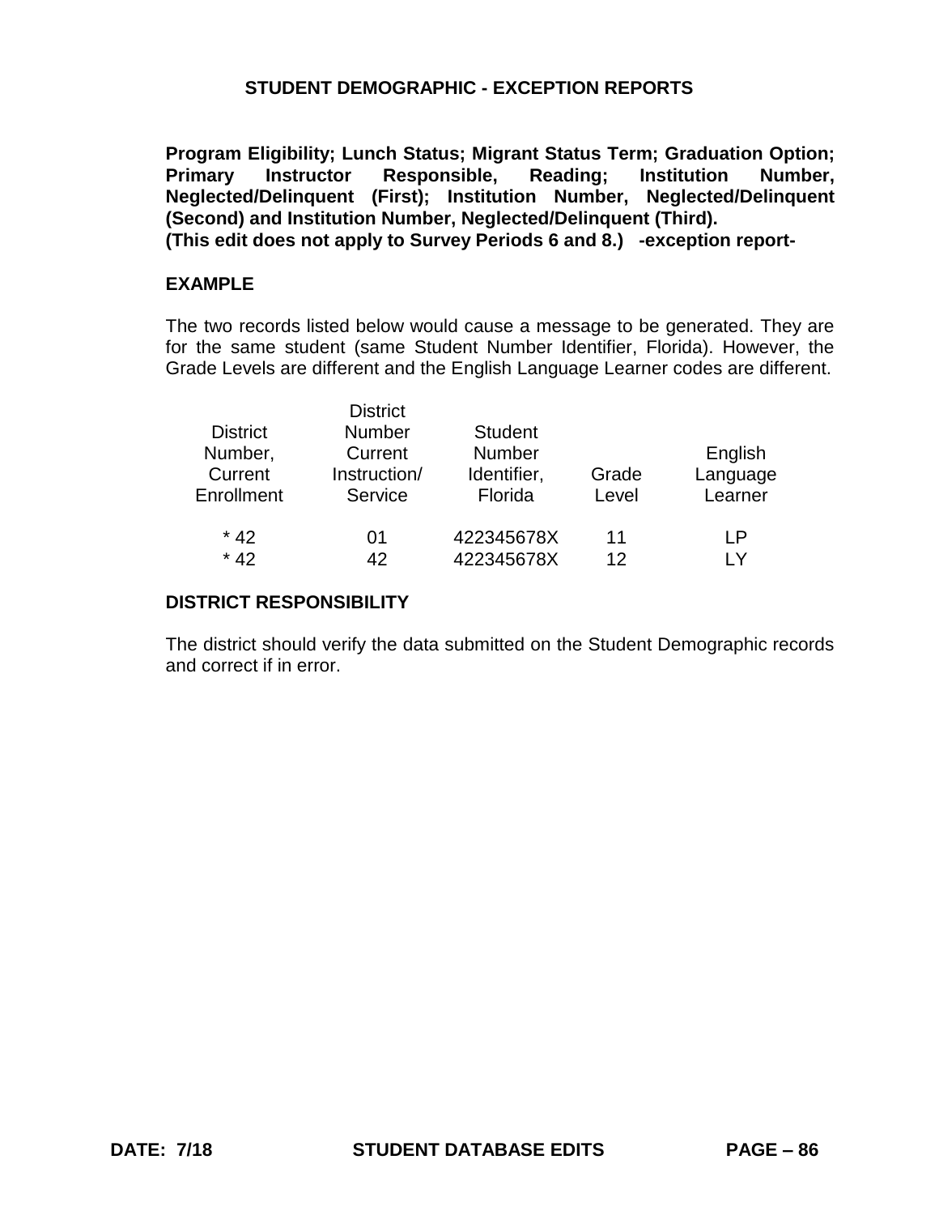# STUDENT DEMOGRAPHIC - EXCEPTION REPORTS

**Program Eligibility; Lunch Status; Migrant Status Term; Graduation Option; Primary Instructor Responsible, Reading; Institution Number, Neglected/Delinquent (First); Institution Number, Neglected/Delinquent (Second) and Institution Number, Neglected/Delinquent (Third). (This edit does not apply to Survey Periods 6 and 8.) -exception report-**

## EXAMPLE

The two records listed below would cause a message to be generated. They are for the same student (same Student Number Identifier, Florida). However, the Grade Levels are different and the English Language Learner codes are different.

| District Number, Current Enrollment | District Number Current Instruction/ Service | Student Number Identifier, Florida | Grade Level | English Language Learner |
|---|---|---|---|---|
| * 42 | 01 | 422345678X | 11 | LP |
| * 42 | 42 | 422345678X | 12 | LY |

## DISTRICT RESPONSIBILITY

The district should verify the data submitted on the Student Demographic records and correct if in error.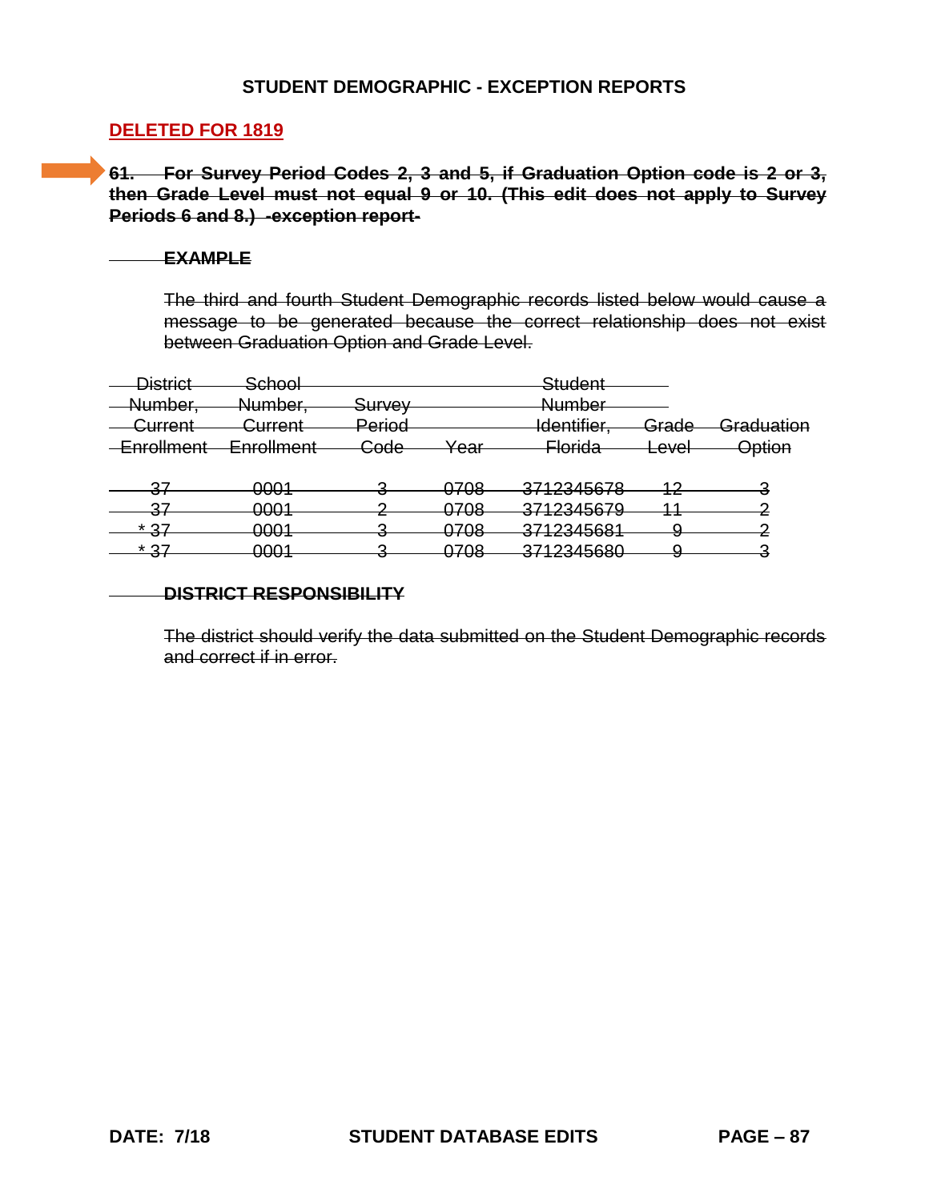**STUDENT DEMOGRAPHIC - EXCEPTION REPORTS**

**DELETED FOR 1819**

~~**61. For Survey Period Codes 2, 3 and 5, if Graduation Option code is 2 or 3, then Grade Level must not equal 9 or 10. (This edit does not apply to Survey Periods 6 and 8.) -exception report-**~~

~~**EXAMPLE**~~

~~The third and fourth Student Demographic records listed below would cause a message to be generated because the correct relationship does not exist between Graduation Option and Grade Level.~~

| ~~District Number, Current Enrollment~~ | ~~School Number, Current Enrollment~~ | ~~Survey Period Code~~ | ~~Year~~ | ~~Student Number Identifier, Florida~~ | ~~Grade Level~~ | ~~Graduation Option~~ |
|---|---|---|---|---|---|---|
| ~~37~~ | ~~0001~~ | ~~3~~ | ~~0708~~ | ~~3712345678~~ | ~~12~~ | ~~3~~ |
| ~~37~~ | ~~0001~~ | ~~2~~ | ~~0708~~ | ~~3712345679~~ | ~~11~~ | ~~2~~ |
| ~~* 37~~ | ~~0001~~ | ~~3~~ | ~~0708~~ | ~~3712345681~~ | ~~9~~ | ~~2~~ |
| ~~* 37~~ | ~~0001~~ | ~~3~~ | ~~0708~~ | ~~3712345680~~ | ~~9~~ | ~~3~~ |

~~**DISTRICT RESPONSIBILITY**~~

~~The district should verify the data submitted on the Student Demographic records and correct if in error.~~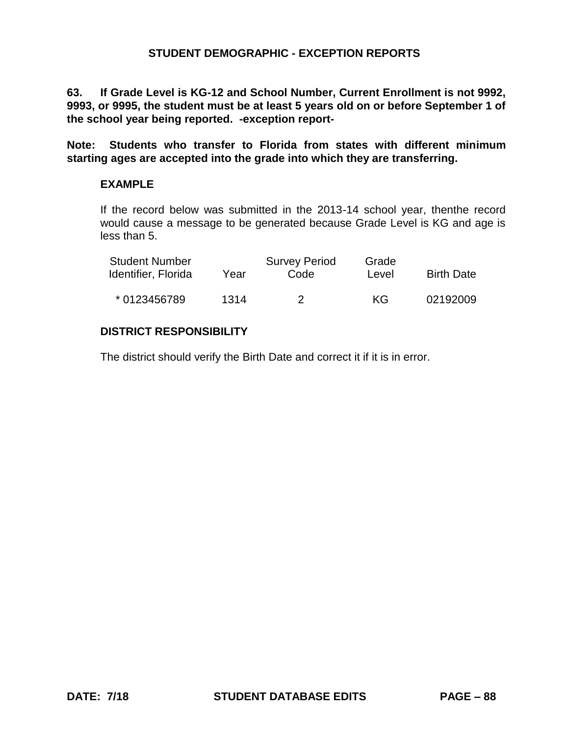## STUDENT DEMOGRAPHIC - EXCEPTION REPORTS

**63. If Grade Level is KG-12 and School Number, Current Enrollment is not 9992, 9993, or 9995, the student must be at least 5 years old on or before September 1 of the school year being reported. -exception report-**

**Note: Students who transfer to Florida from states with different minimum starting ages are accepted into the grade into which they are transferring.**

### EXAMPLE

If the record below was submitted in the 2013-14 school year, thenthe record would cause a message to be generated because Grade Level is KG and age is less than 5.

| Student Number Identifier, Florida | Year | Survey Period Code | Grade Level | Birth Date |
|---|---|---|---|---|
| * 0123456789 | 1314 | 2 | KG | 02192009 |

### DISTRICT RESPONSIBILITY

The district should verify the Birth Date and correct it if it is in error.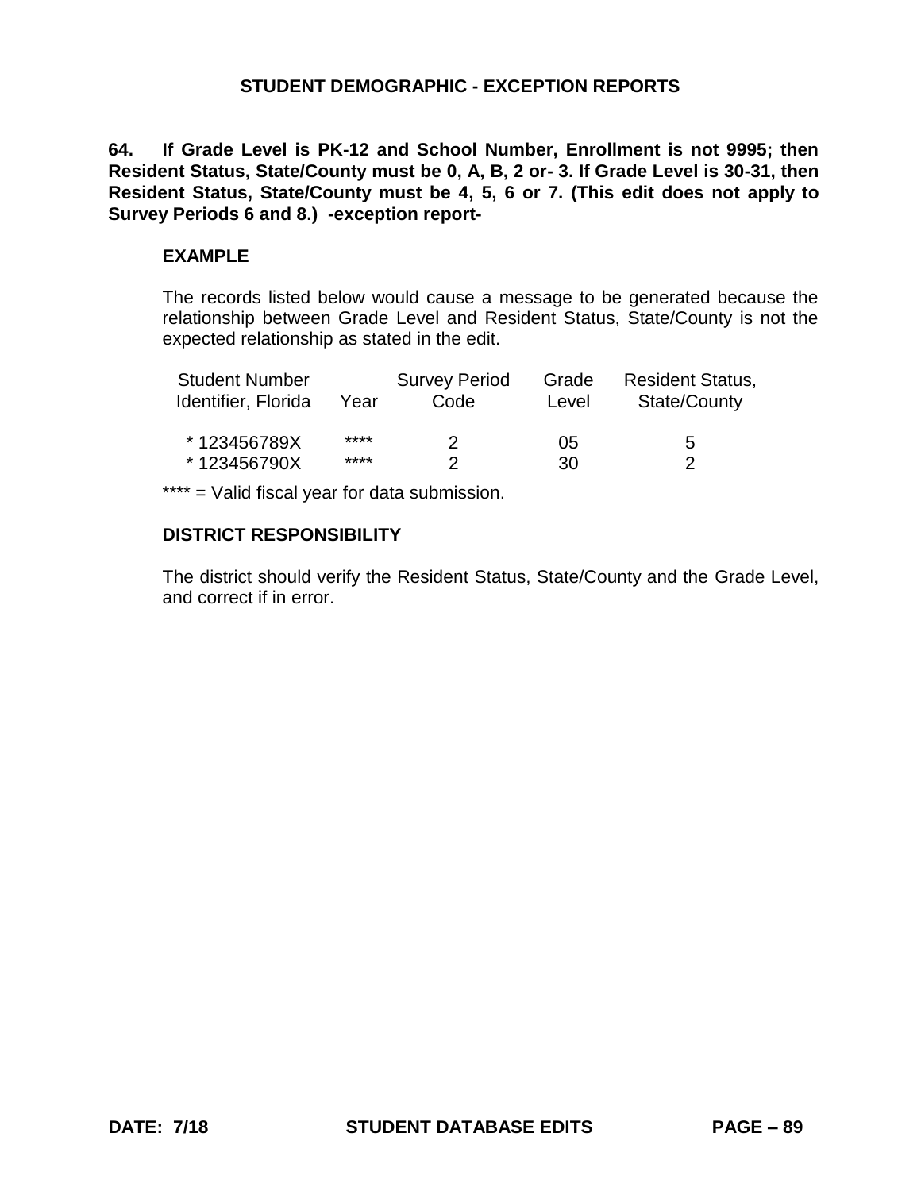## STUDENT DEMOGRAPHIC - EXCEPTION REPORTS

**64. If Grade Level is PK-12 and School Number, Enrollment is not 9995; then Resident Status, State/County must be 0, A, B, 2 or- 3. If Grade Level is 30-31, then Resident Status, State/County must be 4, 5, 6 or 7. (This edit does not apply to Survey Periods 6 and 8.) -exception report-**

**EXAMPLE**

The records listed below would cause a message to be generated because the relationship between Grade Level and Resident Status, State/County is not the expected relationship as stated in the edit.

| Student Number Identifier, Florida | Year | Survey Period Code | Grade Level | Resident Status, State/County |
|---|---|---|---|---|
| * 123456789X | **** | 2 | 05 | 5 |
| * 123456790X | **** | 2 | 30 | 2 |

**** = Valid fiscal year for data submission.

**DISTRICT RESPONSIBILITY**

The district should verify the Resident Status, State/County and the Grade Level, and correct if in error.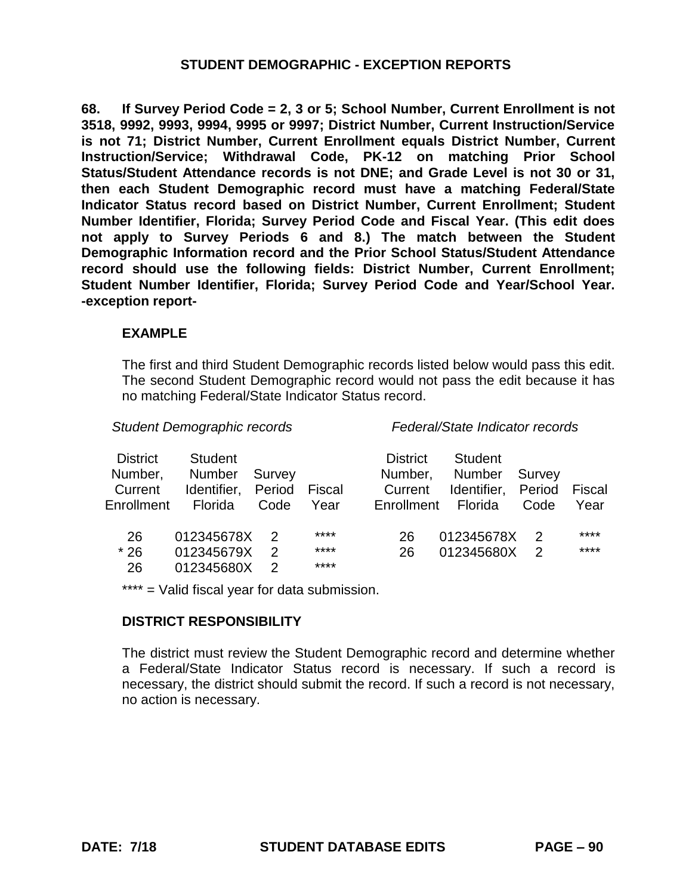## STUDENT DEMOGRAPHIC - EXCEPTION REPORTS

**68. If Survey Period Code = 2, 3 or 5; School Number, Current Enrollment is not 3518, 9992, 9993, 9994, 9995 or 9997; District Number, Current Instruction/Service is not 71; District Number, Current Enrollment equals District Number, Current Instruction/Service; Withdrawal Code, PK-12 on matching Prior School Status/Student Attendance records is not DNE; and Grade Level is not 30 or 31, then each Student Demographic record must have a matching Federal/State Indicator Status record based on District Number, Current Enrollment; Student Number Identifier, Florida; Survey Period Code and Fiscal Year. (This edit does not apply to Survey Periods 6 and 8.) The match between the Student Demographic Information record and the Prior School Status/Student Attendance record should use the following fields: District Number, Current Enrollment; Student Number Identifier, Florida; Survey Period Code and Year/School Year. -exception report-**

**EXAMPLE**

The first and third Student Demographic records listed below would pass this edit. The second Student Demographic record would not pass the edit because it has no matching Federal/State Indicator Status record.

| *Student Demographic records* | | | | *Federal/State Indicator records* | | | |
|---|---|---|---|---|---|---|---|
| District Number, Current Enrollment | Student Number Identifier, Florida | Survey Period Code | Fiscal Year | District Number, Current Enrollment | Student Number Identifier, Florida | Survey Period Code | Fiscal Year |
| 26 | 012345678X | 2 | **** | 26 | 012345678X | 2 | **** |
| * 26 | 012345679X | 2 | **** | 26 | 012345680X | 2 | **** |
| 26 | 012345680X | 2 | **** | | | | |

**** = Valid fiscal year for data submission.

**DISTRICT RESPONSIBILITY**

The district must review the Student Demographic record and determine whether a Federal/State Indicator Status record is necessary. If such a record is necessary, the district should submit the record. If such a record is not necessary, no action is necessary.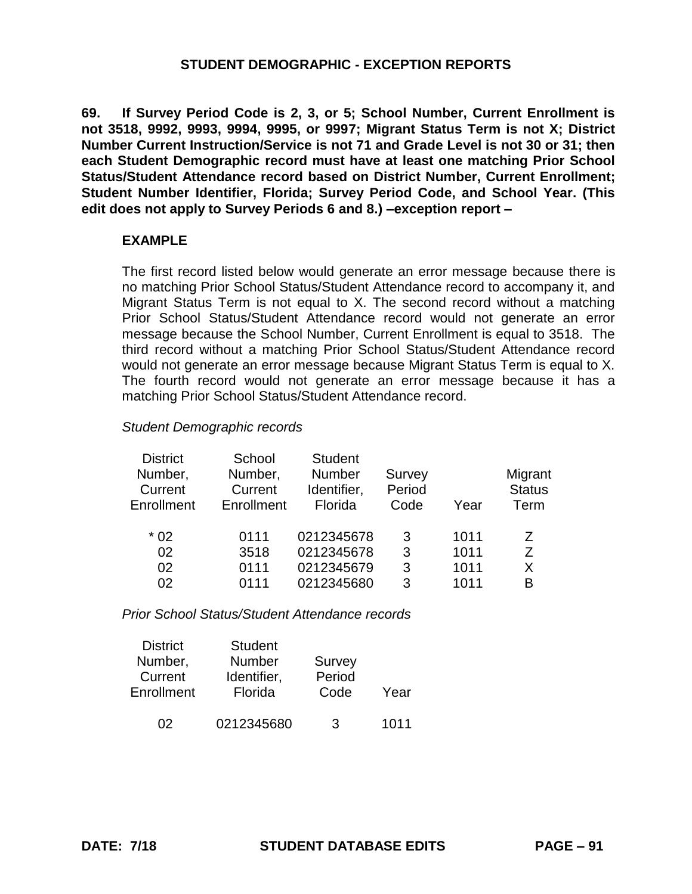## STUDENT DEMOGRAPHIC - EXCEPTION REPORTS

**69. If Survey Period Code is 2, 3, or 5; School Number, Current Enrollment is not 3518, 9992, 9993, 9994, 9995, or 9997; Migrant Status Term is not X; District Number Current Instruction/Service is not 71 and Grade Level is not 30 or 31; then each Student Demographic record must have at least one matching Prior School Status/Student Attendance record based on District Number, Current Enrollment; Student Number Identifier, Florida; Survey Period Code, and School Year. (This edit does not apply to Survey Periods 6 and 8.) –exception report –**

**EXAMPLE**

The first record listed below would generate an error message because there is no matching Prior School Status/Student Attendance record to accompany it, and Migrant Status Term is not equal to X. The second record without a matching Prior School Status/Student Attendance record would not generate an error message because the School Number, Current Enrollment is equal to 3518. The third record without a matching Prior School Status/Student Attendance record would not generate an error message because Migrant Status Term is equal to X. The fourth record would not generate an error message because it has a matching Prior School Status/Student Attendance record.

*Student Demographic records*

| District Number, Current Enrollment | School Number, Current Enrollment | Student Number Identifier, Florida | Survey Period Code | Year | Migrant Status Term |
|---|---|---|---|---|---|
| * 02 | 0111 | 0212345678 | 3 | 1011 | Z |
| 02 | 3518 | 0212345678 | 3 | 1011 | Z |
| 02 | 0111 | 0212345679 | 3 | 1011 | X |
| 02 | 0111 | 0212345680 | 3 | 1011 | B |

*Prior School Status/Student Attendance records*

| District Number, Current Enrollment | Student Number Identifier, Florida | Survey Period Code | Year |
|---|---|---|---|
| 02 | 0212345680 | 3 | 1011 |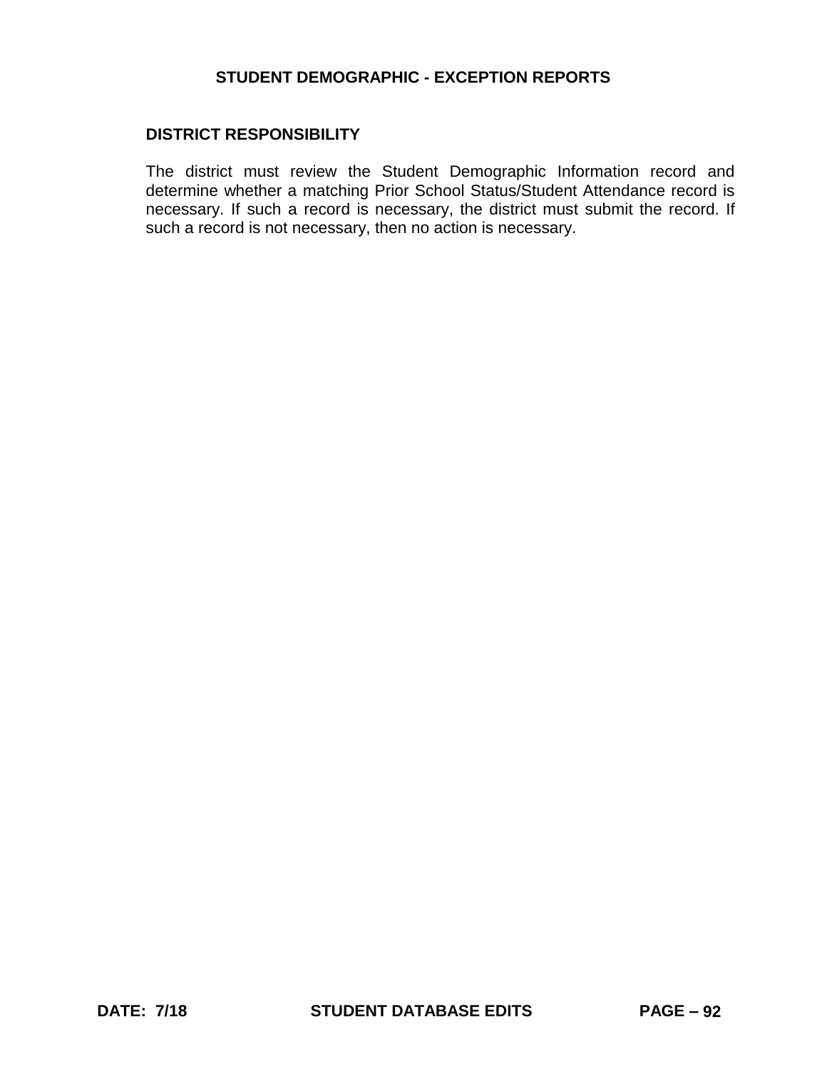## DISTRICT RESPONSIBILITY

The district must review the Student Demographic Information record and determine whether a matching Prior School Status/Student Attendance record is necessary. If such a record is necessary, the district must submit the record. If such a record is not necessary, then no action is necessary.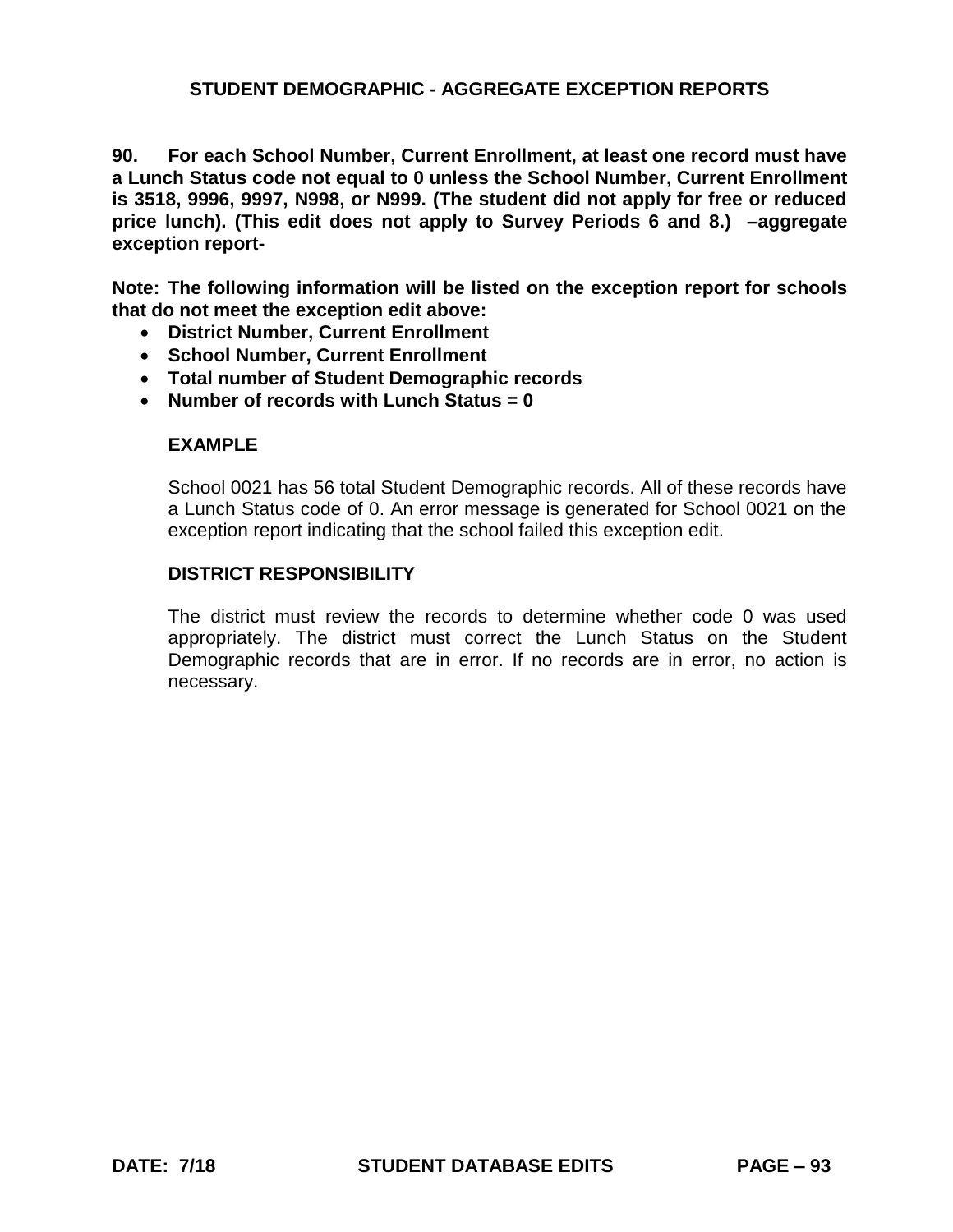## STUDENT DEMOGRAPHIC - AGGREGATE EXCEPTION REPORTS

**90. For each School Number, Current Enrollment, at least one record must have a Lunch Status code not equal to 0 unless the School Number, Current Enrollment is 3518, 9996, 9997, N998, or N999. (The student did not apply for free or reduced price lunch). (This edit does not apply to Survey Periods 6 and 8.) –aggregate exception report-**

**Note: The following information will be listed on the exception report for schools that do not meet the exception edit above:**

- **District Number, Current Enrollment**
- **School Number, Current Enrollment**
- **Total number of Student Demographic records**
- **Number of records with Lunch Status = 0**

**EXAMPLE**

School 0021 has 56 total Student Demographic records. All of these records have a Lunch Status code of 0. An error message is generated for School 0021 on the exception report indicating that the school failed this exception edit.

**DISTRICT RESPONSIBILITY**

The district must review the records to determine whether code 0 was used appropriately. The district must correct the Lunch Status on the Student Demographic records that are in error. If no records are in error, no action is necessary.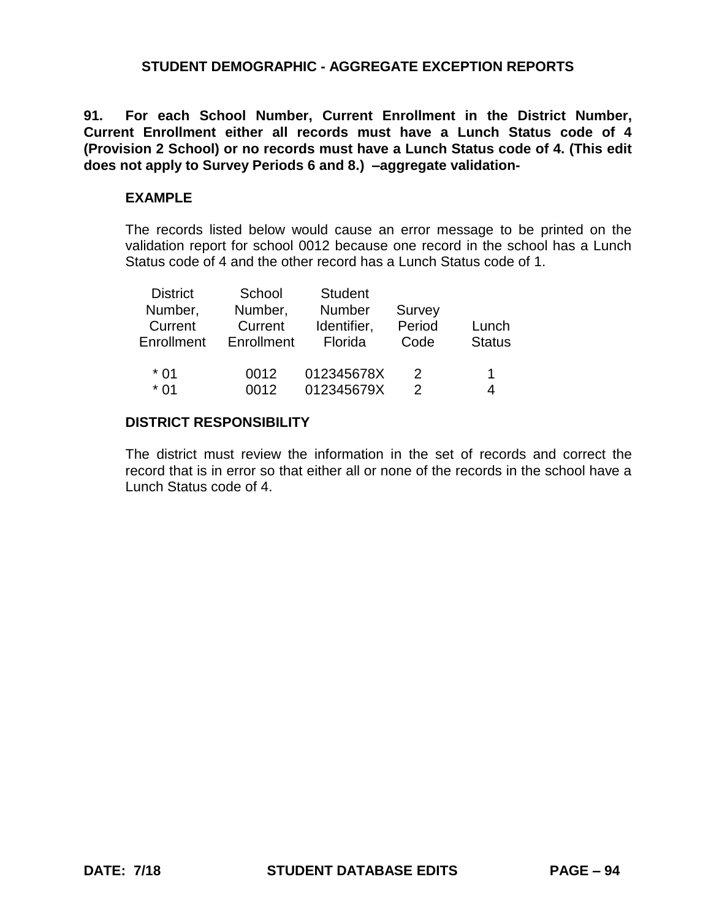## STUDENT DEMOGRAPHIC - AGGREGATE EXCEPTION REPORTS

**91. For each School Number, Current Enrollment in the District Number, Current Enrollment either all records must have a Lunch Status code of 4 (Provision 2 School) or no records must have a Lunch Status code of 4. (This edit does not apply to Survey Periods 6 and 8.) –aggregate validation-**

### EXAMPLE

The records listed below would cause an error message to be printed on the validation report for school 0012 because one record in the school has a Lunch Status code of 4 and the other record has a Lunch Status code of 1.

| District Number, Current Enrollment | School Number, Current Enrollment | Student Number Identifier, Florida | Survey Period Code | Lunch Status |
|---|---|---|---|---|
| * 01 | 0012 | 012345678X | 2 | 1 |
| * 01 | 0012 | 012345679X | 2 | 4 |

### DISTRICT RESPONSIBILITY

The district must review the information in the set of records and correct the record that is in error so that either all or none of the records in the school have a Lunch Status code of 4.